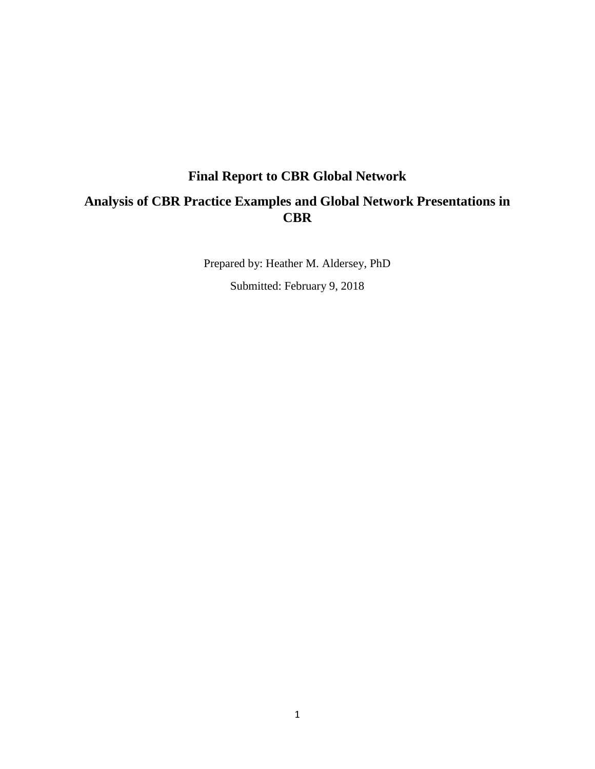# Final Report to CBR Global Network

## Analysis of CBR Practice Examples and Global Network Presentations in CBR

Prepared by: Heather M. Aldersey, PhD

Submitted: February 9, 2018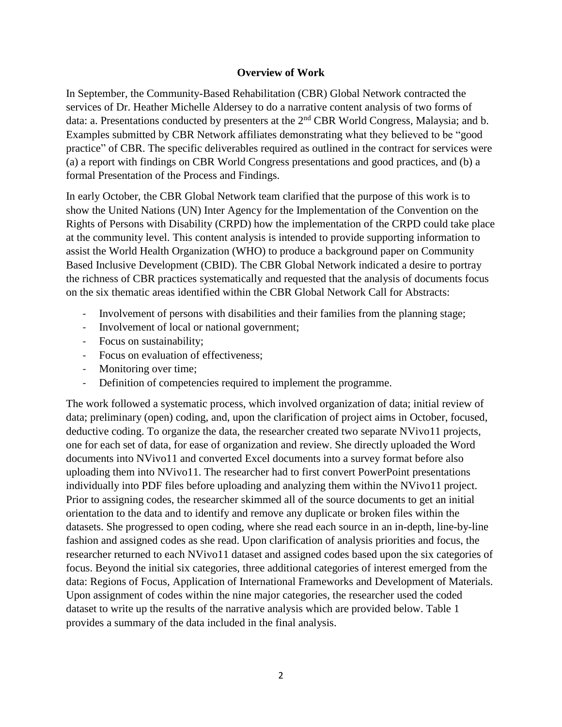## Overview of Work

In September, the Community-Based Rehabilitation (CBR) Global Network contracted the services of Dr. Heather Michelle Aldersey to do a narrative content analysis of two forms of data: a. Presentations conducted by presenters at the 2nd CBR World Congress, Malaysia; and b. Examples submitted by CBR Network affiliates demonstrating what they believed to be "good practice" of CBR. The specific deliverables required as outlined in the contract for services were (a) a report with findings on CBR World Congress presentations and good practices, and (b) a formal Presentation of the Process and Findings.

In early October, the CBR Global Network team clarified that the purpose of this work is to show the United Nations (UN) Inter Agency for the Implementation of the Convention on the Rights of Persons with Disability (CRPD) how the implementation of the CRPD could take place at the community level. This content analysis is intended to provide supporting information to assist the World Health Organization (WHO) to produce a background paper on Community Based Inclusive Development (CBID). The CBR Global Network indicated a desire to portray the richness of CBR practices systematically and requested that the analysis of documents focus on the six thematic areas identified within the CBR Global Network Call for Abstracts:

- Involvement of persons with disabilities and their families from the planning stage;
- Involvement of local or national government;
- Focus on sustainability;
- Focus on evaluation of effectiveness;
- Monitoring over time;
- Definition of competencies required to implement the programme.

The work followed a systematic process, which involved organization of data; initial review of data; preliminary (open) coding, and, upon the clarification of project aims in October, focused, deductive coding. To organize the data, the researcher created two separate NVivo11 projects, one for each set of data, for ease of organization and review. She directly uploaded the Word documents into NVivo11 and converted Excel documents into a survey format before also uploading them into NVivo11. The researcher had to first convert PowerPoint presentations individually into PDF files before uploading and analyzing them within the NVivo11 project. Prior to assigning codes, the researcher skimmed all of the source documents to get an initial orientation to the data and to identify and remove any duplicate or broken files within the datasets. She progressed to open coding, where she read each source in an in-depth, line-by-line fashion and assigned codes as she read. Upon clarification of analysis priorities and focus, the researcher returned to each NVivo11 dataset and assigned codes based upon the six categories of focus. Beyond the initial six categories, three additional categories of interest emerged from the data: Regions of Focus, Application of International Frameworks and Development of Materials. Upon assignment of codes within the nine major categories, the researcher used the coded dataset to write up the results of the narrative analysis which are provided below. Table 1 provides a summary of the data included in the final analysis.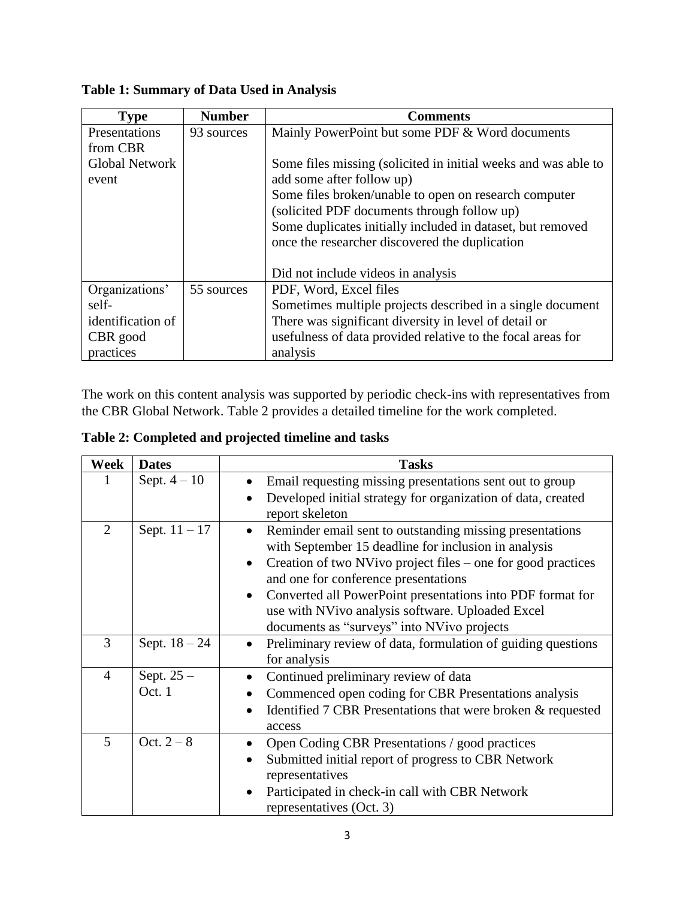**Table 1: Summary of Data Used in Analysis**

| Type | Number | Comments |
|---|---|---|
| Presentations from CBR Global Network event | 93 sources | Mainly PowerPoint but some PDF & Word documents<br><br>Some files missing (solicited in initial weeks and was able to add some after follow up)<br>Some files broken/unable to open on research computer (solicited PDF documents through follow up)<br>Some duplicates initially included in dataset, but removed once the researcher discovered the duplication<br><br>Did not include videos in analysis |
| Organizations' self-identification of CBR good practices | 55 sources | PDF, Word, Excel files<br>Sometimes multiple projects described in a single document<br>There was significant diversity in level of detail or usefulness of data provided relative to the focal areas for analysis |

The work on this content analysis was supported by periodic check-ins with representatives from the CBR Global Network. Table 2 provides a detailed timeline for the work completed.

**Table 2: Completed and projected timeline and tasks**

| Week | Dates | Tasks |
|---|---|---|
| 1 | Sept. 4 – 10 | • Email requesting missing presentations sent out to group<br>• Developed initial strategy for organization of data, created report skeleton |
| 2 | Sept. 11 – 17 | • Reminder email sent to outstanding missing presentations with September 15 deadline for inclusion in analysis<br>• Creation of two NVivo project files – one for good practices and one for conference presentations<br>• Converted all PowerPoint presentations into PDF format for use with NVivo analysis software. Uploaded Excel documents as "surveys" into NVivo projects |
| 3 | Sept. 18 – 24 | • Preliminary review of data, formulation of guiding questions for analysis |
| 4 | Sept. 25 – Oct. 1 | • Continued preliminary review of data<br>• Commenced open coding for CBR Presentations analysis<br>• Identified 7 CBR Presentations that were broken & requested access |
| 5 | Oct. 2 – 8 | • Open Coding CBR Presentations / good practices<br>• Submitted initial report of progress to CBR Network representatives<br>• Participated in check-in call with CBR Network representatives (Oct. 3) |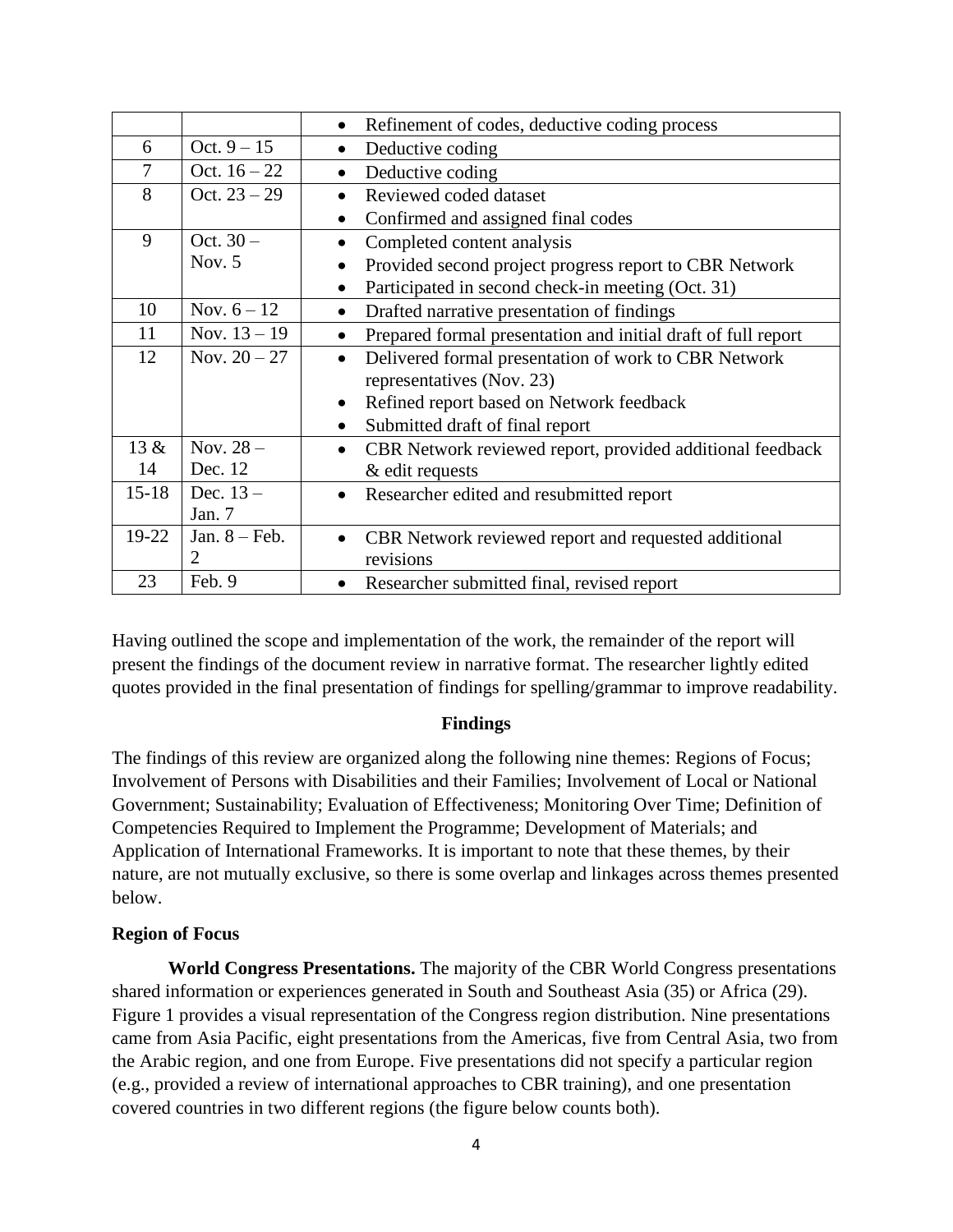| | | |
|---|---|---|
| | | • Refinement of codes, deductive coding process |
| 6 | Oct. 9 – 15 | • Deductive coding |
| 7 | Oct. 16 – 22 | • Deductive coding |
| 8 | Oct. 23 – 29 | • Reviewed coded dataset<br>• Confirmed and assigned final codes |
| 9 | Oct. 30 – Nov. 5 | • Completed content analysis<br>• Provided second project progress report to CBR Network<br>• Participated in second check-in meeting (Oct. 31) |
| 10 | Nov. 6 – 12 | • Drafted narrative presentation of findings |
| 11 | Nov. 13 – 19 | • Prepared formal presentation and initial draft of full report |
| 12 | Nov. 20 – 27 | • Delivered formal presentation of work to CBR Network representatives (Nov. 23)<br>• Refined report based on Network feedback<br>• Submitted draft of final report |
| 13 & 14 | Nov. 28 – Dec. 12 | • CBR Network reviewed report, provided additional feedback & edit requests |
| 15-18 | Dec. 13 – Jan. 7 | • Researcher edited and resubmitted report |
| 19-22 | Jan. 8 – Feb. 2 | • CBR Network reviewed report and requested additional revisions |
| 23 | Feb. 9 | • Researcher submitted final, revised report |

Having outlined the scope and implementation of the work, the remainder of the report will present the findings of the document review in narrative format. The researcher lightly edited quotes provided in the final presentation of findings for spelling/grammar to improve readability.

## Findings

The findings of this review are organized along the following nine themes: Regions of Focus; Involvement of Persons with Disabilities and their Families; Involvement of Local or National Government; Sustainability; Evaluation of Effectiveness; Monitoring Over Time; Definition of Competencies Required to Implement the Programme; Development of Materials; and Application of International Frameworks. It is important to note that these themes, by their nature, are not mutually exclusive, so there is some overlap and linkages across themes presented below.

### Region of Focus

**World Congress Presentations.** The majority of the CBR World Congress presentations shared information or experiences generated in South and Southeast Asia (35) or Africa (29). Figure 1 provides a visual representation of the Congress region distribution. Nine presentations came from Asia Pacific, eight presentations from the Americas, five from Central Asia, two from the Arabic region, and one from Europe. Five presentations did not specify a particular region (e.g., provided a review of international approaches to CBR training), and one presentation covered countries in two different regions (the figure below counts both).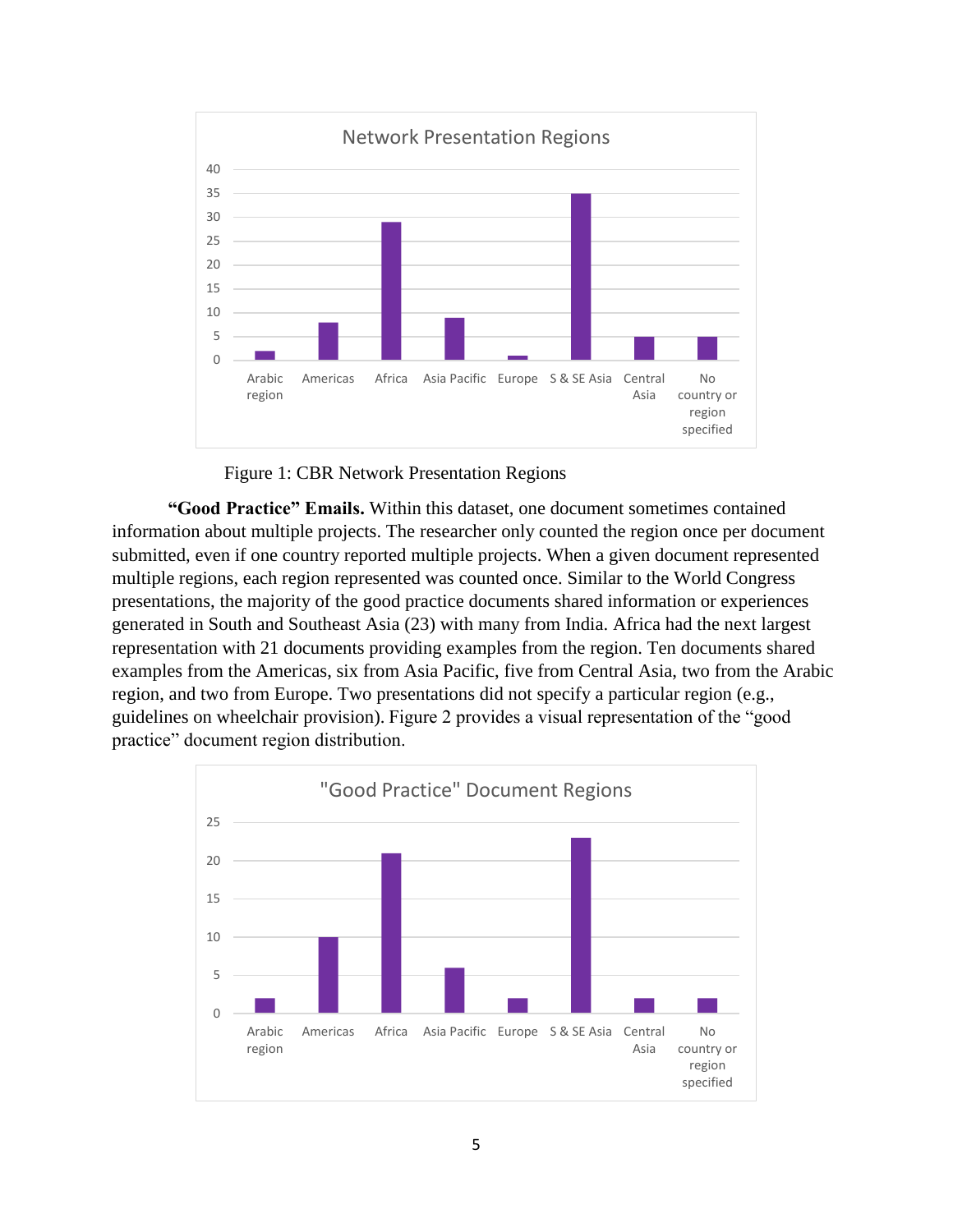Network Presentation Regions

40
35
30
25
20
15
10
5
0

Arabic region
Americas
Africa
Asia Pacific
Europe
S & SE Asia
Central Asia
No country or region specified

Figure 1: CBR Network Presentation Regions

**"Good Practice" Emails.** Within this dataset, one document sometimes contained information about multiple projects. The researcher only counted the region once per document submitted, even if one country reported multiple projects. When a given document represented multiple regions, each region represented was counted once. Similar to the World Congress presentations, the majority of the good practice documents shared information or experiences generated in South and Southeast Asia (23) with many from India. Africa had the next largest representation with 21 documents providing examples from the region. Ten documents shared examples from the Americas, six from Asia Pacific, five from Central Asia, two from the Arabic region, and two from Europe. Two presentations did not specify a particular region (e.g., guidelines on wheelchair provision). Figure 2 provides a visual representation of the "good practice" document region distribution.

"Good Practice" Document Regions

25
20
15
10
5
0

Arabic region
Americas
Africa
Asia Pacific
Europe
S & SE Asia
Central Asia
No country or region specified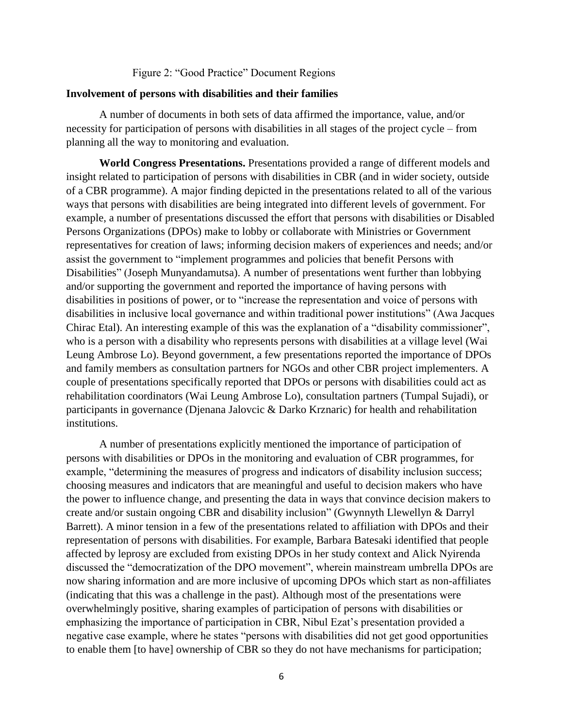Figure 2: "Good Practice" Document Regions

### Involvement of persons with disabilities and their families

A number of documents in both sets of data affirmed the importance, value, and/or necessity for participation of persons with disabilities in all stages of the project cycle – from planning all the way to monitoring and evaluation.

**World Congress Presentations.** Presentations provided a range of different models and insight related to participation of persons with disabilities in CBR (and in wider society, outside of a CBR programme). A major finding depicted in the presentations related to all of the various ways that persons with disabilities are being integrated into different levels of government. For example, a number of presentations discussed the effort that persons with disabilities or Disabled Persons Organizations (DPOs) make to lobby or collaborate with Ministries or Government representatives for creation of laws; informing decision makers of experiences and needs; and/or assist the government to "implement programmes and policies that benefit Persons with Disabilities" (Joseph Munyandamutsa). A number of presentations went further than lobbying and/or supporting the government and reported the importance of having persons with disabilities in positions of power, or to "increase the representation and voice of persons with disabilities in inclusive local governance and within traditional power institutions" (Awa Jacques Chirac Etal). An interesting example of this was the explanation of a "disability commissioner", who is a person with a disability who represents persons with disabilities at a village level (Wai Leung Ambrose Lo). Beyond government, a few presentations reported the importance of DPOs and family members as consultation partners for NGOs and other CBR project implementers. A couple of presentations specifically reported that DPOs or persons with disabilities could act as rehabilitation coordinators (Wai Leung Ambrose Lo), consultation partners (Tumpal Sujadi), or participants in governance (Djenana Jalovcic & Darko Krznaric) for health and rehabilitation institutions.

A number of presentations explicitly mentioned the importance of participation of persons with disabilities or DPOs in the monitoring and evaluation of CBR programmes, for example, "determining the measures of progress and indicators of disability inclusion success; choosing measures and indicators that are meaningful and useful to decision makers who have the power to influence change, and presenting the data in ways that convince decision makers to create and/or sustain ongoing CBR and disability inclusion" (Gwynnyth Llewellyn & Darryl Barrett). A minor tension in a few of the presentations related to affiliation with DPOs and their representation of persons with disabilities. For example, Barbara Batesaki identified that people affected by leprosy are excluded from existing DPOs in her study context and Alick Nyirenda discussed the "democratization of the DPO movement", wherein mainstream umbrella DPOs are now sharing information and are more inclusive of upcoming DPOs which start as non-affiliates (indicating that this was a challenge in the past). Although most of the presentations were overwhelmingly positive, sharing examples of participation of persons with disabilities or emphasizing the importance of participation in CBR, Nibul Ezat's presentation provided a negative case example, where he states "persons with disabilities did not get good opportunities to enable them [to have] ownership of CBR so they do not have mechanisms for participation;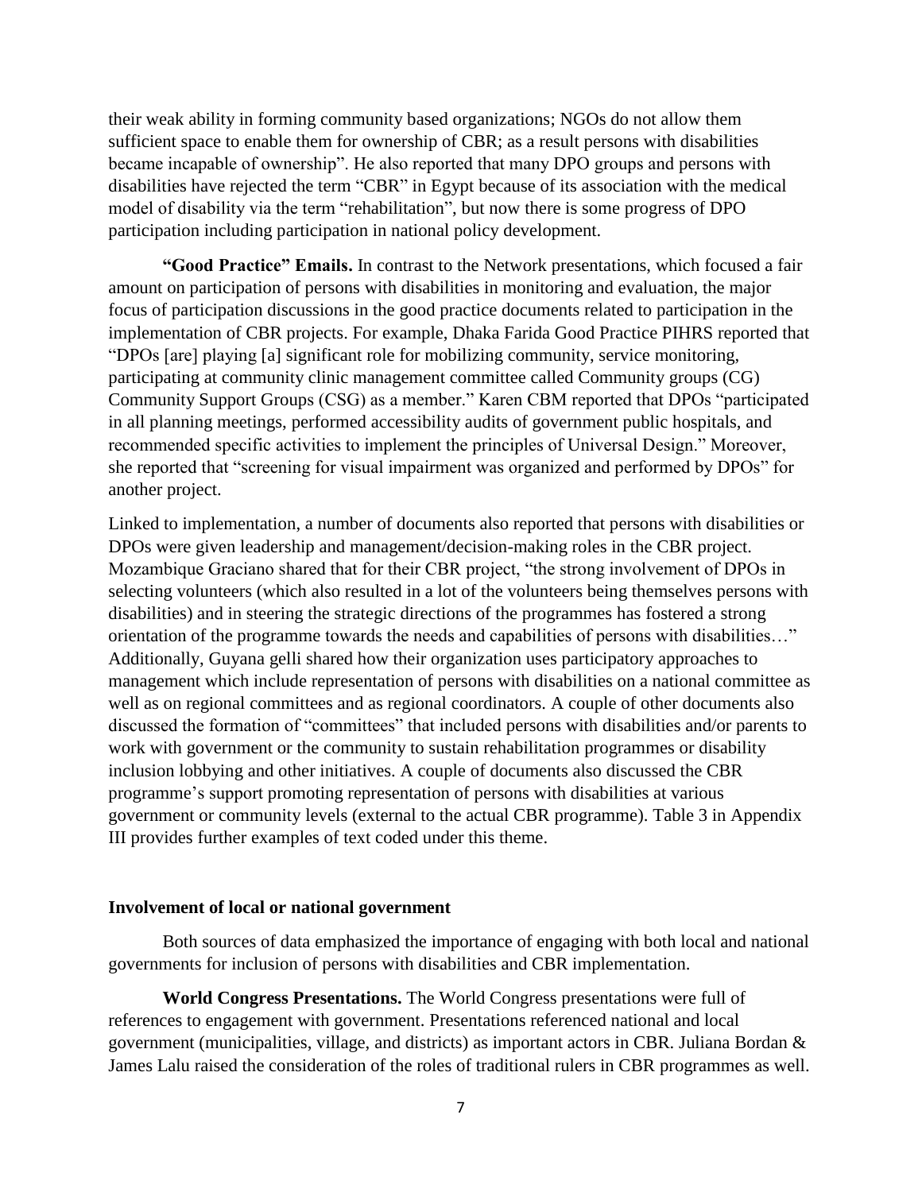their weak ability in forming community based organizations; NGOs do not allow them sufficient space to enable them for ownership of CBR; as a result persons with disabilities became incapable of ownership". He also reported that many DPO groups and persons with disabilities have rejected the term "CBR" in Egypt because of its association with the medical model of disability via the term "rehabilitation", but now there is some progress of DPO participation including participation in national policy development.

**"Good Practice" Emails.** In contrast to the Network presentations, which focused a fair amount on participation of persons with disabilities in monitoring and evaluation, the major focus of participation discussions in the good practice documents related to participation in the implementation of CBR projects. For example, Dhaka Farida Good Practice PIHRS reported that "DPOs [are] playing [a] significant role for mobilizing community, service monitoring, participating at community clinic management committee called Community groups (CG) Community Support Groups (CSG) as a member." Karen CBM reported that DPOs "participated in all planning meetings, performed accessibility audits of government public hospitals, and recommended specific activities to implement the principles of Universal Design." Moreover, she reported that "screening for visual impairment was organized and performed by DPOs" for another project.

Linked to implementation, a number of documents also reported that persons with disabilities or DPOs were given leadership and management/decision-making roles in the CBR project. Mozambique Graciano shared that for their CBR project, "the strong involvement of DPOs in selecting volunteers (which also resulted in a lot of the volunteers being themselves persons with disabilities) and in steering the strategic directions of the programmes has fostered a strong orientation of the programme towards the needs and capabilities of persons with disabilities…" Additionally, Guyana gelli shared how their organization uses participatory approaches to management which include representation of persons with disabilities on a national committee as well as on regional committees and as regional coordinators. A couple of other documents also discussed the formation of "committees" that included persons with disabilities and/or parents to work with government or the community to sustain rehabilitation programmes or disability inclusion lobbying and other initiatives. A couple of documents also discussed the CBR programme's support promoting representation of persons with disabilities at various government or community levels (external to the actual CBR programme). Table 3 in Appendix III provides further examples of text coded under this theme.

### Involvement of local or national government

Both sources of data emphasized the importance of engaging with both local and national governments for inclusion of persons with disabilities and CBR implementation.

**World Congress Presentations.** The World Congress presentations were full of references to engagement with government. Presentations referenced national and local government (municipalities, village, and districts) as important actors in CBR. Juliana Bordan & James Lalu raised the consideration of the roles of traditional rulers in CBR programmes as well.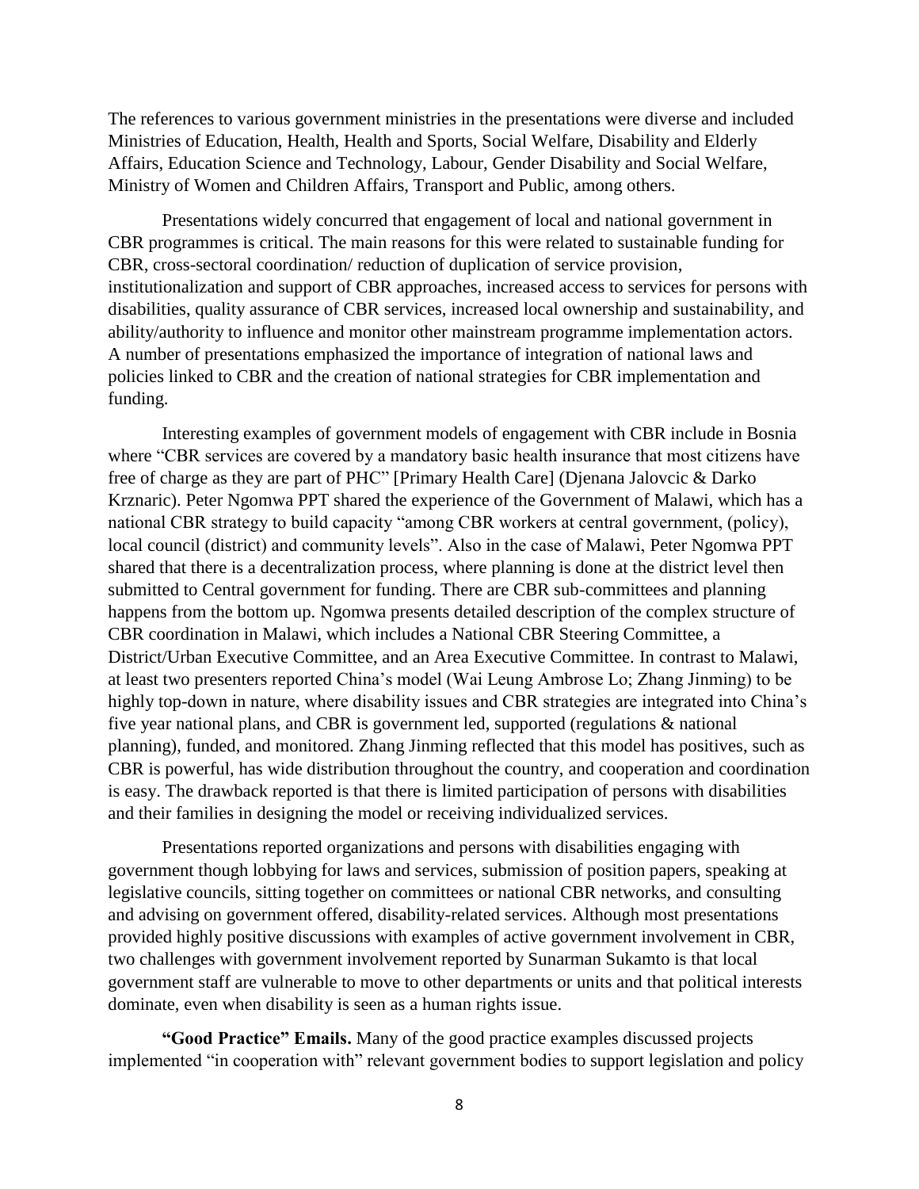The references to various government ministries in the presentations were diverse and included Ministries of Education, Health, Health and Sports, Social Welfare, Disability and Elderly Affairs, Education Science and Technology, Labour, Gender Disability and Social Welfare, Ministry of Women and Children Affairs, Transport and Public, among others.

Presentations widely concurred that engagement of local and national government in CBR programmes is critical. The main reasons for this were related to sustainable funding for CBR, cross-sectoral coordination/ reduction of duplication of service provision, institutionalization and support of CBR approaches, increased access to services for persons with disabilities, quality assurance of CBR services, increased local ownership and sustainability, and ability/authority to influence and monitor other mainstream programme implementation actors. A number of presentations emphasized the importance of integration of national laws and policies linked to CBR and the creation of national strategies for CBR implementation and funding.

Interesting examples of government models of engagement with CBR include in Bosnia where "CBR services are covered by a mandatory basic health insurance that most citizens have free of charge as they are part of PHC" [Primary Health Care] (Djenana Jalovcic & Darko Krznaric). Peter Ngomwa PPT shared the experience of the Government of Malawi, which has a national CBR strategy to build capacity "among CBR workers at central government, (policy), local council (district) and community levels". Also in the case of Malawi, Peter Ngomwa PPT shared that there is a decentralization process, where planning is done at the district level then submitted to Central government for funding. There are CBR sub-committees and planning happens from the bottom up. Ngomwa presents detailed description of the complex structure of CBR coordination in Malawi, which includes a National CBR Steering Committee, a District/Urban Executive Committee, and an Area Executive Committee. In contrast to Malawi, at least two presenters reported China's model (Wai Leung Ambrose Lo; Zhang Jinming) to be highly top-down in nature, where disability issues and CBR strategies are integrated into China's five year national plans, and CBR is government led, supported (regulations & national planning), funded, and monitored. Zhang Jinming reflected that this model has positives, such as CBR is powerful, has wide distribution throughout the country, and cooperation and coordination is easy. The drawback reported is that there is limited participation of persons with disabilities and their families in designing the model or receiving individualized services.

Presentations reported organizations and persons with disabilities engaging with government though lobbying for laws and services, submission of position papers, speaking at legislative councils, sitting together on committees or national CBR networks, and consulting and advising on government offered, disability-related services. Although most presentations provided highly positive discussions with examples of active government involvement in CBR, two challenges with government involvement reported by Sunarman Sukamto is that local government staff are vulnerable to move to other departments or units and that political interests dominate, even when disability is seen as a human rights issue.

**"Good Practice" Emails.** Many of the good practice examples discussed projects implemented "in cooperation with" relevant government bodies to support legislation and policy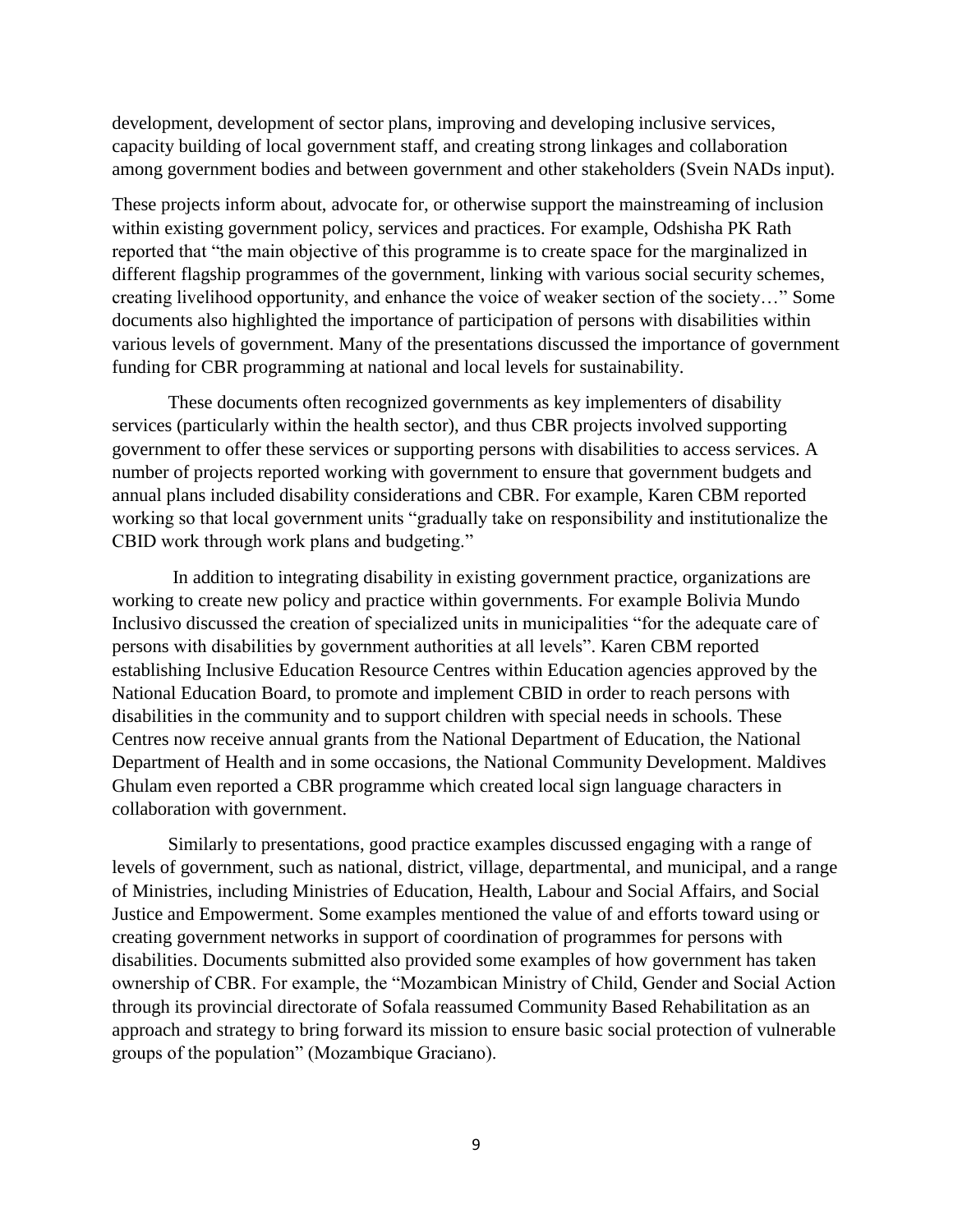development, development of sector plans, improving and developing inclusive services, capacity building of local government staff, and creating strong linkages and collaboration among government bodies and between government and other stakeholders (Svein NADs input).

These projects inform about, advocate for, or otherwise support the mainstreaming of inclusion within existing government policy, services and practices. For example, Odshisha PK Rath reported that "the main objective of this programme is to create space for the marginalized in different flagship programmes of the government, linking with various social security schemes, creating livelihood opportunity, and enhance the voice of weaker section of the society…" Some documents also highlighted the importance of participation of persons with disabilities within various levels of government. Many of the presentations discussed the importance of government funding for CBR programming at national and local levels for sustainability.

These documents often recognized governments as key implementers of disability services (particularly within the health sector), and thus CBR projects involved supporting government to offer these services or supporting persons with disabilities to access services. A number of projects reported working with government to ensure that government budgets and annual plans included disability considerations and CBR. For example, Karen CBM reported working so that local government units "gradually take on responsibility and institutionalize the CBID work through work plans and budgeting."

In addition to integrating disability in existing government practice, organizations are working to create new policy and practice within governments. For example Bolivia Mundo Inclusivo discussed the creation of specialized units in municipalities "for the adequate care of persons with disabilities by government authorities at all levels". Karen CBM reported establishing Inclusive Education Resource Centres within Education agencies approved by the National Education Board, to promote and implement CBID in order to reach persons with disabilities in the community and to support children with special needs in schools. These Centres now receive annual grants from the National Department of Education, the National Department of Health and in some occasions, the National Community Development. Maldives Ghulam even reported a CBR programme which created local sign language characters in collaboration with government.

Similarly to presentations, good practice examples discussed engaging with a range of levels of government, such as national, district, village, departmental, and municipal, and a range of Ministries, including Ministries of Education, Health, Labour and Social Affairs, and Social Justice and Empowerment. Some examples mentioned the value of and efforts toward using or creating government networks in support of coordination of programmes for persons with disabilities. Documents submitted also provided some examples of how government has taken ownership of CBR. For example, the "Mozambican Ministry of Child, Gender and Social Action through its provincial directorate of Sofala reassumed Community Based Rehabilitation as an approach and strategy to bring forward its mission to ensure basic social protection of vulnerable groups of the population" (Mozambique Graciano).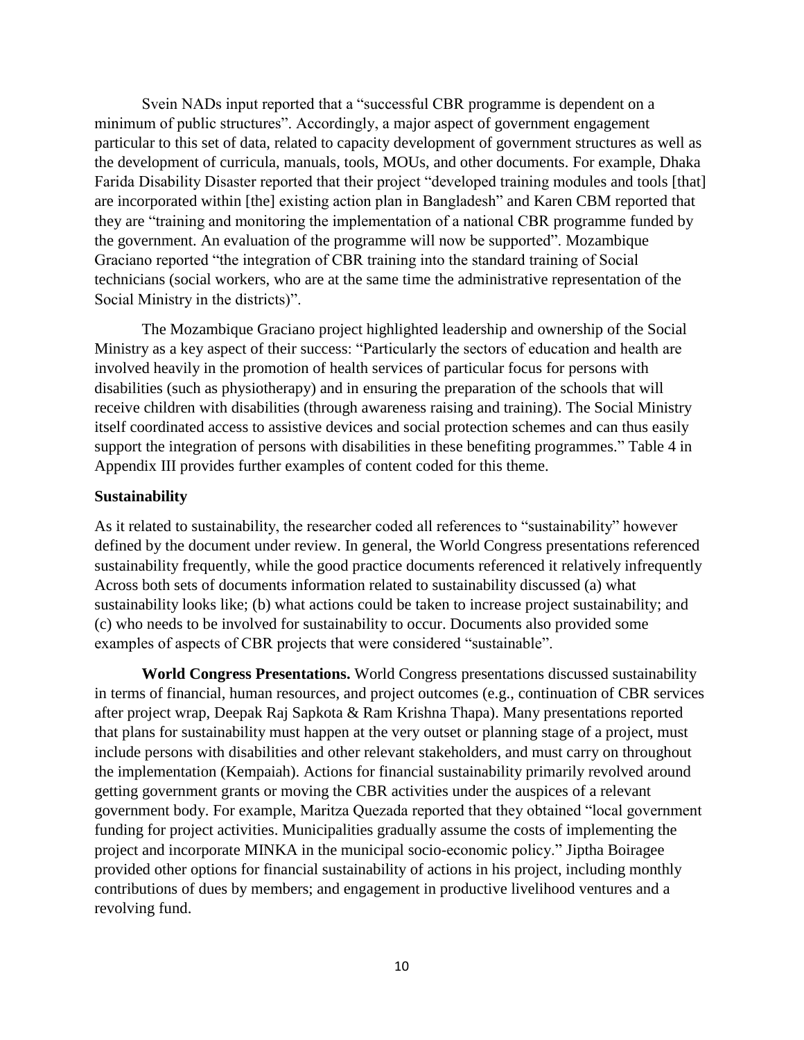Svein NADs input reported that a "successful CBR programme is dependent on a minimum of public structures". Accordingly, a major aspect of government engagement particular to this set of data, related to capacity development of government structures as well as the development of curricula, manuals, tools, MOUs, and other documents. For example, Dhaka Farida Disability Disaster reported that their project "developed training modules and tools [that] are incorporated within [the] existing action plan in Bangladesh" and Karen CBM reported that they are "training and monitoring the implementation of a national CBR programme funded by the government. An evaluation of the programme will now be supported". Mozambique Graciano reported "the integration of CBR training into the standard training of Social technicians (social workers, who are at the same time the administrative representation of the Social Ministry in the districts)".

The Mozambique Graciano project highlighted leadership and ownership of the Social Ministry as a key aspect of their success: "Particularly the sectors of education and health are involved heavily in the promotion of health services of particular focus for persons with disabilities (such as physiotherapy) and in ensuring the preparation of the schools that will receive children with disabilities (through awareness raising and training). The Social Ministry itself coordinated access to assistive devices and social protection schemes and can thus easily support the integration of persons with disabilities in these benefiting programmes." Table 4 in Appendix III provides further examples of content coded for this theme.

### Sustainability

As it related to sustainability, the researcher coded all references to "sustainability" however defined by the document under review. In general, the World Congress presentations referenced sustainability frequently, while the good practice documents referenced it relatively infrequently Across both sets of documents information related to sustainability discussed (a) what sustainability looks like; (b) what actions could be taken to increase project sustainability; and (c) who needs to be involved for sustainability to occur. Documents also provided some examples of aspects of CBR projects that were considered "sustainable".

**World Congress Presentations.** World Congress presentations discussed sustainability in terms of financial, human resources, and project outcomes (e.g., continuation of CBR services after project wrap, Deepak Raj Sapkota & Ram Krishna Thapa). Many presentations reported that plans for sustainability must happen at the very outset or planning stage of a project, must include persons with disabilities and other relevant stakeholders, and must carry on throughout the implementation (Kempaiah). Actions for financial sustainability primarily revolved around getting government grants or moving the CBR activities under the auspices of a relevant government body. For example, Maritza Quezada reported that they obtained "local government funding for project activities. Municipalities gradually assume the costs of implementing the project and incorporate MINKA in the municipal socio-economic policy." Jiptha Boiragee provided other options for financial sustainability of actions in his project, including monthly contributions of dues by members; and engagement in productive livelihood ventures and a revolving fund.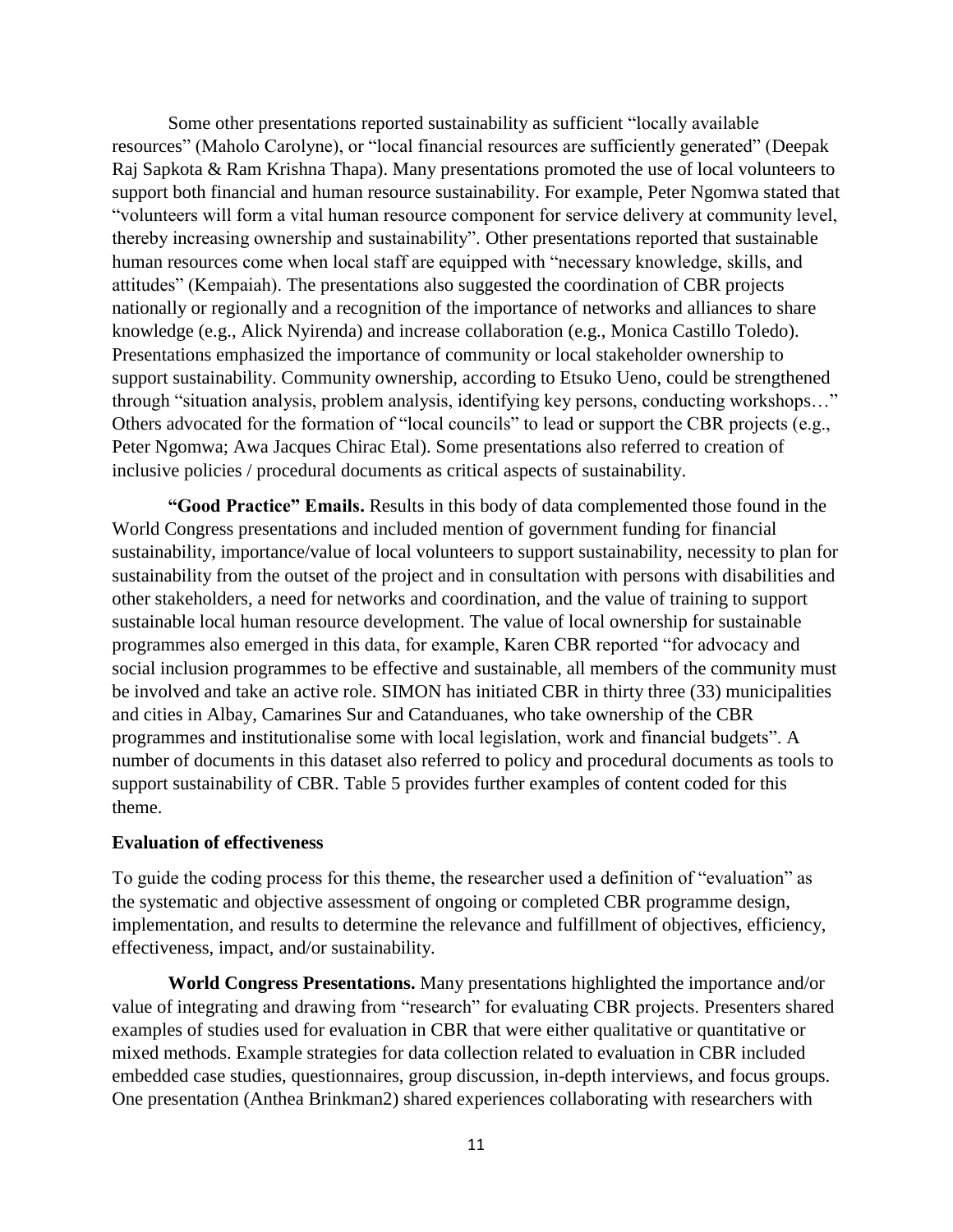Some other presentations reported sustainability as sufficient "locally available resources" (Maholo Carolyne), or "local financial resources are sufficiently generated" (Deepak Raj Sapkota & Ram Krishna Thapa). Many presentations promoted the use of local volunteers to support both financial and human resource sustainability. For example, Peter Ngomwa stated that "volunteers will form a vital human resource component for service delivery at community level, thereby increasing ownership and sustainability". Other presentations reported that sustainable human resources come when local staff are equipped with "necessary knowledge, skills, and attitudes" (Kempaiah). The presentations also suggested the coordination of CBR projects nationally or regionally and a recognition of the importance of networks and alliances to share knowledge (e.g., Alick Nyirenda) and increase collaboration (e.g., Monica Castillo Toledo). Presentations emphasized the importance of community or local stakeholder ownership to support sustainability. Community ownership, according to Etsuko Ueno, could be strengthened through "situation analysis, problem analysis, identifying key persons, conducting workshops…" Others advocated for the formation of "local councils" to lead or support the CBR projects (e.g., Peter Ngomwa; Awa Jacques Chirac Etal). Some presentations also referred to creation of inclusive policies / procedural documents as critical aspects of sustainability.

**"Good Practice" Emails.** Results in this body of data complemented those found in the World Congress presentations and included mention of government funding for financial sustainability, importance/value of local volunteers to support sustainability, necessity to plan for sustainability from the outset of the project and in consultation with persons with disabilities and other stakeholders, a need for networks and coordination, and the value of training to support sustainable local human resource development. The value of local ownership for sustainable programmes also emerged in this data, for example, Karen CBR reported "for advocacy and social inclusion programmes to be effective and sustainable, all members of the community must be involved and take an active role. SIMON has initiated CBR in thirty three (33) municipalities and cities in Albay, Camarines Sur and Catanduanes, who take ownership of the CBR programmes and institutionalise some with local legislation, work and financial budgets". A number of documents in this dataset also referred to policy and procedural documents as tools to support sustainability of CBR. Table 5 provides further examples of content coded for this theme.

### Evaluation of effectiveness

To guide the coding process for this theme, the researcher used a definition of "evaluation" as the systematic and objective assessment of ongoing or completed CBR programme design, implementation, and results to determine the relevance and fulfillment of objectives, efficiency, effectiveness, impact, and/or sustainability.

**World Congress Presentations.** Many presentations highlighted the importance and/or value of integrating and drawing from "research" for evaluating CBR projects. Presenters shared examples of studies used for evaluation in CBR that were either qualitative or quantitative or mixed methods. Example strategies for data collection related to evaluation in CBR included embedded case studies, questionnaires, group discussion, in-depth interviews, and focus groups. One presentation (Anthea Brinkman2) shared experiences collaborating with researchers with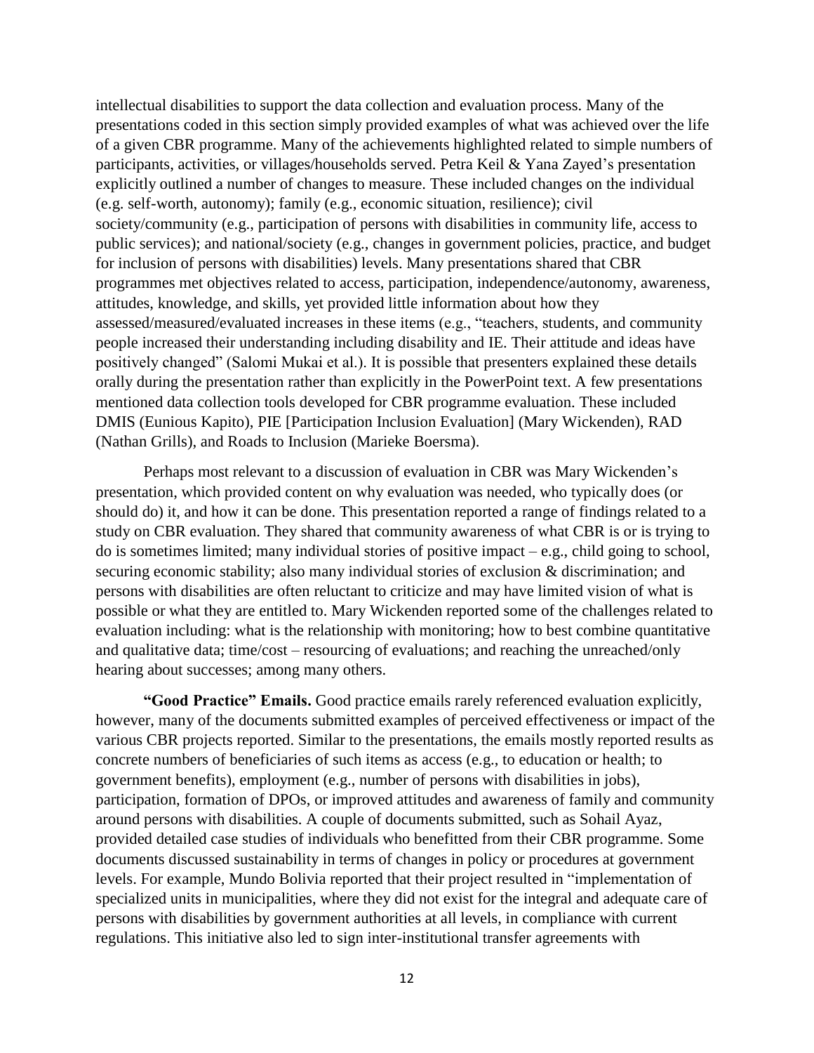intellectual disabilities to support the data collection and evaluation process. Many of the presentations coded in this section simply provided examples of what was achieved over the life of a given CBR programme. Many of the achievements highlighted related to simple numbers of participants, activities, or villages/households served. Petra Keil & Yana Zayed's presentation explicitly outlined a number of changes to measure. These included changes on the individual (e.g. self-worth, autonomy); family (e.g., economic situation, resilience); civil society/community (e.g., participation of persons with disabilities in community life, access to public services); and national/society (e.g., changes in government policies, practice, and budget for inclusion of persons with disabilities) levels. Many presentations shared that CBR programmes met objectives related to access, participation, independence/autonomy, awareness, attitudes, knowledge, and skills, yet provided little information about how they assessed/measured/evaluated increases in these items (e.g., "teachers, students, and community people increased their understanding including disability and IE. Their attitude and ideas have positively changed" (Salomi Mukai et al.). It is possible that presenters explained these details orally during the presentation rather than explicitly in the PowerPoint text. A few presentations mentioned data collection tools developed for CBR programme evaluation. These included DMIS (Eunious Kapito), PIE [Participation Inclusion Evaluation] (Mary Wickenden), RAD (Nathan Grills), and Roads to Inclusion (Marieke Boersma).

Perhaps most relevant to a discussion of evaluation in CBR was Mary Wickenden's presentation, which provided content on why evaluation was needed, who typically does (or should do) it, and how it can be done. This presentation reported a range of findings related to a study on CBR evaluation. They shared that community awareness of what CBR is or is trying to do is sometimes limited; many individual stories of positive impact – e.g., child going to school, securing economic stability; also many individual stories of exclusion & discrimination; and persons with disabilities are often reluctant to criticize and may have limited vision of what is possible or what they are entitled to. Mary Wickenden reported some of the challenges related to evaluation including: what is the relationship with monitoring; how to best combine quantitative and qualitative data; time/cost – resourcing of evaluations; and reaching the unreached/only hearing about successes; among many others.

**"Good Practice" Emails.** Good practice emails rarely referenced evaluation explicitly, however, many of the documents submitted examples of perceived effectiveness or impact of the various CBR projects reported. Similar to the presentations, the emails mostly reported results as concrete numbers of beneficiaries of such items as access (e.g., to education or health; to government benefits), employment (e.g., number of persons with disabilities in jobs), participation, formation of DPOs, or improved attitudes and awareness of family and community around persons with disabilities. A couple of documents submitted, such as Sohail Ayaz, provided detailed case studies of individuals who benefitted from their CBR programme. Some documents discussed sustainability in terms of changes in policy or procedures at government levels. For example, Mundo Bolivia reported that their project resulted in "implementation of specialized units in municipalities, where they did not exist for the integral and adequate care of persons with disabilities by government authorities at all levels, in compliance with current regulations. This initiative also led to sign inter-institutional transfer agreements with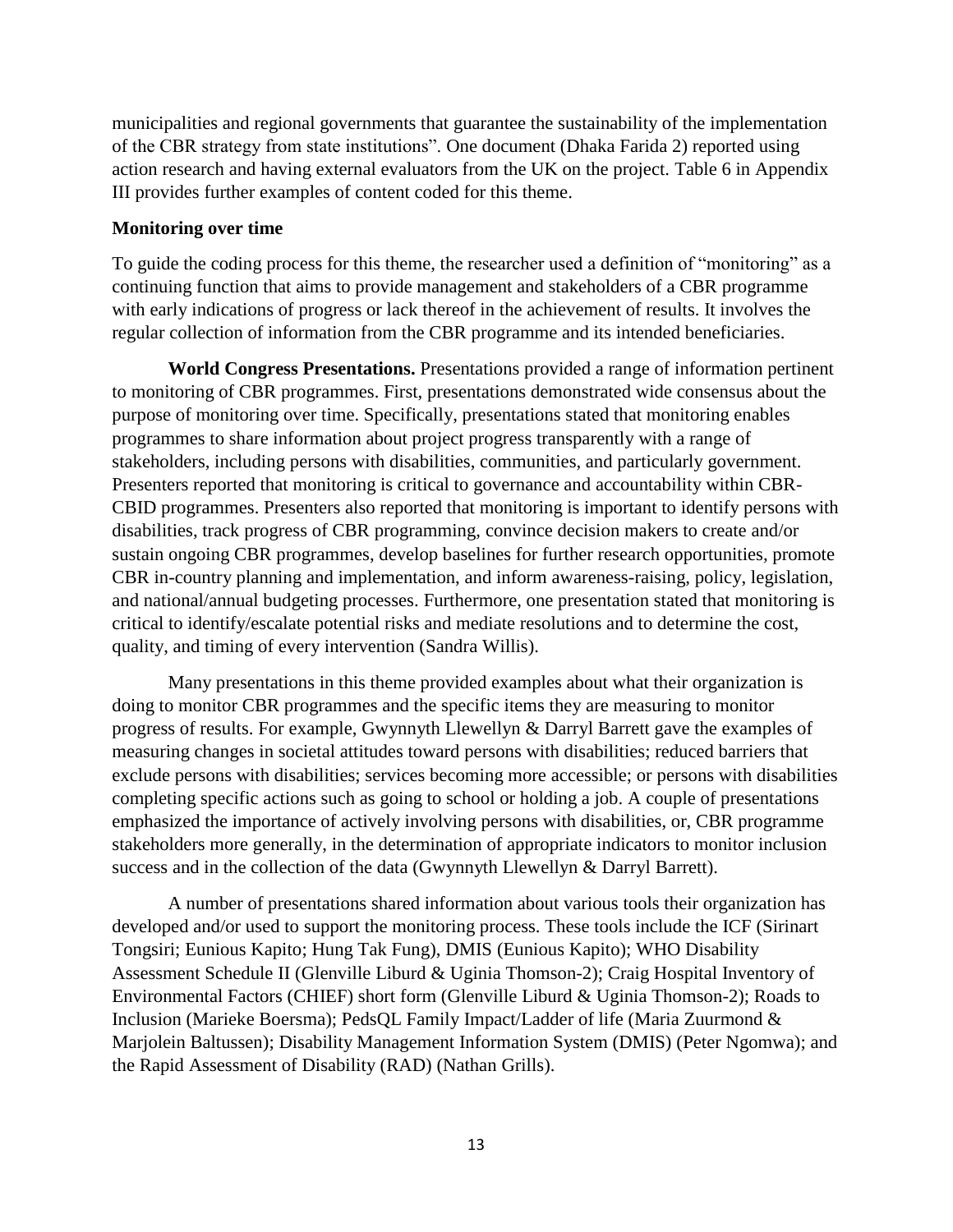municipalities and regional governments that guarantee the sustainability of the implementation of the CBR strategy from state institutions". One document (Dhaka Farida 2) reported using action research and having external evaluators from the UK on the project. Table 6 in Appendix III provides further examples of content coded for this theme.

### Monitoring over time

To guide the coding process for this theme, the researcher used a definition of "monitoring" as a continuing function that aims to provide management and stakeholders of a CBR programme with early indications of progress or lack thereof in the achievement of results. It involves the regular collection of information from the CBR programme and its intended beneficiaries.

**World Congress Presentations.** Presentations provided a range of information pertinent to monitoring of CBR programmes. First, presentations demonstrated wide consensus about the purpose of monitoring over time. Specifically, presentations stated that monitoring enables programmes to share information about project progress transparently with a range of stakeholders, including persons with disabilities, communities, and particularly government. Presenters reported that monitoring is critical to governance and accountability within CBR-CBID programmes. Presenters also reported that monitoring is important to identify persons with disabilities, track progress of CBR programming, convince decision makers to create and/or sustain ongoing CBR programmes, develop baselines for further research opportunities, promote CBR in-country planning and implementation, and inform awareness-raising, policy, legislation, and national/annual budgeting processes. Furthermore, one presentation stated that monitoring is critical to identify/escalate potential risks and mediate resolutions and to determine the cost, quality, and timing of every intervention (Sandra Willis).

Many presentations in this theme provided examples about what their organization is doing to monitor CBR programmes and the specific items they are measuring to monitor progress of results. For example, Gwynnyth Llewellyn & Darryl Barrett gave the examples of measuring changes in societal attitudes toward persons with disabilities; reduced barriers that exclude persons with disabilities; services becoming more accessible; or persons with disabilities completing specific actions such as going to school or holding a job. A couple of presentations emphasized the importance of actively involving persons with disabilities, or, CBR programme stakeholders more generally, in the determination of appropriate indicators to monitor inclusion success and in the collection of the data (Gwynnyth Llewellyn & Darryl Barrett).

A number of presentations shared information about various tools their organization has developed and/or used to support the monitoring process. These tools include the ICF (Sirinart Tongsiri; Eunious Kapito; Hung Tak Fung), DMIS (Eunious Kapito); WHO Disability Assessment Schedule II (Glenville Liburd & Uginia Thomson-2); Craig Hospital Inventory of Environmental Factors (CHIEF) short form (Glenville Liburd & Uginia Thomson-2); Roads to Inclusion (Marieke Boersma); PedsQL Family Impact/Ladder of life (Maria Zuurmond & Marjolein Baltussen); Disability Management Information System (DMIS) (Peter Ngomwa); and the Rapid Assessment of Disability (RAD) (Nathan Grills).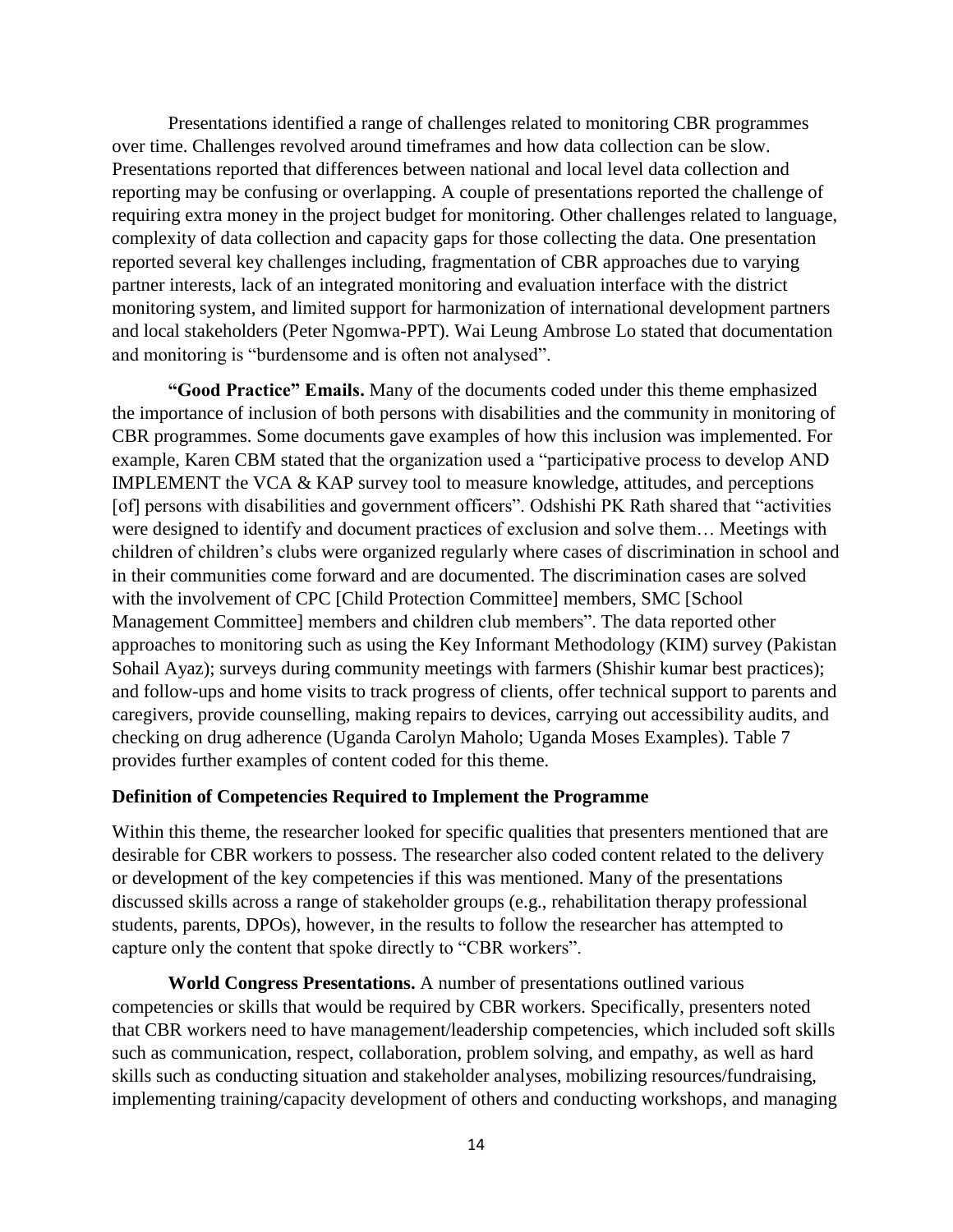Presentations identified a range of challenges related to monitoring CBR programmes over time. Challenges revolved around timeframes and how data collection can be slow. Presentations reported that differences between national and local level data collection and reporting may be confusing or overlapping. A couple of presentations reported the challenge of requiring extra money in the project budget for monitoring. Other challenges related to language, complexity of data collection and capacity gaps for those collecting the data. One presentation reported several key challenges including, fragmentation of CBR approaches due to varying partner interests, lack of an integrated monitoring and evaluation interface with the district monitoring system, and limited support for harmonization of international development partners and local stakeholders (Peter Ngomwa-PPT). Wai Leung Ambrose Lo stated that documentation and monitoring is "burdensome and is often not analysed".

**"Good Practice" Emails.** Many of the documents coded under this theme emphasized the importance of inclusion of both persons with disabilities and the community in monitoring of CBR programmes. Some documents gave examples of how this inclusion was implemented. For example, Karen CBM stated that the organization used a "participative process to develop AND IMPLEMENT the VCA & KAP survey tool to measure knowledge, attitudes, and perceptions [of] persons with disabilities and government officers". Odshishi PK Rath shared that "activities were designed to identify and document practices of exclusion and solve them… Meetings with children of children's clubs were organized regularly where cases of discrimination in school and in their communities come forward and are documented. The discrimination cases are solved with the involvement of CPC [Child Protection Committee] members, SMC [School Management Committee] members and children club members". The data reported other approaches to monitoring such as using the Key Informant Methodology (KIM) survey (Pakistan Sohail Ayaz); surveys during community meetings with farmers (Shishir kumar best practices); and follow-ups and home visits to track progress of clients, offer technical support to parents and caregivers, provide counselling, making repairs to devices, carrying out accessibility audits, and checking on drug adherence (Uganda Carolyn Maholo; Uganda Moses Examples). Table 7 provides further examples of content coded for this theme.

### Definition of Competencies Required to Implement the Programme

Within this theme, the researcher looked for specific qualities that presenters mentioned that are desirable for CBR workers to possess. The researcher also coded content related to the delivery or development of the key competencies if this was mentioned. Many of the presentations discussed skills across a range of stakeholder groups (e.g., rehabilitation therapy professional students, parents, DPOs), however, in the results to follow the researcher has attempted to capture only the content that spoke directly to "CBR workers".

**World Congress Presentations.** A number of presentations outlined various competencies or skills that would be required by CBR workers. Specifically, presenters noted that CBR workers need to have management/leadership competencies, which included soft skills such as communication, respect, collaboration, problem solving, and empathy, as well as hard skills such as conducting situation and stakeholder analyses, mobilizing resources/fundraising, implementing training/capacity development of others and conducting workshops, and managing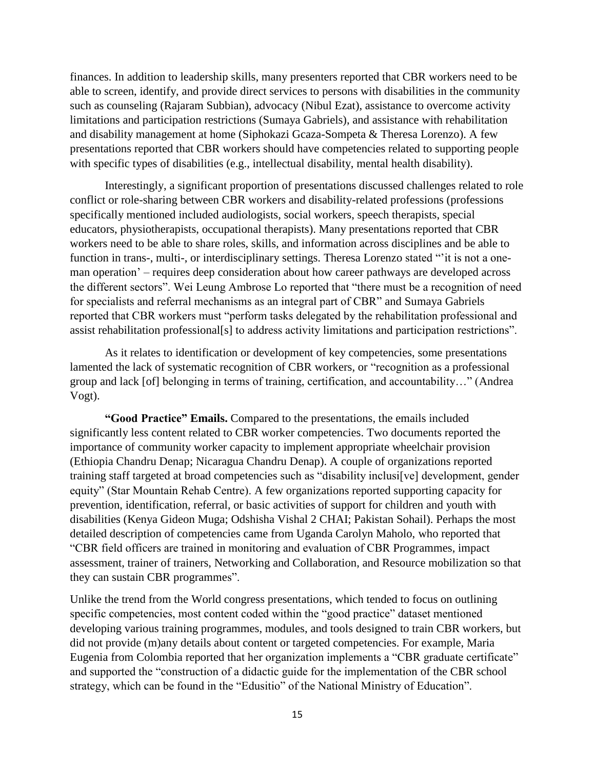finances. In addition to leadership skills, many presenters reported that CBR workers need to be able to screen, identify, and provide direct services to persons with disabilities in the community such as counseling (Rajaram Subbian), advocacy (Nibul Ezat), assistance to overcome activity limitations and participation restrictions (Sumaya Gabriels), and assistance with rehabilitation and disability management at home (Siphokazi Gcaza-Sompeta & Theresa Lorenzo). A few presentations reported that CBR workers should have competencies related to supporting people with specific types of disabilities (e.g., intellectual disability, mental health disability).

Interestingly, a significant proportion of presentations discussed challenges related to role conflict or role-sharing between CBR workers and disability-related professions (professions specifically mentioned included audiologists, social workers, speech therapists, special educators, physiotherapists, occupational therapists). Many presentations reported that CBR workers need to be able to share roles, skills, and information across disciplines and be able to function in trans-, multi-, or interdisciplinary settings. Theresa Lorenzo stated "'it is not a one-man operation' – requires deep consideration about how career pathways are developed across the different sectors". Wei Leung Ambrose Lo reported that "there must be a recognition of need for specialists and referral mechanisms as an integral part of CBR" and Sumaya Gabriels reported that CBR workers must "perform tasks delegated by the rehabilitation professional and assist rehabilitation professional[s] to address activity limitations and participation restrictions".

As it relates to identification or development of key competencies, some presentations lamented the lack of systematic recognition of CBR workers, or "recognition as a professional group and lack [of] belonging in terms of training, certification, and accountability…" (Andrea Vogt).

**"Good Practice" Emails.** Compared to the presentations, the emails included significantly less content related to CBR worker competencies. Two documents reported the importance of community worker capacity to implement appropriate wheelchair provision (Ethiopia Chandru Denap; Nicaragua Chandru Denap). A couple of organizations reported training staff targeted at broad competencies such as "disability inclusi[ve] development, gender equity" (Star Mountain Rehab Centre). A few organizations reported supporting capacity for prevention, identification, referral, or basic activities of support for children and youth with disabilities (Kenya Gideon Muga; Odshisha Vishal 2 CHAI; Pakistan Sohail). Perhaps the most detailed description of competencies came from Uganda Carolyn Maholo, who reported that "CBR field officers are trained in monitoring and evaluation of CBR Programmes, impact assessment, trainer of trainers, Networking and Collaboration, and Resource mobilization so that they can sustain CBR programmes".

Unlike the trend from the World congress presentations, which tended to focus on outlining specific competencies, most content coded within the "good practice" dataset mentioned developing various training programmes, modules, and tools designed to train CBR workers, but did not provide (m)any details about content or targeted competencies. For example, Maria Eugenia from Colombia reported that her organization implements a "CBR graduate certificate" and supported the "construction of a didactic guide for the implementation of the CBR school strategy, which can be found in the "Edusitio" of the National Ministry of Education".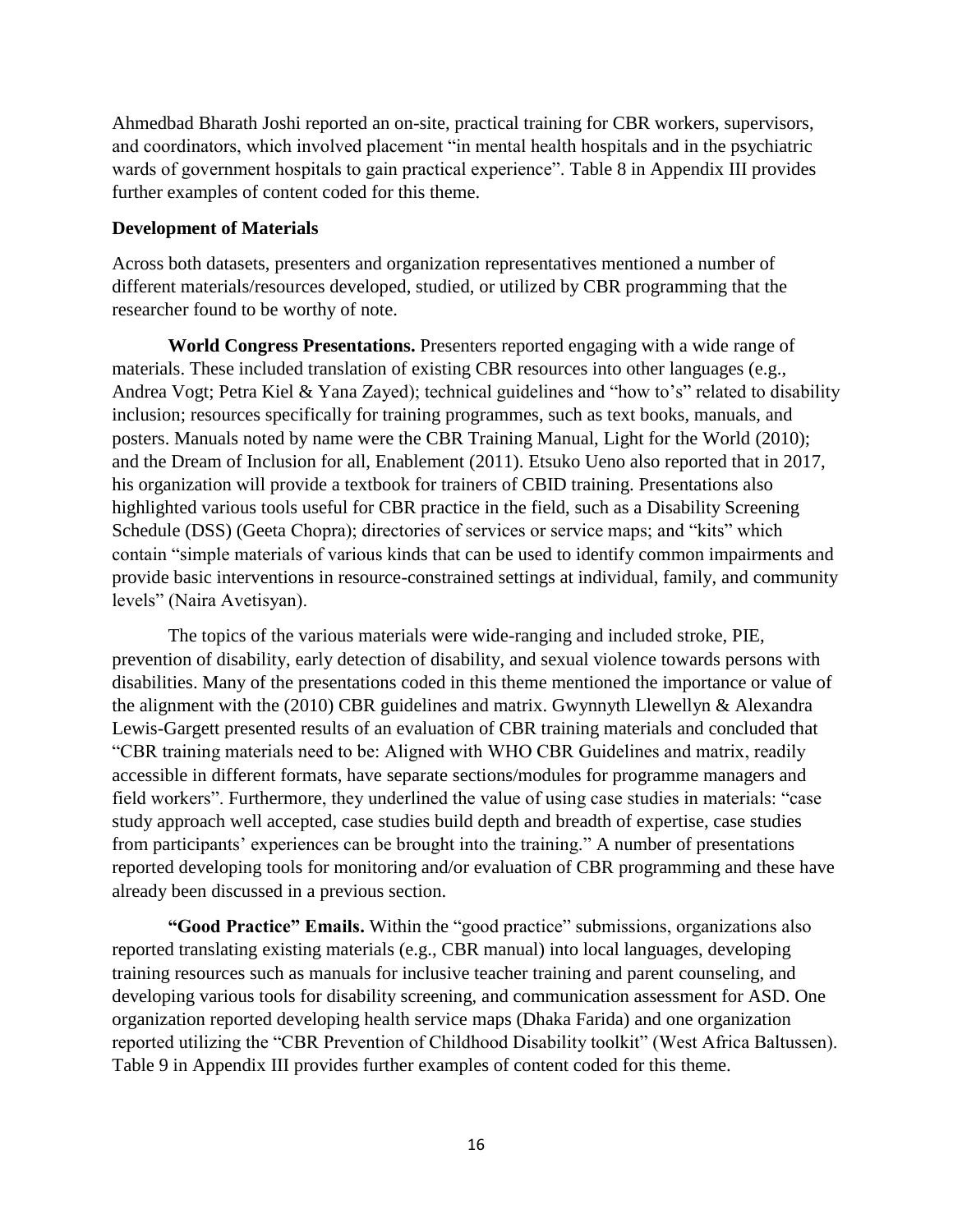Ahmedbad Bharath Joshi reported an on-site, practical training for CBR workers, supervisors, and coordinators, which involved placement "in mental health hospitals and in the psychiatric wards of government hospitals to gain practical experience". Table 8 in Appendix III provides further examples of content coded for this theme.

### Development of Materials

Across both datasets, presenters and organization representatives mentioned a number of different materials/resources developed, studied, or utilized by CBR programming that the researcher found to be worthy of note.

**World Congress Presentations.** Presenters reported engaging with a wide range of materials. These included translation of existing CBR resources into other languages (e.g., Andrea Vogt; Petra Kiel & Yana Zayed); technical guidelines and "how to's" related to disability inclusion; resources specifically for training programmes, such as text books, manuals, and posters. Manuals noted by name were the CBR Training Manual, Light for the World (2010); and the Dream of Inclusion for all, Enablement (2011). Etsuko Ueno also reported that in 2017, his organization will provide a textbook for trainers of CBID training. Presentations also highlighted various tools useful for CBR practice in the field, such as a Disability Screening Schedule (DSS) (Geeta Chopra); directories of services or service maps; and "kits" which contain "simple materials of various kinds that can be used to identify common impairments and provide basic interventions in resource-constrained settings at individual, family, and community levels" (Naira Avetisyan).

The topics of the various materials were wide-ranging and included stroke, PIE, prevention of disability, early detection of disability, and sexual violence towards persons with disabilities. Many of the presentations coded in this theme mentioned the importance or value of the alignment with the (2010) CBR guidelines and matrix. Gwynnyth Llewellyn & Alexandra Lewis-Gargett presented results of an evaluation of CBR training materials and concluded that "CBR training materials need to be: Aligned with WHO CBR Guidelines and matrix, readily accessible in different formats, have separate sections/modules for programme managers and field workers". Furthermore, they underlined the value of using case studies in materials: "case study approach well accepted, case studies build depth and breadth of expertise, case studies from participants' experiences can be brought into the training." A number of presentations reported developing tools for monitoring and/or evaluation of CBR programming and these have already been discussed in a previous section.

**"Good Practice" Emails.** Within the "good practice" submissions, organizations also reported translating existing materials (e.g., CBR manual) into local languages, developing training resources such as manuals for inclusive teacher training and parent counseling, and developing various tools for disability screening, and communication assessment for ASD. One organization reported developing health service maps (Dhaka Farida) and one organization reported utilizing the "CBR Prevention of Childhood Disability toolkit" (West Africa Baltussen). Table 9 in Appendix III provides further examples of content coded for this theme.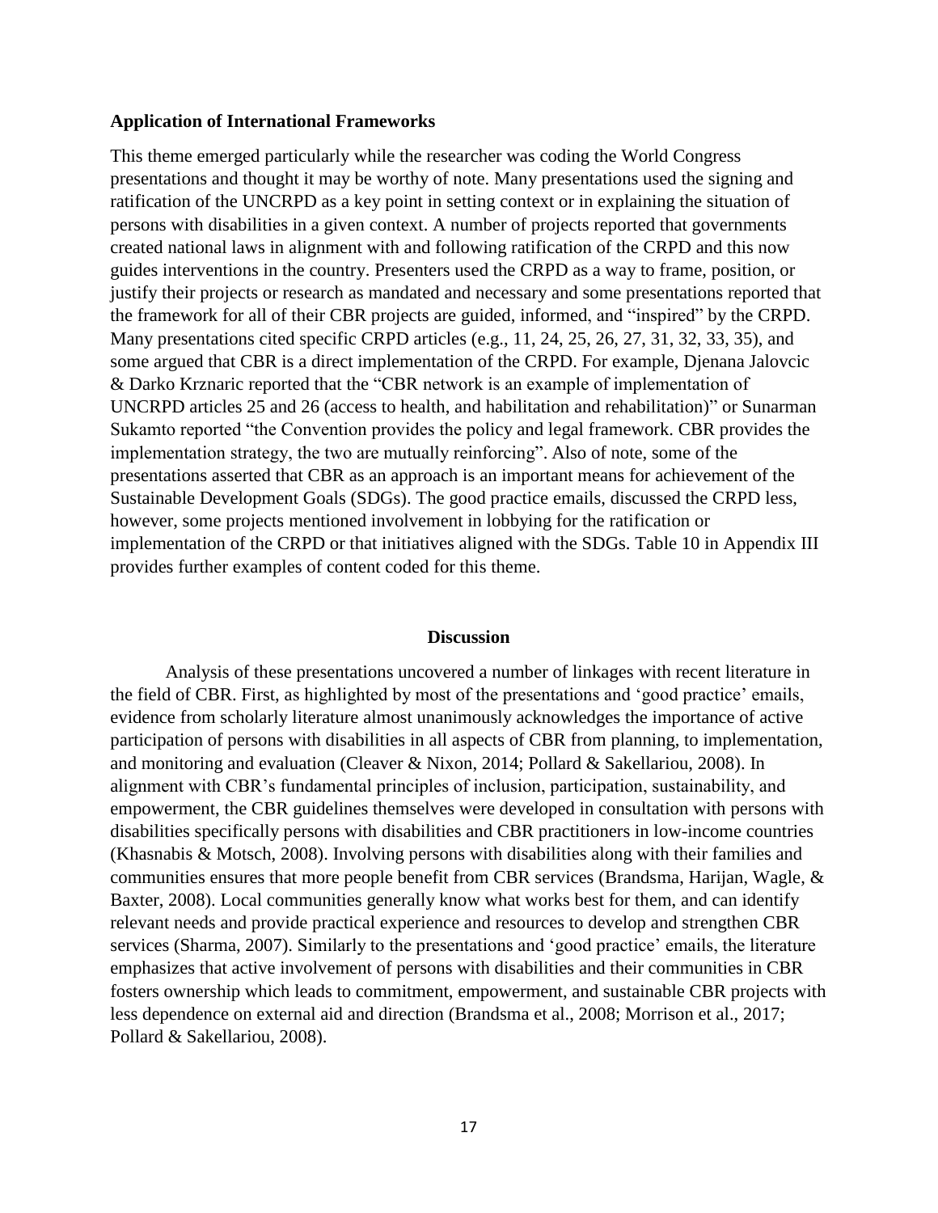**Application of International Frameworks**

This theme emerged particularly while the researcher was coding the World Congress presentations and thought it may be worthy of note. Many presentations used the signing and ratification of the UNCRPD as a key point in setting context or in explaining the situation of persons with disabilities in a given context. A number of projects reported that governments created national laws in alignment with and following ratification of the CRPD and this now guides interventions in the country. Presenters used the CRPD as a way to frame, position, or justify their projects or research as mandated and necessary and some presentations reported that the framework for all of their CBR projects are guided, informed, and "inspired" by the CRPD. Many presentations cited specific CRPD articles (e.g., 11, 24, 25, 26, 27, 31, 32, 33, 35), and some argued that CBR is a direct implementation of the CRPD. For example, Djenana Jalovcic & Darko Krznaric reported that the "CBR network is an example of implementation of UNCRPD articles 25 and 26 (access to health, and habilitation and rehabilitation)" or Sunarman Sukamto reported "the Convention provides the policy and legal framework. CBR provides the implementation strategy, the two are mutually reinforcing". Also of note, some of the presentations asserted that CBR as an approach is an important means for achievement of the Sustainable Development Goals (SDGs). The good practice emails, discussed the CRPD less, however, some projects mentioned involvement in lobbying for the ratification or implementation of the CRPD or that initiatives aligned with the SDGs. Table 10 in Appendix III provides further examples of content coded for this theme.

## Discussion

Analysis of these presentations uncovered a number of linkages with recent literature in the field of CBR. First, as highlighted by most of the presentations and 'good practice' emails, evidence from scholarly literature almost unanimously acknowledges the importance of active participation of persons with disabilities in all aspects of CBR from planning, to implementation, and monitoring and evaluation (Cleaver & Nixon, 2014; Pollard & Sakellariou, 2008). In alignment with CBR's fundamental principles of inclusion, participation, sustainability, and empowerment, the CBR guidelines themselves were developed in consultation with persons with disabilities specifically persons with disabilities and CBR practitioners in low-income countries (Khasnabis & Motsch, 2008). Involving persons with disabilities along with their families and communities ensures that more people benefit from CBR services (Brandsma, Harijan, Wagle, & Baxter, 2008). Local communities generally know what works best for them, and can identify relevant needs and provide practical experience and resources to develop and strengthen CBR services (Sharma, 2007). Similarly to the presentations and 'good practice' emails, the literature emphasizes that active involvement of persons with disabilities and their communities in CBR fosters ownership which leads to commitment, empowerment, and sustainable CBR projects with less dependence on external aid and direction (Brandsma et al., 2008; Morrison et al., 2017; Pollard & Sakellariou, 2008).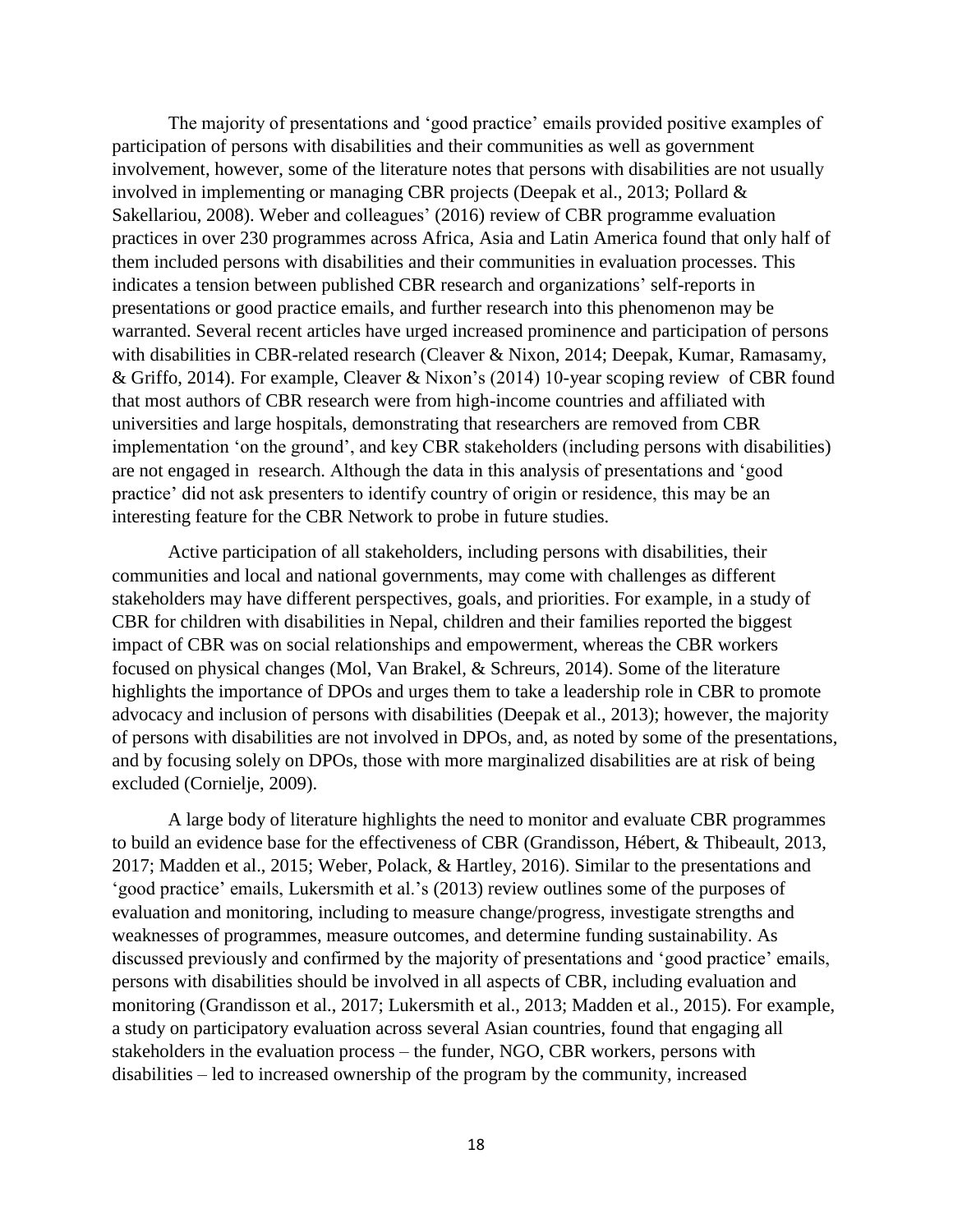The majority of presentations and 'good practice' emails provided positive examples of participation of persons with disabilities and their communities as well as government involvement, however, some of the literature notes that persons with disabilities are not usually involved in implementing or managing CBR projects (Deepak et al., 2013; Pollard & Sakellariou, 2008). Weber and colleagues' (2016) review of CBR programme evaluation practices in over 230 programmes across Africa, Asia and Latin America found that only half of them included persons with disabilities and their communities in evaluation processes. This indicates a tension between published CBR research and organizations' self-reports in presentations or good practice emails, and further research into this phenomenon may be warranted. Several recent articles have urged increased prominence and participation of persons with disabilities in CBR-related research (Cleaver & Nixon, 2014; Deepak, Kumar, Ramasamy, & Griffo, 2014). For example, Cleaver & Nixon's (2014) 10-year scoping review of CBR found that most authors of CBR research were from high-income countries and affiliated with universities and large hospitals, demonstrating that researchers are removed from CBR implementation 'on the ground', and key CBR stakeholders (including persons with disabilities) are not engaged in research. Although the data in this analysis of presentations and 'good practice' did not ask presenters to identify country of origin or residence, this may be an interesting feature for the CBR Network to probe in future studies.

Active participation of all stakeholders, including persons with disabilities, their communities and local and national governments, may come with challenges as different stakeholders may have different perspectives, goals, and priorities. For example, in a study of CBR for children with disabilities in Nepal, children and their families reported the biggest impact of CBR was on social relationships and empowerment, whereas the CBR workers focused on physical changes (Mol, Van Brakel, & Schreurs, 2014). Some of the literature highlights the importance of DPOs and urges them to take a leadership role in CBR to promote advocacy and inclusion of persons with disabilities (Deepak et al., 2013); however, the majority of persons with disabilities are not involved in DPOs, and, as noted by some of the presentations, and by focusing solely on DPOs, those with more marginalized disabilities are at risk of being excluded (Cornielje, 2009).

A large body of literature highlights the need to monitor and evaluate CBR programmes to build an evidence base for the effectiveness of CBR (Grandisson, Hébert, & Thibeault, 2013, 2017; Madden et al., 2015; Weber, Polack, & Hartley, 2016). Similar to the presentations and 'good practice' emails, Lukersmith et al.'s (2013) review outlines some of the purposes of evaluation and monitoring, including to measure change/progress, investigate strengths and weaknesses of programmes, measure outcomes, and determine funding sustainability. As discussed previously and confirmed by the majority of presentations and 'good practice' emails, persons with disabilities should be involved in all aspects of CBR, including evaluation and monitoring (Grandisson et al., 2017; Lukersmith et al., 2013; Madden et al., 2015). For example, a study on participatory evaluation across several Asian countries, found that engaging all stakeholders in the evaluation process – the funder, NGO, CBR workers, persons with disabilities – led to increased ownership of the program by the community, increased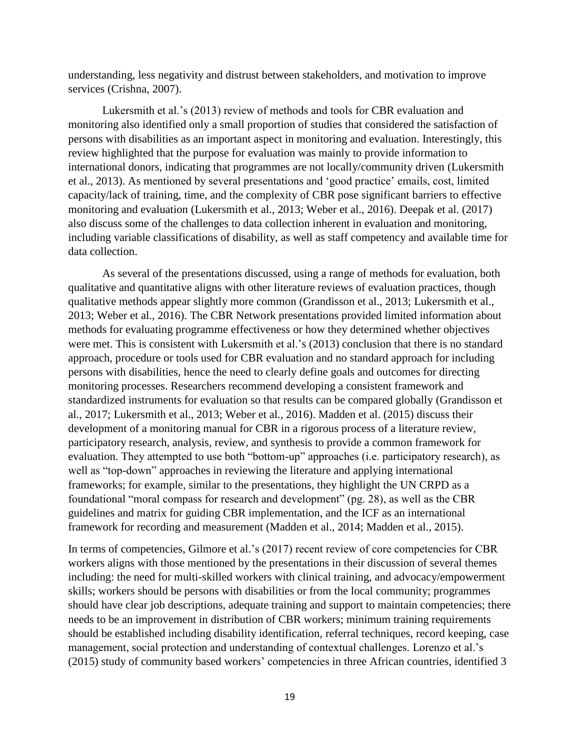understanding, less negativity and distrust between stakeholders, and motivation to improve services (Crishna, 2007).

Lukersmith et al.'s (2013) review of methods and tools for CBR evaluation and monitoring also identified only a small proportion of studies that considered the satisfaction of persons with disabilities as an important aspect in monitoring and evaluation. Interestingly, this review highlighted that the purpose for evaluation was mainly to provide information to international donors, indicating that programmes are not locally/community driven (Lukersmith et al., 2013). As mentioned by several presentations and 'good practice' emails, cost, limited capacity/lack of training, time, and the complexity of CBR pose significant barriers to effective monitoring and evaluation (Lukersmith et al., 2013; Weber et al., 2016). Deepak et al. (2017) also discuss some of the challenges to data collection inherent in evaluation and monitoring, including variable classifications of disability, as well as staff competency and available time for data collection.

As several of the presentations discussed, using a range of methods for evaluation, both qualitative and quantitative aligns with other literature reviews of evaluation practices, though qualitative methods appear slightly more common (Grandisson et al., 2013; Lukersmith et al., 2013; Weber et al., 2016). The CBR Network presentations provided limited information about methods for evaluating programme effectiveness or how they determined whether objectives were met. This is consistent with Lukersmith et al.'s (2013) conclusion that there is no standard approach, procedure or tools used for CBR evaluation and no standard approach for including persons with disabilities, hence the need to clearly define goals and outcomes for directing monitoring processes. Researchers recommend developing a consistent framework and standardized instruments for evaluation so that results can be compared globally (Grandisson et al., 2017; Lukersmith et al., 2013; Weber et al., 2016). Madden et al. (2015) discuss their development of a monitoring manual for CBR in a rigorous process of a literature review, participatory research, analysis, review, and synthesis to provide a common framework for evaluation. They attempted to use both "bottom-up" approaches (i.e. participatory research), as well as "top-down" approaches in reviewing the literature and applying international frameworks; for example, similar to the presentations, they highlight the UN CRPD as a foundational "moral compass for research and development" (pg. 28), as well as the CBR guidelines and matrix for guiding CBR implementation, and the ICF as an international framework for recording and measurement (Madden et al., 2014; Madden et al., 2015).

In terms of competencies, Gilmore et al.'s (2017) recent review of core competencies for CBR workers aligns with those mentioned by the presentations in their discussion of several themes including: the need for multi-skilled workers with clinical training, and advocacy/empowerment skills; workers should be persons with disabilities or from the local community; programmes should have clear job descriptions, adequate training and support to maintain competencies; there needs to be an improvement in distribution of CBR workers; minimum training requirements should be established including disability identification, referral techniques, record keeping, case management, social protection and understanding of contextual challenges. Lorenzo et al.'s (2015) study of community based workers' competencies in three African countries, identified 3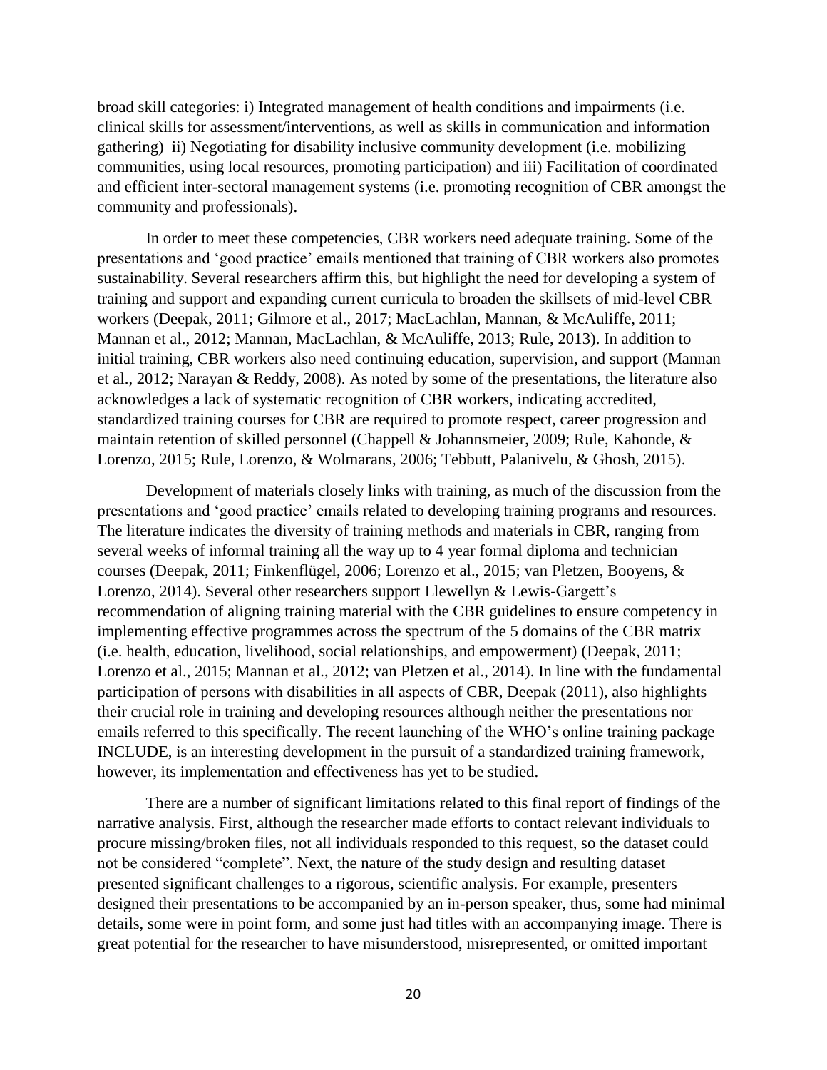broad skill categories: i) Integrated management of health conditions and impairments (i.e. clinical skills for assessment/interventions, as well as skills in communication and information gathering)  ii) Negotiating for disability inclusive community development (i.e. mobilizing communities, using local resources, promoting participation) and iii) Facilitation of coordinated and efficient inter-sectoral management systems (i.e. promoting recognition of CBR amongst the community and professionals).

In order to meet these competencies, CBR workers need adequate training. Some of the presentations and 'good practice' emails mentioned that training of CBR workers also promotes sustainability. Several researchers affirm this, but highlight the need for developing a system of training and support and expanding current curricula to broaden the skillsets of mid-level CBR workers (Deepak, 2011; Gilmore et al., 2017; MacLachlan, Mannan, & McAuliffe, 2011; Mannan et al., 2012; Mannan, MacLachlan, & McAuliffe, 2013; Rule, 2013). In addition to initial training, CBR workers also need continuing education, supervision, and support (Mannan et al., 2012; Narayan & Reddy, 2008). As noted by some of the presentations, the literature also acknowledges a lack of systematic recognition of CBR workers, indicating accredited, standardized training courses for CBR are required to promote respect, career progression and maintain retention of skilled personnel (Chappell & Johannsmeier, 2009; Rule, Kahonde, & Lorenzo, 2015; Rule, Lorenzo, & Wolmarans, 2006; Tebbutt, Palanivelu, & Ghosh, 2015).

Development of materials closely links with training, as much of the discussion from the presentations and 'good practice' emails related to developing training programs and resources. The literature indicates the diversity of training methods and materials in CBR, ranging from several weeks of informal training all the way up to 4 year formal diploma and technician courses (Deepak, 2011; Finkenflügel, 2006; Lorenzo et al., 2015; van Pletzen, Booyens, & Lorenzo, 2014). Several other researchers support Llewellyn & Lewis-Gargett's recommendation of aligning training material with the CBR guidelines to ensure competency in implementing effective programmes across the spectrum of the 5 domains of the CBR matrix (i.e. health, education, livelihood, social relationships, and empowerment) (Deepak, 2011; Lorenzo et al., 2015; Mannan et al., 2012; van Pletzen et al., 2014). In line with the fundamental participation of persons with disabilities in all aspects of CBR, Deepak (2011), also highlights their crucial role in training and developing resources although neither the presentations nor emails referred to this specifically. The recent launching of the WHO's online training package INCLUDE, is an interesting development in the pursuit of a standardized training framework, however, its implementation and effectiveness has yet to be studied.

There are a number of significant limitations related to this final report of findings of the narrative analysis. First, although the researcher made efforts to contact relevant individuals to procure missing/broken files, not all individuals responded to this request, so the dataset could not be considered "complete". Next, the nature of the study design and resulting dataset presented significant challenges to a rigorous, scientific analysis. For example, presenters designed their presentations to be accompanied by an in-person speaker, thus, some had minimal details, some were in point form, and some just had titles with an accompanying image. There is great potential for the researcher to have misunderstood, misrepresented, or omitted important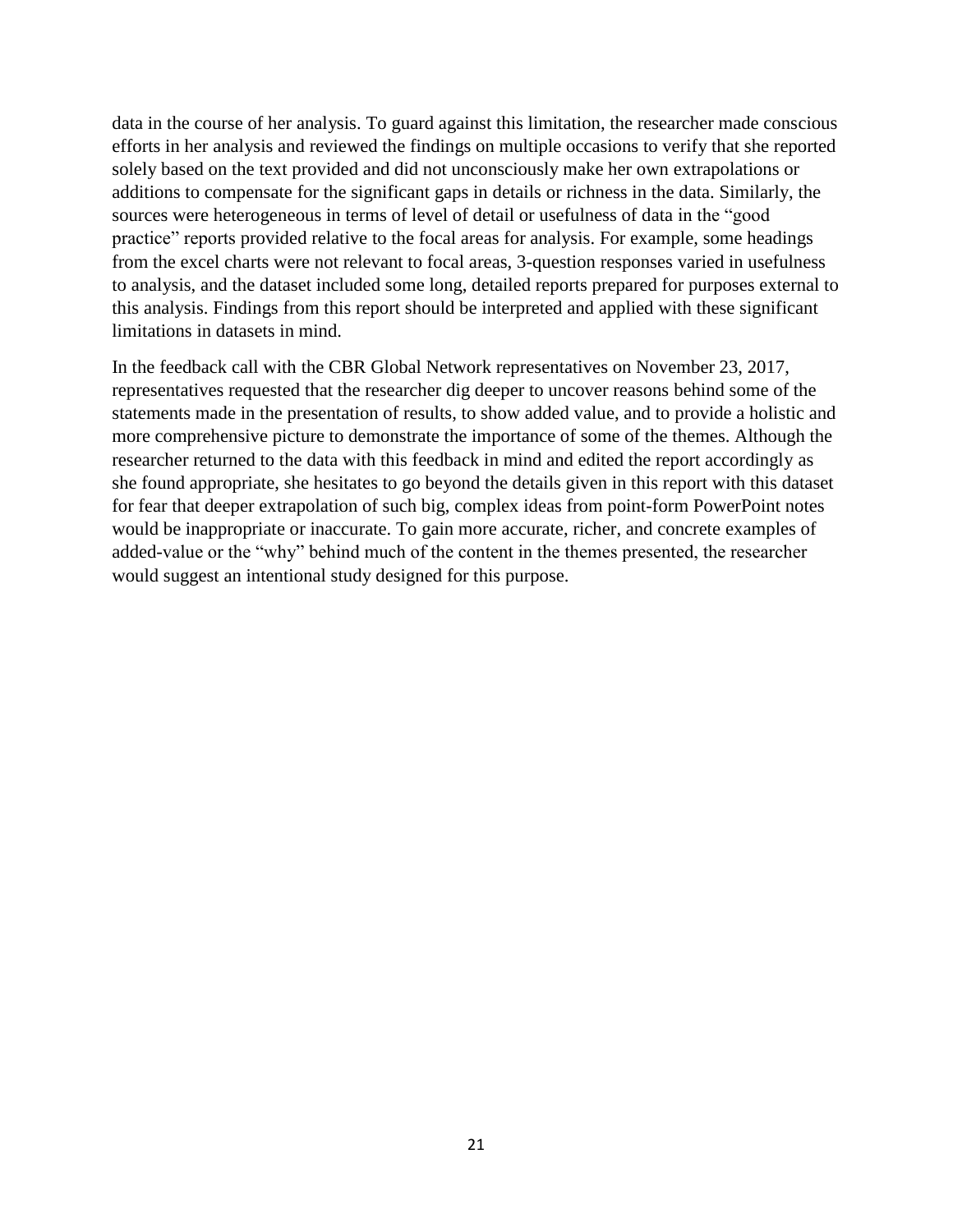data in the course of her analysis. To guard against this limitation, the researcher made conscious efforts in her analysis and reviewed the findings on multiple occasions to verify that she reported solely based on the text provided and did not unconsciously make her own extrapolations or additions to compensate for the significant gaps in details or richness in the data. Similarly, the sources were heterogeneous in terms of level of detail or usefulness of data in the "good practice" reports provided relative to the focal areas for analysis. For example, some headings from the excel charts were not relevant to focal areas, 3-question responses varied in usefulness to analysis, and the dataset included some long, detailed reports prepared for purposes external to this analysis. Findings from this report should be interpreted and applied with these significant limitations in datasets in mind.

In the feedback call with the CBR Global Network representatives on November 23, 2017, representatives requested that the researcher dig deeper to uncover reasons behind some of the statements made in the presentation of results, to show added value, and to provide a holistic and more comprehensive picture to demonstrate the importance of some of the themes. Although the researcher returned to the data with this feedback in mind and edited the report accordingly as she found appropriate, she hesitates to go beyond the details given in this report with this dataset for fear that deeper extrapolation of such big, complex ideas from point-form PowerPoint notes would be inappropriate or inaccurate. To gain more accurate, richer, and concrete examples of added-value or the "why" behind much of the content in the themes presented, the researcher would suggest an intentional study designed for this purpose.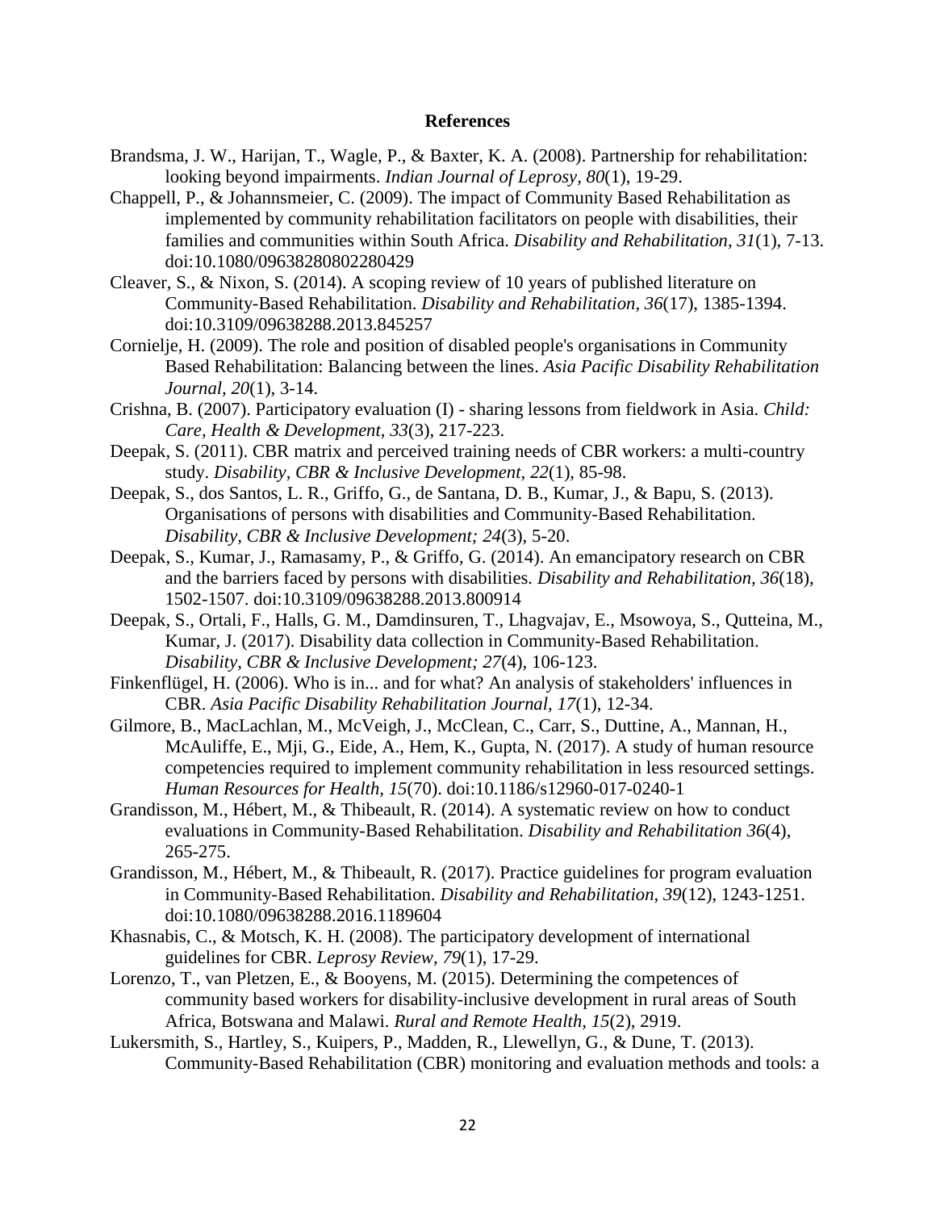## References

Brandsma, J. W., Harijan, T., Wagle, P., & Baxter, K. A. (2008). Partnership for rehabilitation: looking beyond impairments. *Indian Journal of Leprosy, 80*(1), 19-29.

Chappell, P., & Johannsmeier, C. (2009). The impact of Community Based Rehabilitation as implemented by community rehabilitation facilitators on people with disabilities, their families and communities within South Africa. *Disability and Rehabilitation, 31*(1), 7-13. doi:10.1080/09638280802280429

Cleaver, S., & Nixon, S. (2014). A scoping review of 10 years of published literature on Community-Based Rehabilitation. *Disability and Rehabilitation, 36*(17), 1385-1394. doi:10.3109/09638288.2013.845257

Cornielje, H. (2009). The role and position of disabled people's organisations in Community Based Rehabilitation: Balancing between the lines. *Asia Pacific Disability Rehabilitation Journal, 20*(1), 3-14.

Crishna, B. (2007). Participatory evaluation (I) - sharing lessons from fieldwork in Asia. *Child: Care, Health & Development, 33*(3), 217-223.

Deepak, S. (2011). CBR matrix and perceived training needs of CBR workers: a multi-country study. *Disability, CBR & Inclusive Development, 22*(1), 85-98.

Deepak, S., dos Santos, L. R., Griffo, G., de Santana, D. B., Kumar, J., & Bapu, S. (2013). Organisations of persons with disabilities and Community-Based Rehabilitation. *Disability, CBR & Inclusive Development; 24*(3), 5-20.

Deepak, S., Kumar, J., Ramasamy, P., & Griffo, G. (2014). An emancipatory research on CBR and the barriers faced by persons with disabilities. *Disability and Rehabilitation, 36*(18), 1502-1507. doi:10.3109/09638288.2013.800914

Deepak, S., Ortali, F., Halls, G. M., Damdinsuren, T., Lhagvajav, E., Msowoya, S., Qutteina, M., Kumar, J. (2017). Disability data collection in Community-Based Rehabilitation. *Disability, CBR & Inclusive Development; 27*(4), 106-123.

Finkenflügel, H. (2006). Who is in... and for what? An analysis of stakeholders' influences in CBR. *Asia Pacific Disability Rehabilitation Journal, 17*(1), 12-34.

Gilmore, B., MacLachlan, M., McVeigh, J., McClean, C., Carr, S., Duttine, A., Mannan, H., McAuliffe, E., Mji, G., Eide, A., Hem, K., Gupta, N. (2017). A study of human resource competencies required to implement community rehabilitation in less resourced settings. *Human Resources for Health, 15*(70). doi:10.1186/s12960-017-0240-1

Grandisson, M., Hébert, M., & Thibeault, R. (2014). A systematic review on how to conduct evaluations in Community-Based Rehabilitation. *Disability and Rehabilitation 36*(4), 265-275.

Grandisson, M., Hébert, M., & Thibeault, R. (2017). Practice guidelines for program evaluation in Community-Based Rehabilitation. *Disability and Rehabilitation, 39*(12), 1243-1251. doi:10.1080/09638288.2016.1189604

Khasnabis, C., & Motsch, K. H. (2008). The participatory development of international guidelines for CBR. *Leprosy Review, 79*(1), 17-29.

Lorenzo, T., van Pletzen, E., & Booyens, M. (2015). Determining the competences of community based workers for disability-inclusive development in rural areas of South Africa, Botswana and Malawi. *Rural and Remote Health, 15*(2), 2919.

Lukersmith, S., Hartley, S., Kuipers, P., Madden, R., Llewellyn, G., & Dune, T. (2013). Community-Based Rehabilitation (CBR) monitoring and evaluation methods and tools: a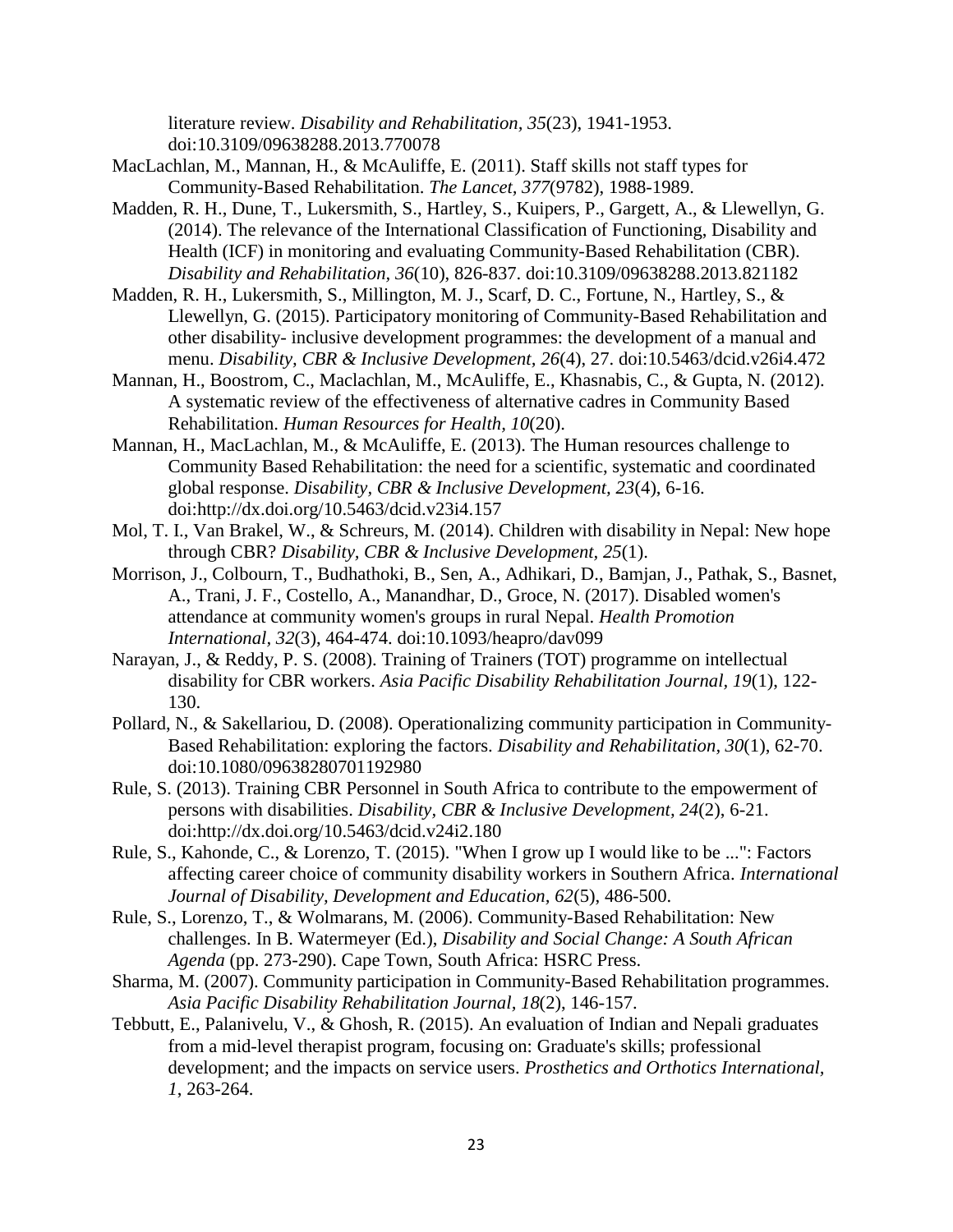literature review. *Disability and Rehabilitation, 35*(23), 1941-1953. doi:10.3109/09638288.2013.770078

MacLachlan, M., Mannan, H., & McAuliffe, E. (2011). Staff skills not staff types for Community-Based Rehabilitation. *The Lancet, 377*(9782), 1988-1989.

Madden, R. H., Dune, T., Lukersmith, S., Hartley, S., Kuipers, P., Gargett, A., & Llewellyn, G. (2014). The relevance of the International Classification of Functioning, Disability and Health (ICF) in monitoring and evaluating Community-Based Rehabilitation (CBR). *Disability and Rehabilitation, 36*(10), 826-837. doi:10.3109/09638288.2013.821182

Madden, R. H., Lukersmith, S., Millington, M. J., Scarf, D. C., Fortune, N., Hartley, S., & Llewellyn, G. (2015). Participatory monitoring of Community-Based Rehabilitation and other disability- inclusive development programmes: the development of a manual and menu. *Disability, CBR & Inclusive Development, 26*(4), 27. doi:10.5463/dcid.v26i4.472

Mannan, H., Boostrom, C., Maclachlan, M., McAuliffe, E., Khasnabis, C., & Gupta, N. (2012). A systematic review of the effectiveness of alternative cadres in Community Based Rehabilitation. *Human Resources for Health, 10*(20).

Mannan, H., MacLachlan, M., & McAuliffe, E. (2013). The Human resources challenge to Community Based Rehabilitation: the need for a scientific, systematic and coordinated global response. *Disability, CBR & Inclusive Development, 23*(4), 6-16. doi:http://dx.doi.org/10.5463/dcid.v23i4.157

Mol, T. I., Van Brakel, W., & Schreurs, M. (2014). Children with disability in Nepal: New hope through CBR? *Disability, CBR & Inclusive Development, 25*(1).

Morrison, J., Colbourn, T., Budhathoki, B., Sen, A., Adhikari, D., Bamjan, J., Pathak, S., Basnet, A., Trani, J. F., Costello, A., Manandhar, D., Groce, N. (2017). Disabled women's attendance at community women's groups in rural Nepal. *Health Promotion International, 32*(3), 464-474. doi:10.1093/heapro/dav099

Narayan, J., & Reddy, P. S. (2008). Training of Trainers (TOT) programme on intellectual disability for CBR workers. *Asia Pacific Disability Rehabilitation Journal, 19*(1), 122-130.

Pollard, N., & Sakellariou, D. (2008). Operationalizing community participation in Community-Based Rehabilitation: exploring the factors. *Disability and Rehabilitation, 30*(1), 62-70. doi:10.1080/09638280701192980

Rule, S. (2013). Training CBR Personnel in South Africa to contribute to the empowerment of persons with disabilities. *Disability, CBR & Inclusive Development, 24*(2), 6-21. doi:http://dx.doi.org/10.5463/dcid.v24i2.180

Rule, S., Kahonde, C., & Lorenzo, T. (2015). "When I grow up I would like to be ...": Factors affecting career choice of community disability workers in Southern Africa. *International Journal of Disability, Development and Education, 62*(5), 486-500.

Rule, S., Lorenzo, T., & Wolmarans, M. (2006). Community-Based Rehabilitation: New challenges. In B. Watermeyer (Ed.), *Disability and Social Change: A South African Agenda* (pp. 273-290). Cape Town, South Africa: HSRC Press.

Sharma, M. (2007). Community participation in Community-Based Rehabilitation programmes. *Asia Pacific Disability Rehabilitation Journal, 18*(2), 146-157.

Tebbutt, E., Palanivelu, V., & Ghosh, R. (2015). An evaluation of Indian and Nepali graduates from a mid-level therapist program, focusing on: Graduate's skills; professional development; and the impacts on service users. *Prosthetics and Orthotics International, 1*, 263-264.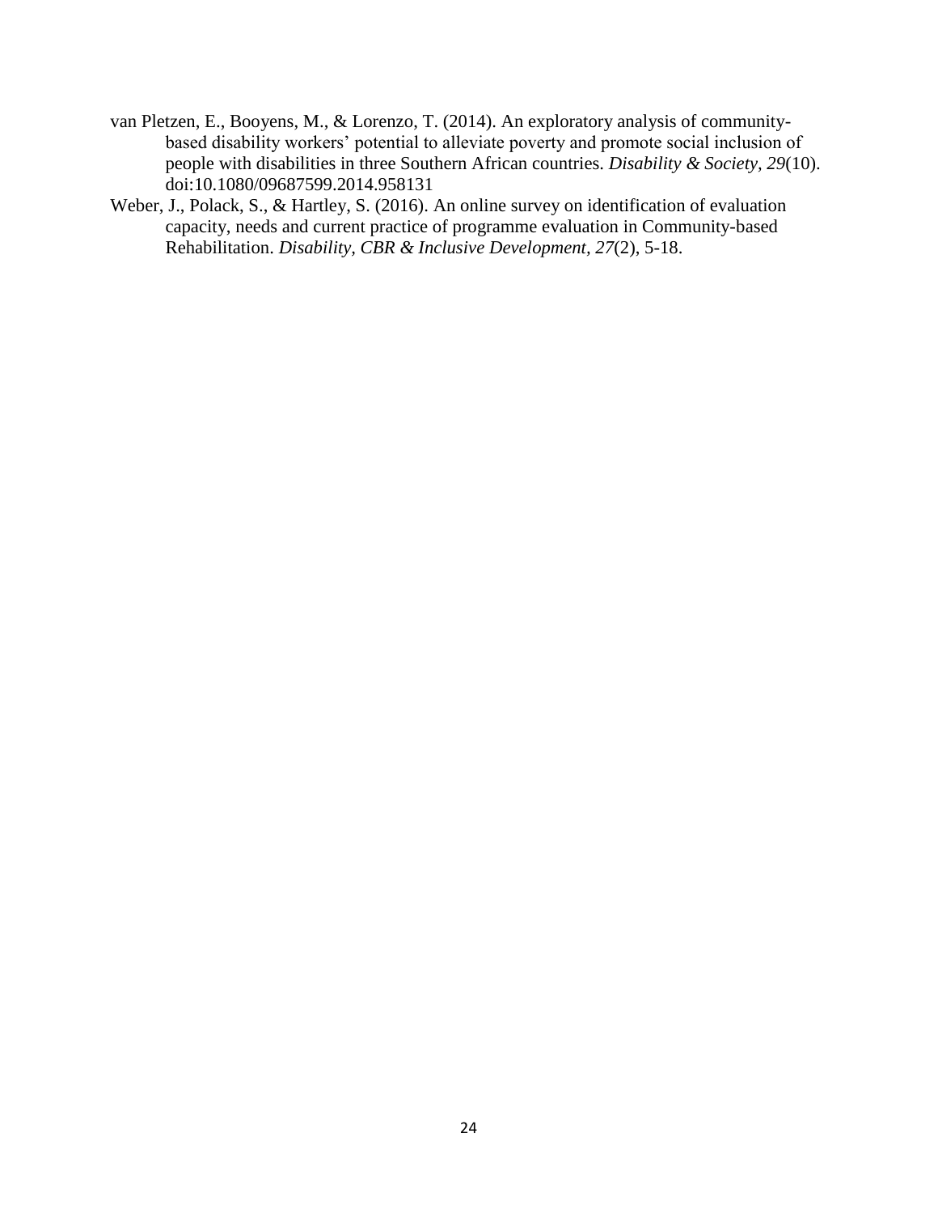van Pletzen, E., Booyens, M., & Lorenzo, T. (2014). An exploratory analysis of community-based disability workers' potential to alleviate poverty and promote social inclusion of people with disabilities in three Southern African countries. *Disability & Society, 29*(10). doi:10.1080/09687599.2014.958131

Weber, J., Polack, S., & Hartley, S. (2016). An online survey on identification of evaluation capacity, needs and current practice of programme evaluation in Community-based Rehabilitation. *Disability, CBR & Inclusive Development, 27*(2), 5-18.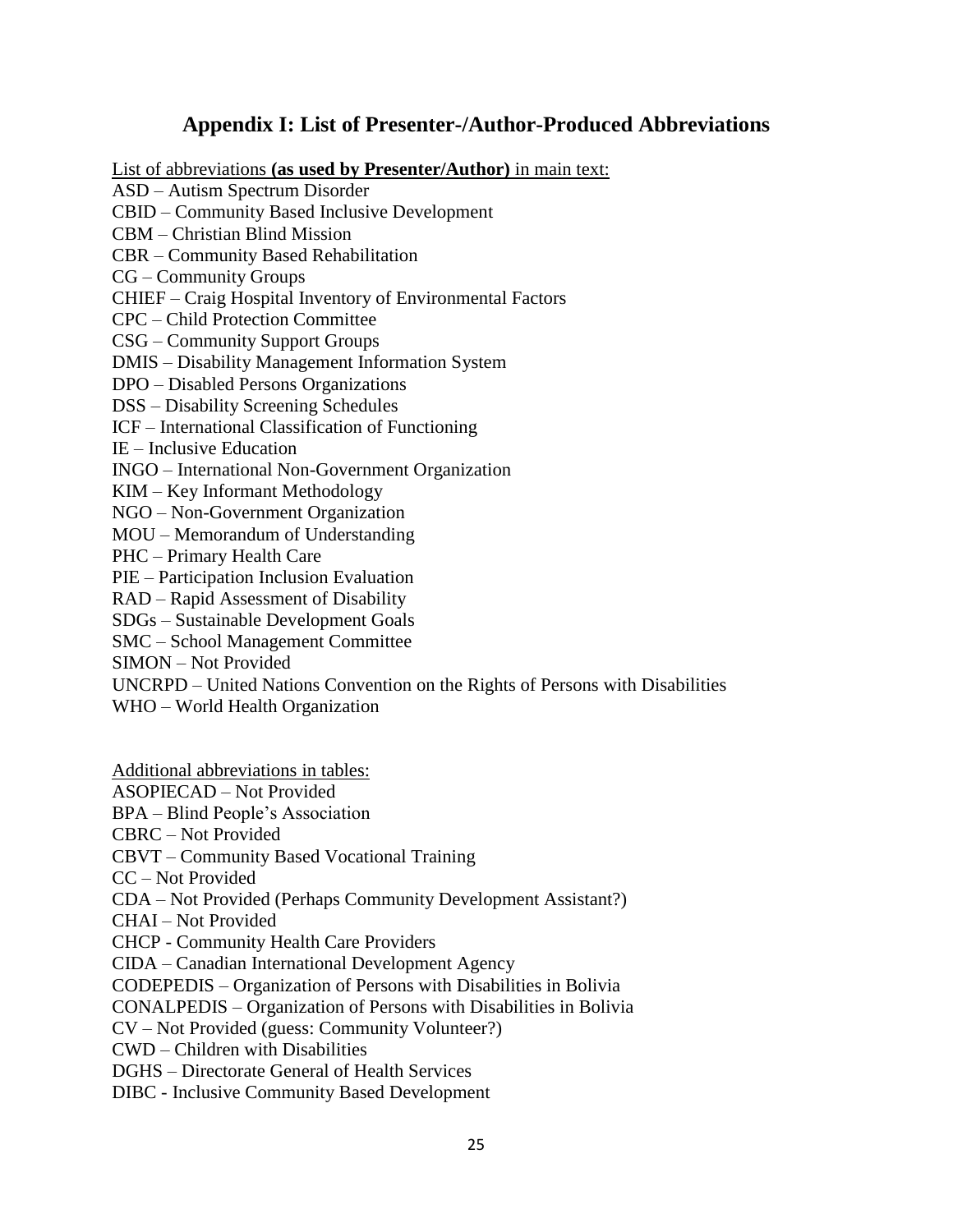# Appendix I: List of Presenter-/Author-Produced Abbreviations

<u>List of abbreviations **(as used by Presenter/Author)** in main text:</u>

ASD – Autism Spectrum Disorder
CBID – Community Based Inclusive Development
CBM – Christian Blind Mission
CBR – Community Based Rehabilitation
CG – Community Groups
CHIEF – Craig Hospital Inventory of Environmental Factors
CPC – Child Protection Committee
CSG – Community Support Groups
DMIS – Disability Management Information System
DPO – Disabled Persons Organizations
DSS – Disability Screening Schedules
ICF – International Classification of Functioning
IE – Inclusive Education
INGO – International Non-Government Organization
KIM – Key Informant Methodology
NGO – Non-Government Organization
MOU – Memorandum of Understanding
PHC – Primary Health Care
PIE – Participation Inclusion Evaluation
RAD – Rapid Assessment of Disability
SDGs – Sustainable Development Goals
SMC – School Management Committee
SIMON – Not Provided
UNCRPD – United Nations Convention on the Rights of Persons with Disabilities
WHO – World Health Organization

<u>Additional abbreviations in tables:</u>

ASOPIECAD – Not Provided
BPA – Blind People's Association
CBRC – Not Provided
CBVT – Community Based Vocational Training
CC – Not Provided
CDA – Not Provided (Perhaps Community Development Assistant?)
CHAI – Not Provided
CHCP - Community Health Care Providers
CIDA – Canadian International Development Agency
CODEPEDIS – Organization of Persons with Disabilities in Bolivia
CONALPEDIS – Organization of Persons with Disabilities in Bolivia
CV – Not Provided (guess: Community Volunteer?)
CWD – Children with Disabilities
DGHS – Directorate General of Health Services
DIBC - Inclusive Community Based Development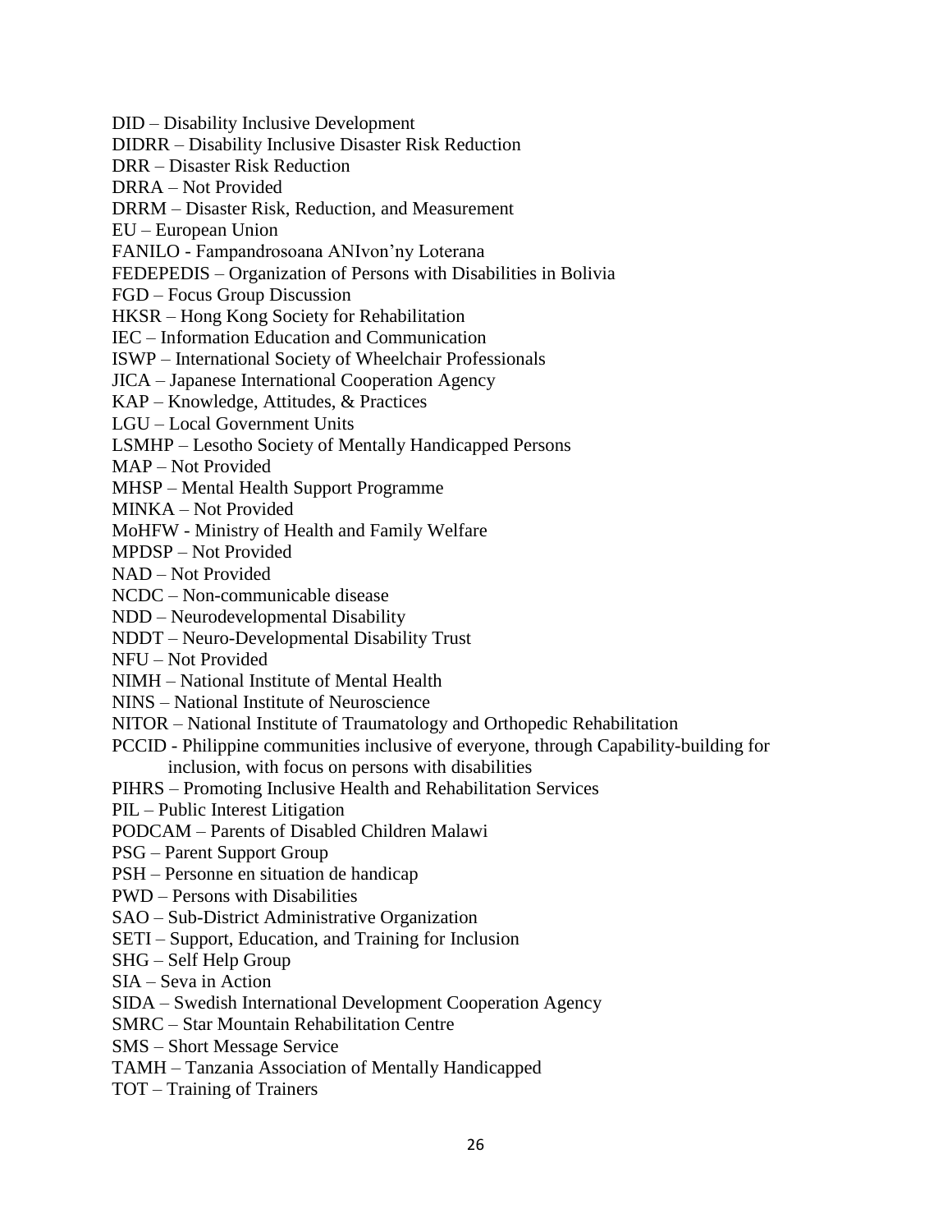DID – Disability Inclusive Development
DIDRR – Disability Inclusive Disaster Risk Reduction
DRR – Disaster Risk Reduction
DRRA – Not Provided
DRRM – Disaster Risk, Reduction, and Measurement
EU – European Union
FANILO - Fampandrosoana ANIvon'ny Loterana
FEDEPEDIS – Organization of Persons with Disabilities in Bolivia
FGD – Focus Group Discussion
HKSR – Hong Kong Society for Rehabilitation
IEC – Information Education and Communication
ISWP – International Society of Wheelchair Professionals
JICA – Japanese International Cooperation Agency
KAP – Knowledge, Attitudes, & Practices
LGU – Local Government Units
LSMHP – Lesotho Society of Mentally Handicapped Persons
MAP – Not Provided
MHSP – Mental Health Support Programme
MINKA – Not Provided
MoHFW - Ministry of Health and Family Welfare
MPDSP – Not Provided
NAD – Not Provided
NCDC – Non-communicable disease
NDD – Neurodevelopmental Disability
NDDT – Neuro-Developmental Disability Trust
NFU – Not Provided
NIMH – National Institute of Mental Health
NINS – National Institute of Neuroscience
NITOR – National Institute of Traumatology and Orthopedic Rehabilitation
PCCID - Philippine communities inclusive of everyone, through Capability-building for inclusion, with focus on persons with disabilities
PIHRS – Promoting Inclusive Health and Rehabilitation Services
PIL – Public Interest Litigation
PODCAM – Parents of Disabled Children Malawi
PSG – Parent Support Group
PSH – Personne en situation de handicap
PWD – Persons with Disabilities
SAO – Sub-District Administrative Organization
SETI – Support, Education, and Training for Inclusion
SHG – Self Help Group
SIA – Seva in Action
SIDA – Swedish International Development Cooperation Agency
SMRC – Star Mountain Rehabilitation Centre
SMS – Short Message Service
TAMH – Tanzania Association of Mentally Handicapped
TOT – Training of Trainers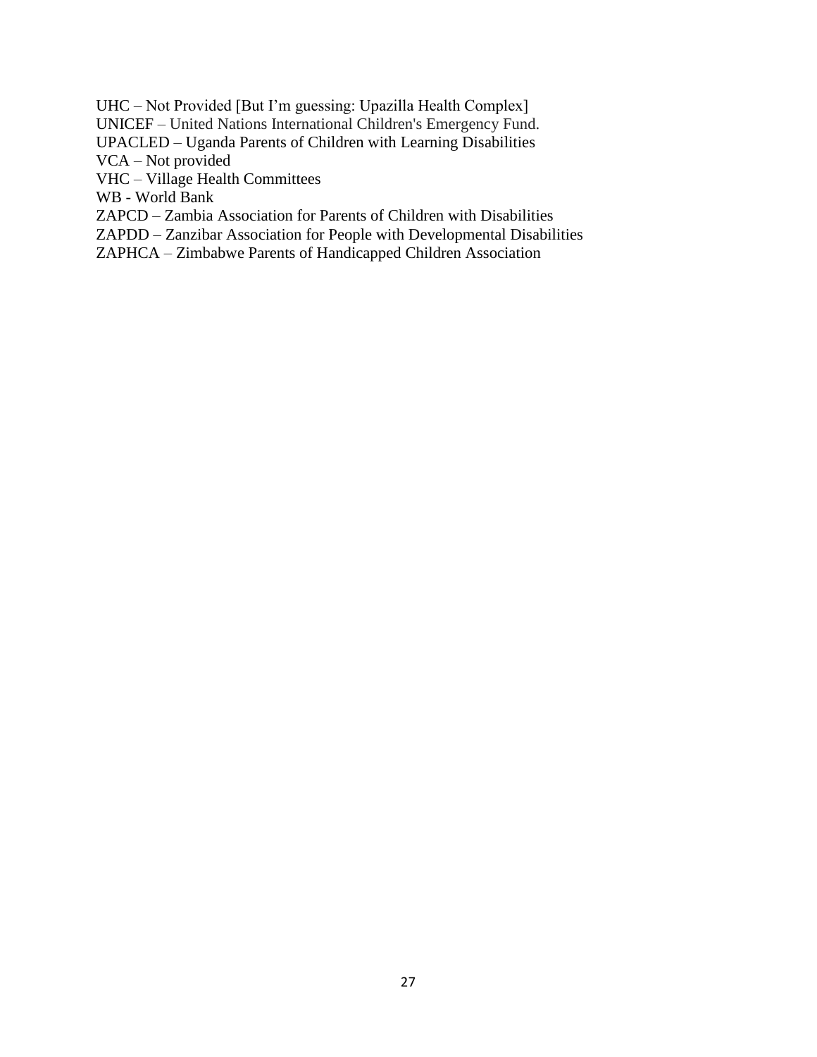UHC – Not Provided [But I'm guessing: Upazilla Health Complex]
UNICEF – United Nations International Children's Emergency Fund.
UPACLED – Uganda Parents of Children with Learning Disabilities
VCA – Not provided
VHC – Village Health Committees
WB - World Bank
ZAPCD – Zambia Association for Parents of Children with Disabilities
ZAPDD – Zanzibar Association for People with Developmental Disabilities
ZAPHCA – Zimbabwe Parents of Handicapped Children Association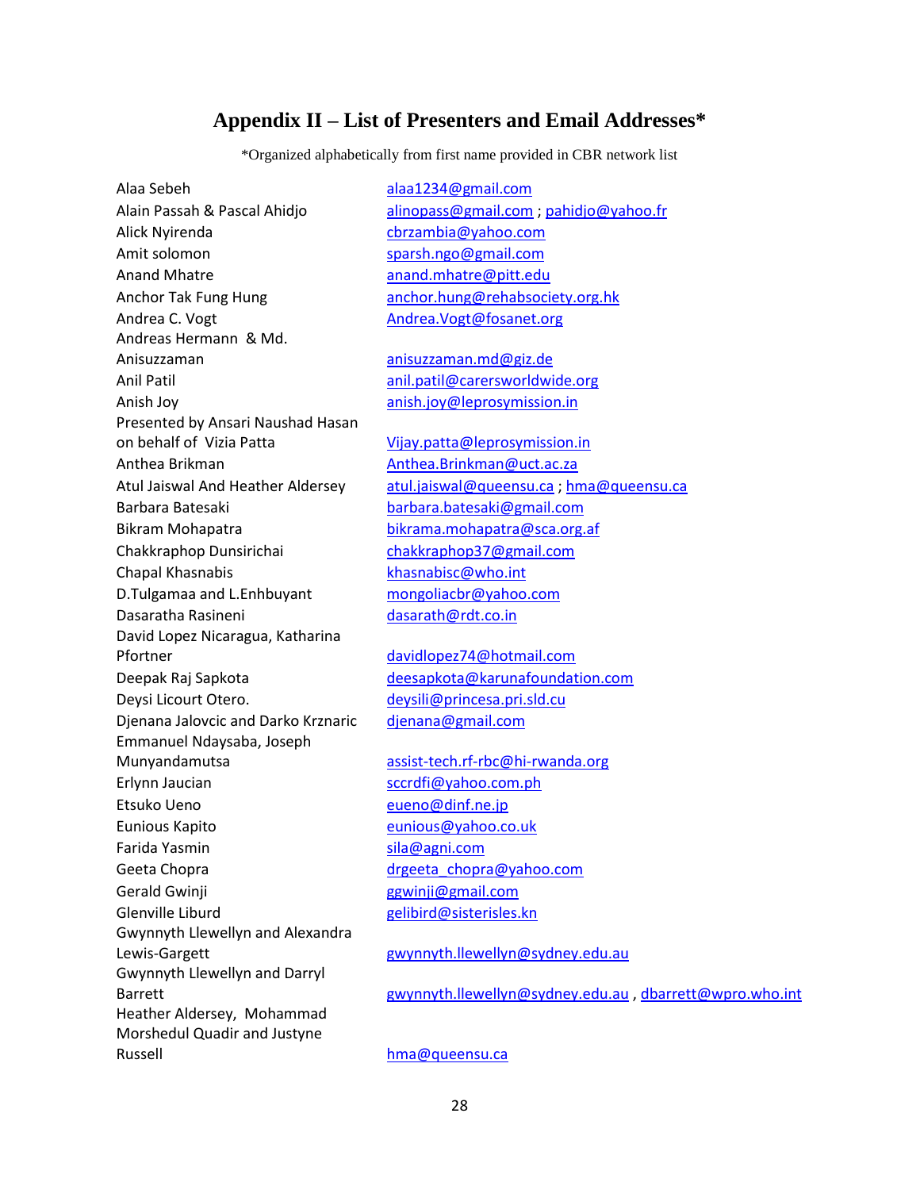## Appendix II – List of Presenters and Email Addresses*

*Organized alphabetically from first name provided in CBR network list

| | |
|---|---|
| Alaa Sebeh | alaa1234@gmail.com |
| Alain Passah & Pascal Ahidjo | alinopass@gmail.com ; pahidjo@yahoo.fr |
| Alick Nyirenda | cbrzambia@yahoo.com |
| Amit solomon | sparsh.ngo@gmail.com |
| Anand Mhatre | anand.mhatre@pitt.edu |
| Anchor Tak Fung Hung | anchor.hung@rehabsociety.org.hk |
| Andrea C. Vogt | Andrea.Vogt@fosanet.org |
| Andreas Hermann & Md. Anisuzzaman | anisuzzaman.md@giz.de |
| Anil Patil | anil.patil@carersworldwide.org |
| Anish Joy | anish.joy@leprosymission.in |
| Presented by Ansari Naushad Hasan on behalf of Vizia Patta | Vijay.patta@leprosymission.in |
| Anthea Brikman | Anthea.Brinkman@uct.ac.za |
| Atul Jaiswal And Heather Aldersey | atul.jaiswal@queensu.ca ; hma@queensu.ca |
| Barbara Batesaki | barbara.batesaki@gmail.com |
| Bikram Mohapatra | bikrama.mohapatra@sca.org.af |
| Chakkraphop Dunsirichai | chakkraphop37@gmail.com |
| Chapal Khasnabis | khasnabisc@who.int |
| D.Tulgamaa and L.Enhbuyant | mongoliacbr@yahoo.com |
| Dasaratha Rasineni | dasarath@rdt.co.in |
| David Lopez Nicaragua, Katharina Pfortner | davidlopez74@hotmail.com |
| Deepak Raj Sapkota | deesapkota@karunafoundation.com |
| Deysi Licourt Otero. | deysili@princesa.pri.sld.cu |
| Djenana Jalovcic and Darko Krznaric | djenana@gmail.com |
| Emmanuel Ndaysaba, Joseph Munyandamutsa | assist-tech.rf-rbc@hi-rwanda.org |
| Erlynn Jaucian | sccrdfi@yahoo.com.ph |
| Etsuko Ueno | eueno@dinf.ne.jp |
| Eunious Kapito | eunious@yahoo.co.uk |
| Farida Yasmin | sila@agni.com |
| Geeta Chopra | drgeeta_chopra@yahoo.com |
| Gerald Gwinji | ggwinji@gmail.com |
| Glenville Liburd | gelibird@sisterisles.kn |
| Gwynnyth Llewellyn and Alexandra Lewis-Gargett | gwynnyth.llewellyn@sydney.edu.au |
| Gwynnyth Llewellyn and Darryl Barrett | gwynnyth.llewellyn@sydney.edu.au , dbarrett@wpro.who.int |
| Heather Aldersey, Mohammad Morshedul Quadir and Justyne Russell | hma@queensu.ca |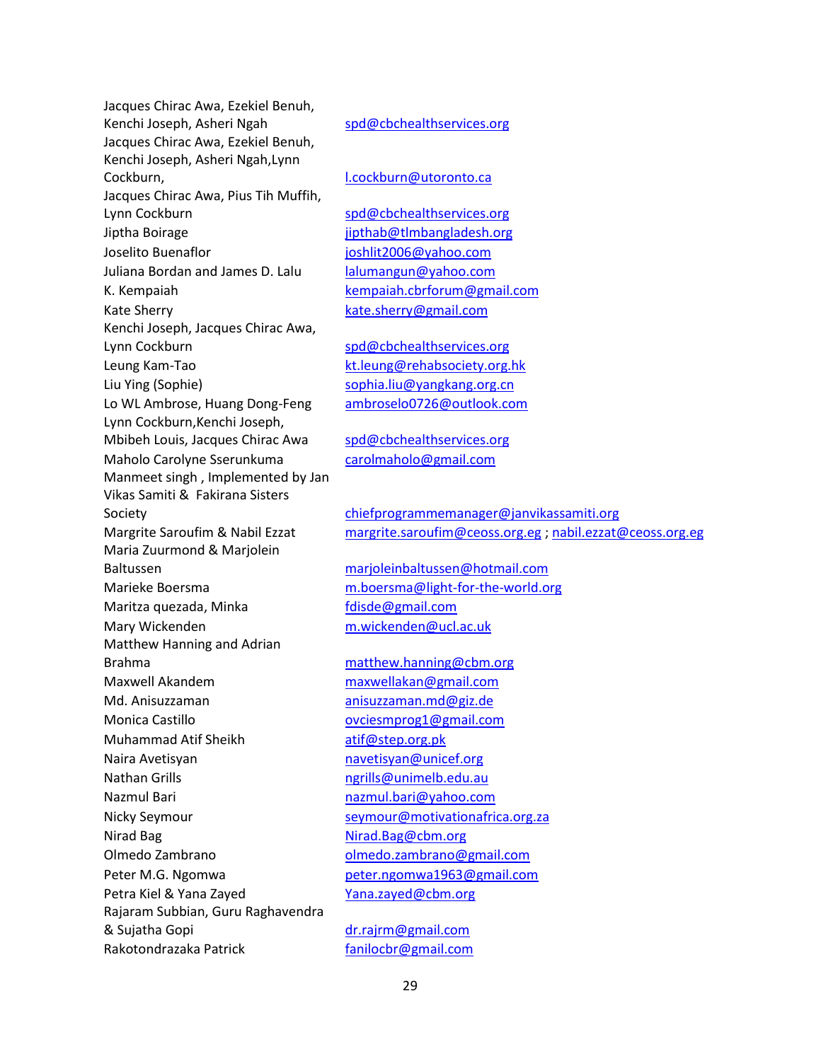| | |
|---|---|
| Jacques Chirac Awa, Ezekiel Benuh, Kenchi Joseph, Asheri Ngah | spd@cbchealthservices.org |
| Jacques Chirac Awa, Ezekiel Benuh, Kenchi Joseph, Asheri Ngah,Lynn Cockburn, | l.cockburn@utoronto.ca |
| Jacques Chirac Awa, Pius Tih Muffih, Lynn Cockburn | spd@cbchealthservices.org |
| Jiptha Boirage | jipthab@tlmbangladesh.org |
| Joselito Buenaflor | joshlit2006@yahoo.com |
| Juliana Bordan and James D. Lalu | lalumangun@yahoo.com |
| K. Kempaiah | kempaiah.cbrforum@gmail.com |
| Kate Sherry | kate.sherry@gmail.com |
| Kenchi Joseph, Jacques Chirac Awa, Lynn Cockburn | spd@cbchealthservices.org |
| Leung Kam-Tao | kt.leung@rehabsociety.org.hk |
| Liu Ying (Sophie) | sophia.liu@yangkang.org.cn |
| Lo WL Ambrose, Huang Dong-Feng | ambroselo0726@outlook.com |
| Lynn Cockburn,Kenchi Joseph, Mbibeh Louis, Jacques Chirac Awa | spd@cbchealthservices.org |
| Maholo Carolyne Sserunkuma | carolmaholo@gmail.com |
| Manmeet singh , Implemented by Jan Vikas Samiti & Fakirana Sisters Society | chiefprogrammemanager@janvikassamiti.org |
| Margrite Saroufim & Nabil Ezzat | margrite.saroufim@ceoss.org.eg ; nabil.ezzat@ceoss.org.eg |
| Maria Zuurmond & Marjolein Baltussen | marjoleinbaltussen@hotmail.com |
| Marieke Boersma | m.boersma@light-for-the-world.org |
| Maritza quezada, Minka | fdisde@gmail.com |
| Mary Wickenden | m.wickenden@ucl.ac.uk |
| Matthew Hanning and Adrian Brahma | matthew.hanning@cbm.org |
| Maxwell Akandem | maxwellakan@gmail.com |
| Md. Anisuzzaman | anisuzzaman.md@giz.de |
| Monica Castillo | ovciesmprog1@gmail.com |
| Muhammad Atif Sheikh | atif@step.org.pk |
| Naira Avetisyan | navetisyan@unicef.org |
| Nathan Grills | ngrills@unimelb.edu.au |
| Nazmul Bari | nazmul.bari@yahoo.com |
| Nicky Seymour | seymour@motivationafrica.org.za |
| Nirad Bag | Nirad.Bag@cbm.org |
| Olmedo Zambrano | olmedo.zambrano@gmail.com |
| Peter M.G. Ngomwa | peter.ngomwa1963@gmail.com |
| Petra Kiel & Yana Zayed | Yana.zayed@cbm.org |
| Rajaram Subbian, Guru Raghavendra & Sujatha Gopi | dr.rajrm@gmail.com |
| Rakotondrazaka Patrick | fanilocbr@gmail.com |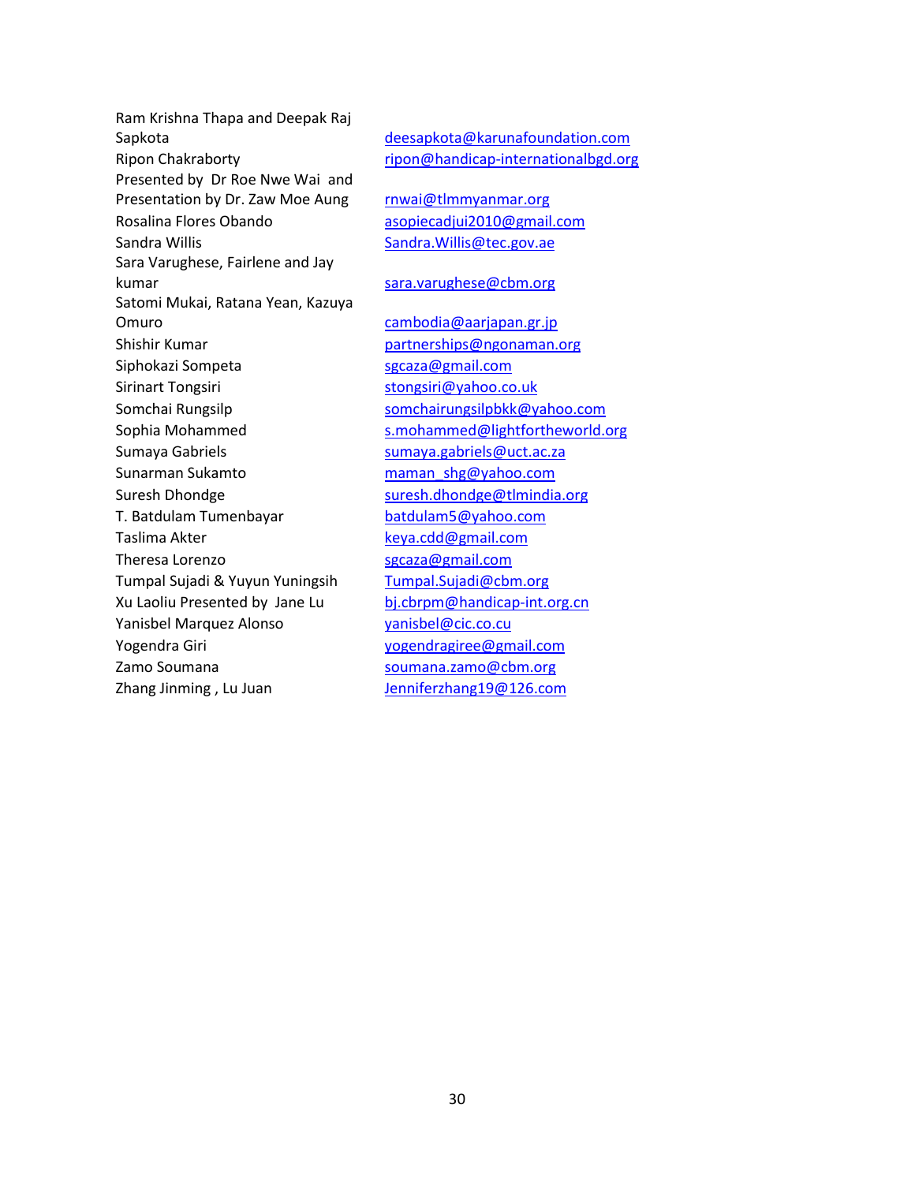| | |
|---|---|
| Ram Krishna Thapa and Deepak Raj Sapkota | deesapkota@karunafoundation.com |
| Ripon Chakraborty | ripon@handicap-internationalbgd.org |
| Presented by Dr Roe Nwe Wai and Presentation by Dr. Zaw Moe Aung | rnwai@tlmmyanmar.org |
| Rosalina Flores Obando | asopiecadjui2010@gmail.com |
| Sandra Willis | Sandra.Willis@tec.gov.ae |
| Sara Varughese, Fairlene and Jay kumar | sara.varughese@cbm.org |
| Satomi Mukai, Ratana Yean, Kazuya Omuro | cambodia@aarjapan.gr.jp |
| Shishir Kumar | partnerships@ngonaman.org |
| Siphokazi Sompeta | sgcaza@gmail.com |
| Sirinart Tongsiri | stongsiri@yahoo.co.uk |
| Somchai Rungsilp | somchairungsilpbkk@yahoo.com |
| Sophia Mohammed | s.mohammed@lightfortheworld.org |
| Sumaya Gabriels | sumaya.gabriels@uct.ac.za |
| Sunarman Sukamto | maman_shg@yahoo.com |
| Suresh Dhondge | suresh.dhondge@tlmindia.org |
| T. Batdulam Tumenbayar | batdulam5@yahoo.com |
| Taslima Akter | keya.cdd@gmail.com |
| Theresa Lorenzo | sgcaza@gmail.com |
| Tumpal Sujadi & Yuyun Yuningsih | Tumpal.Sujadi@cbm.org |
| Xu Laoliu Presented by Jane Lu | bj.cbrpm@handicap-int.org.cn |
| Yanisbel Marquez Alonso | yanisbel@cic.co.cu |
| Yogendra Giri | yogendragiree@gmail.com |
| Zamo Soumana | soumana.zamo@cbm.org |
| Zhang Jinming , Lu Juan | Jenniferzhang19@126.com |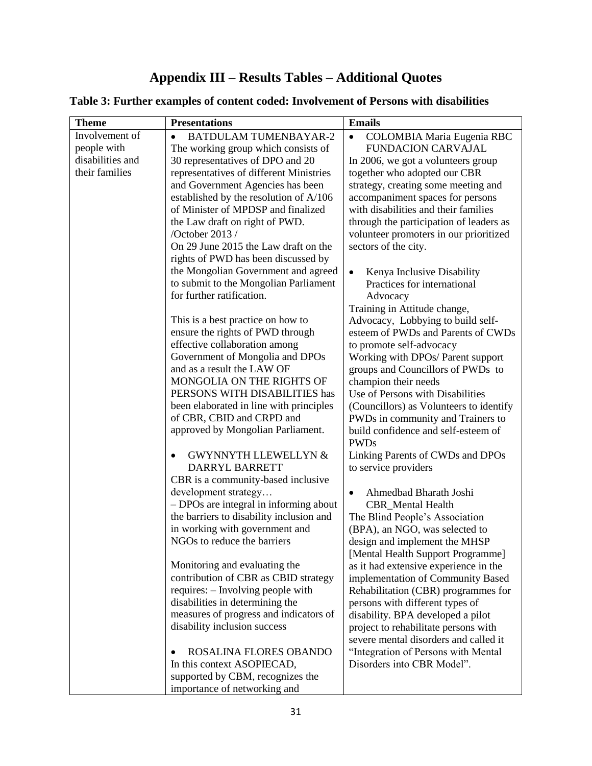# Appendix III – Results Tables – Additional Quotes

## Table 3: Further examples of content coded: Involvement of Persons with disabilities

| Theme | Presentations | Emails |
|---|---|---|
| Involvement of people with disabilities and their families | • BATDULAM TUMENBAYAR-2<br>The working group which consists of 30 representatives of DPO and 20 representatives of different Ministries and Government Agencies has been established by the resolution of A/106 of Minister of MPDSP and finalized the Law draft on right of PWD. /October 2013 /<br>On 29 June 2015 the Law draft on the rights of PWD has been discussed by the Mongolian Government and agreed to submit to the Mongolian Parliament for further ratification.<br><br>This is a best practice on how to ensure the rights of PWD through effective collaboration among Government of Mongolia and DPOs and as a result the LAW OF MONGOLIA ON THE RIGHTS OF PERSONS WITH DISABILITIES has been elaborated in line with principles of CBR, CBID and CRPD and approved by Mongolian Parliament.<br><br>• GWYNNYTH LLEWELLYN & DARRYL BARRETT<br>CBR is a community-based inclusive development strategy…<br>– DPOs are integral in informing about the barriers to disability inclusion and in working with government and NGOs to reduce the barriers<br><br>Monitoring and evaluating the contribution of CBR as CBID strategy requires: – Involving people with disabilities in determining the measures of progress and indicators of disability inclusion success<br><br>• ROSALINA FLORES OBANDO<br>In this context ASOPIECAD, supported by CBM, recognizes the importance of networking and | • COLOMBIA Maria Eugenia RBC FUNDACION CARVAJAL<br>In 2006, we got a volunteers group together who adopted our CBR strategy, creating some meeting and accompaniment spaces for persons with disabilities and their families through the participation of leaders as volunteer promoters in our prioritized sectors of the city.<br><br>• Kenya Inclusive Disability Practices for international Advocacy<br>Training in Attitude change, Advocacy, Lobbying to build self-esteem of PWDs and Parents of CWDs to promote self-advocacy<br>Working with DPOs/ Parent support groups and Councillors of PWDs to champion their needs<br>Use of Persons with Disabilities (Councillors) as Volunteers to identify PWDs in community and Trainers to build confidence and self-esteem of PWDs<br>Linking Parents of CWDs and DPOs to service providers<br><br>• Ahmedbad Bharath Joshi CBR_Mental Health<br>The Blind People's Association (BPA), an NGO, was selected to design and implement the MHSP [Mental Health Support Programme] as it had extensive experience in the implementation of Community Based Rehabilitation (CBR) programmes for persons with different types of disability. BPA developed a pilot project to rehabilitate persons with severe mental disorders and called it "Integration of Persons with Mental Disorders into CBR Model". |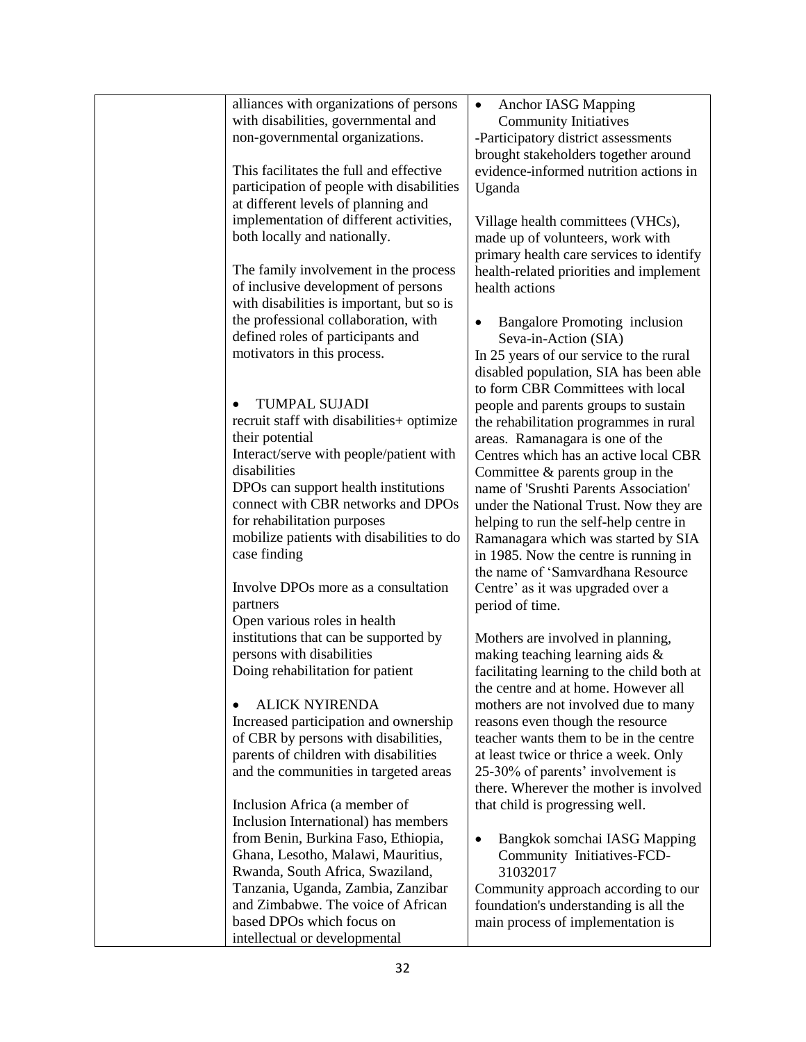| | | |
|---|---|---|
| | alliances with organizations of persons with disabilities, governmental and non-governmental organizations.<br><br>This facilitates the full and effective participation of people with disabilities at different levels of planning and implementation of different activities, both locally and nationally.<br><br>The family involvement in the process of inclusive development of persons with disabilities is important, but so is the professional collaboration, with defined roles of participants and motivators in this process.<br><br>• TUMPAL SUJADI<br>recruit staff with disabilities+ optimize their potential<br>Interact/serve with people/patient with disabilities<br>DPOs can support health institutions connect with CBR networks and DPOs for rehabilitation purposes<br>mobilize patients with disabilities to do case finding<br><br>Involve DPOs more as a consultation partners<br>Open various roles in health institutions that can be supported by persons with disabilities<br>Doing rehabilitation for patient<br><br>• ALICK NYIRENDA<br>Increased participation and ownership of CBR by persons with disabilities, parents of children with disabilities and the communities in targeted areas<br><br>Inclusion Africa (a member of Inclusion International) has members from Benin, Burkina Faso, Ethiopia, Ghana, Lesotho, Malawi, Mauritius, Rwanda, South Africa, Swaziland, Tanzania, Uganda, Zambia, Zanzibar and Zimbabwe. The voice of African based DPOs which focus on intellectual or developmental | • Anchor IASG Mapping Community Initiatives<br>-Participatory district assessments brought stakeholders together around evidence-informed nutrition actions in Uganda<br><br>Village health committees (VHCs), made up of volunteers, work with primary health care services to identify health-related priorities and implement health actions<br><br>• Bangalore Promoting inclusion Seva-in-Action (SIA)<br>In 25 years of our service to the rural disabled population, SIA has been able to form CBR Committees with local people and parents groups to sustain the rehabilitation programmes in rural areas. Ramanagara is one of the Centres which has an active local CBR Committee & parents group in the name of 'Srushti Parents Association' under the National Trust. Now they are helping to run the self-help centre in Ramanagara which was started by SIA in 1985. Now the centre is running in the name of 'Samvardhana Resource Centre' as it was upgraded over a period of time.<br><br>Mothers are involved in planning, making teaching learning aids & facilitating learning to the child both at the centre and at home. However all mothers are not involved due to many reasons even though the resource teacher wants them to be in the centre at least twice or thrice a week. Only 25-30% of parents' involvement is there. Wherever the mother is involved that child is progressing well.<br><br>• Bangkok somchai IASG Mapping Community Initiatives-FCD-31032017<br>Community approach according to our foundation's understanding is all the main process of implementation is |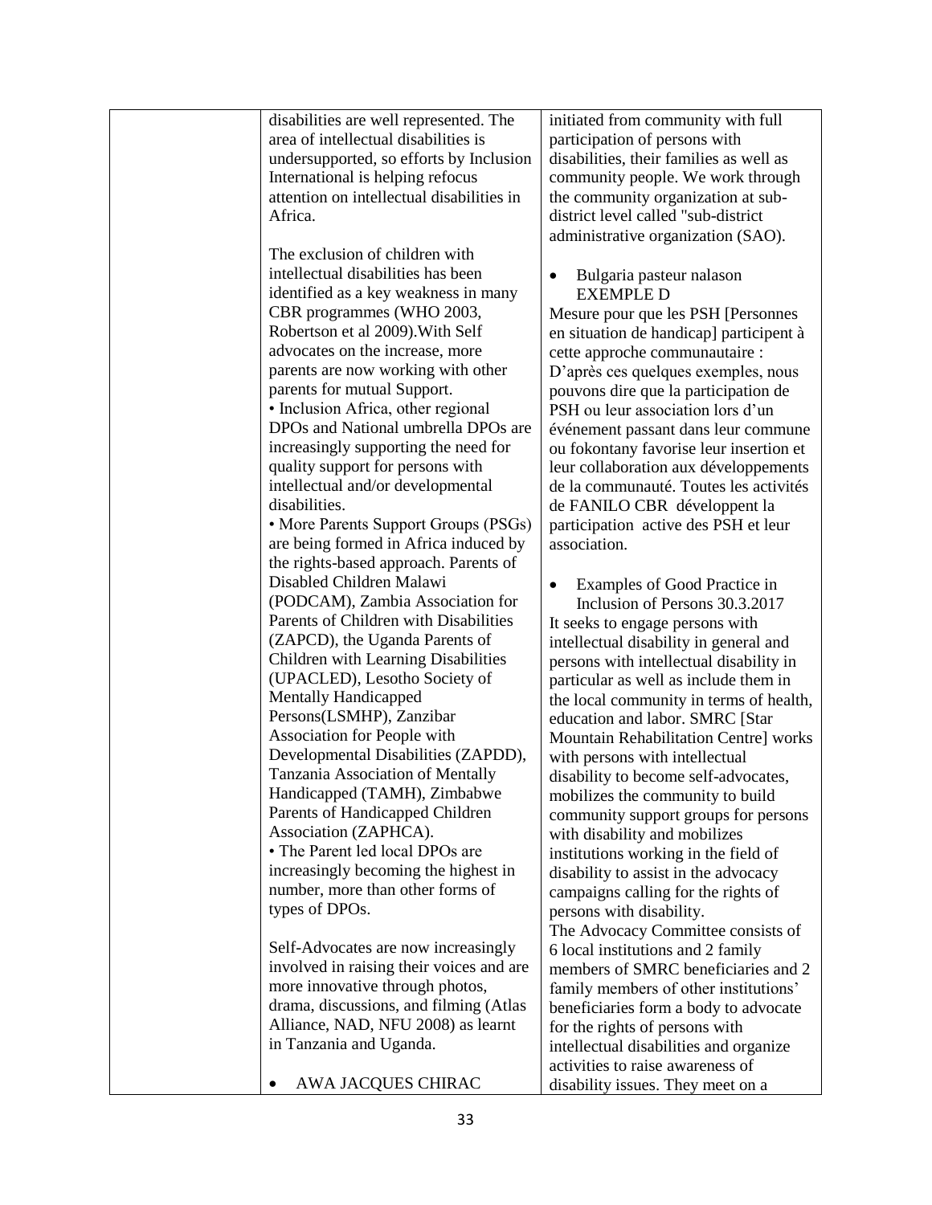| | | |
|---|---|---|
| | disabilities are well represented. The area of intellectual disabilities is undersupported, so efforts by Inclusion International is helping refocus attention on intellectual disabilities in Africa.<br><br>The exclusion of children with intellectual disabilities has been identified as a key weakness in many CBR programmes (WHO 2003, Robertson et al 2009).With Self advocates on the increase, more parents are now working with other parents for mutual Support.<br>• Inclusion Africa, other regional DPOs and National umbrella DPOs are increasingly supporting the need for quality support for persons with intellectual and/or developmental disabilities.<br>• More Parents Support Groups (PSGs) are being formed in Africa induced by the rights-based approach. Parents of Disabled Children Malawi (PODCAM), Zambia Association for Parents of Children with Disabilities (ZAPCD), the Uganda Parents of Children with Learning Disabilities (UPACLED), Lesotho Society of Mentally Handicapped Persons(LSMHP), Zanzibar Association for People with Developmental Disabilities (ZAPDD), Tanzania Association of Mentally Handicapped (TAMH), Zimbabwe Parents of Handicapped Children Association (ZAPHCA).<br>• The Parent led local DPOs are increasingly becoming the highest in number, more than other forms of types of DPOs.<br><br>Self-Advocates are now increasingly involved in raising their voices and are more innovative through photos, drama, discussions, and filming (Atlas Alliance, NAD, NFU 2008) as learnt in Tanzania and Uganda.<br><br>• AWA JACQUES CHIRAC | initiated from community with full participation of persons with disabilities, their families as well as community people. We work through the community organization at sub-district level called "sub-district administrative organization (SAO).<br><br>• Bulgaria pasteur nalason EXEMPLE D<br>Mesure pour que les PSH [Personnes en situation de handicap] participent à cette approche communautaire : D'après ces quelques exemples, nous pouvons dire que la participation de PSH ou leur association lors d'un événement passant dans leur commune ou fokontany favorise leur insertion et leur collaboration aux développements de la communauté. Toutes les activités de FANILO CBR développent la participation active des PSH et leur association.<br><br>• Examples of Good Practice in Inclusion of Persons 30.3.2017<br>It seeks to engage persons with intellectual disability in general and persons with intellectual disability in particular as well as include them in the local community in terms of health, education and labor. SMRC [Star Mountain Rehabilitation Centre] works with persons with intellectual disability to become self-advocates, mobilizes the community to build community support groups for persons with disability and mobilizes institutions working in the field of disability to assist in the advocacy campaigns calling for the rights of persons with disability.<br>The Advocacy Committee consists of 6 local institutions and 2 family members of SMRC beneficiaries and 2 family members of other institutions' beneficiaries form a body to advocate for the rights of persons with intellectual disabilities and organize activities to raise awareness of disability issues. They meet on a |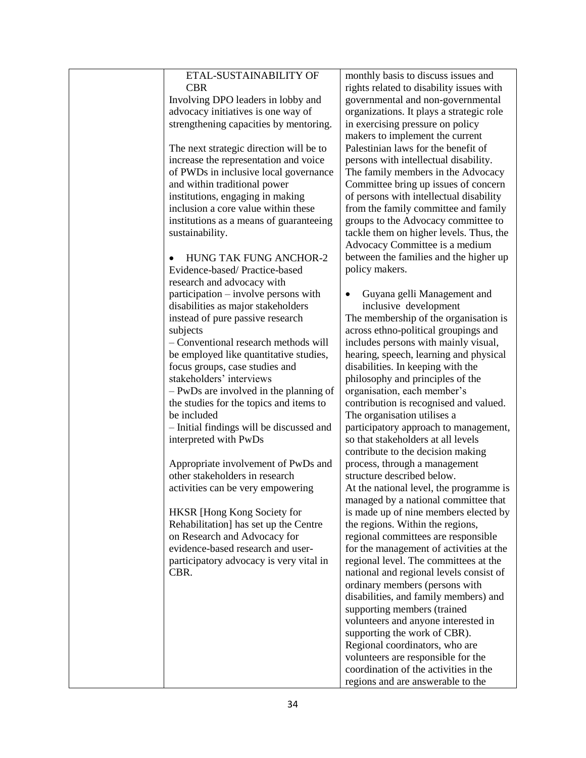| | | |
|---|---|---|
| | ETAL-SUSTAINABILITY OF CBR<br>Involving DPO leaders in lobby and advocacy initiatives is one way of strengthening capacities by mentoring.<br><br>The next strategic direction will be to increase the representation and voice of PWDs in inclusive local governance and within traditional power institutions, engaging in making inclusion a core value within these institutions as a means of guaranteeing sustainability.<br><br>• HUNG TAK FUNG ANCHOR-2<br>Evidence-based/ Practice-based research and advocacy with participation – involve persons with disabilities as major stakeholders instead of pure passive research subjects<br>– Conventional research methods will be employed like quantitative studies, focus groups, case studies and stakeholders' interviews<br>– PwDs are involved in the planning of the studies for the topics and items to be included<br>– Initial findings will be discussed and interpreted with PwDs<br><br>Appropriate involvement of PwDs and other stakeholders in research activities can be very empowering<br><br>HKSR [Hong Kong Society for Rehabilitation] has set up the Centre on Research and Advocacy for evidence-based research and user-participatory advocacy is very vital in CBR. | monthly basis to discuss issues and rights related to disability issues with governmental and non-governmental organizations. It plays a strategic role in exercising pressure on policy makers to implement the current Palestinian laws for the benefit of persons with intellectual disability. The family members in the Advocacy Committee bring up issues of concern of persons with intellectual disability from the family committee and family groups to the Advocacy committee to tackle them on higher levels. Thus, the Advocacy Committee is a medium between the families and the higher up policy makers.<br><br>• Guyana gelli Management and inclusive development<br>The membership of the organisation is across ethno-political groupings and includes persons with mainly visual, hearing, speech, learning and physical disabilities. In keeping with the philosophy and principles of the organisation, each member's contribution is recognised and valued. The organisation utilises a participatory approach to management, so that stakeholders at all levels contribute to the decision making process, through a management structure described below.<br>At the national level, the programme is managed by a national committee that is made up of nine members elected by the regions. Within the regions, regional committees are responsible for the management of activities at the regional level. The committees at the national and regional levels consist of ordinary members (persons with disabilities, and family members) and supporting members (trained volunteers and anyone interested in supporting the work of CBR). Regional coordinators, who are volunteers are responsible for the coordination of the activities in the regions and are answerable to the |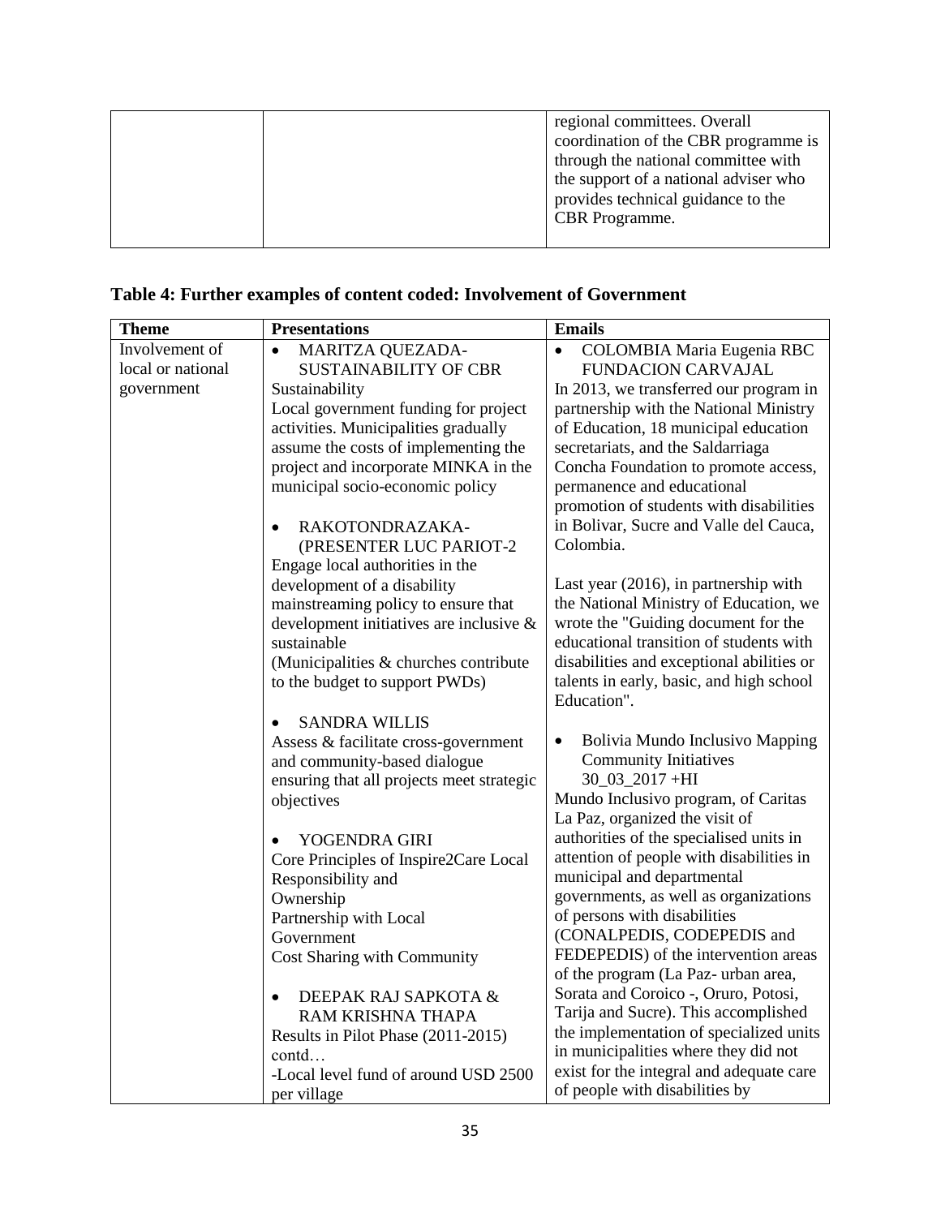| | | |
|---|---|---|
| | | regional committees. Overall coordination of the CBR programme is through the national committee with the support of a national adviser who provides technical guidance to the CBR Programme. |

**Table 4: Further examples of content coded: Involvement of Government**

| Theme | Presentations | Emails |
|---|---|---|
| Involvement of local or national government | • MARITZA QUEZADA-SUSTAINABILITY OF CBR<br>Sustainability<br>Local government funding for project activities. Municipalities gradually assume the costs of implementing the project and incorporate MINKA in the municipal socio-economic policy<br><br>• RAKOTONDRAZAKA-(PRESENTER LUC PARIOT-2<br>Engage local authorities in the development of a disability mainstreaming policy to ensure that development initiatives are inclusive & sustainable<br>(Municipalities & churches contribute to the budget to support PWDs)<br><br>• SANDRA WILLIS<br>Assess & facilitate cross-government and community-based dialogue ensuring that all projects meet strategic objectives<br><br>• YOGENDRA GIRI<br>Core Principles of Inspire2Care Local Responsibility and<br>Ownership<br>Partnership with Local<br>Government<br>Cost Sharing with Community<br><br>• DEEPAK RAJ SAPKOTA & RAM KRISHNA THAPA<br>Results in Pilot Phase (2011-2015) contd…<br>-Local level fund of around USD 2500 per village | • COLOMBIA Maria Eugenia RBC FUNDACION CARVAJAL<br>In 2013, we transferred our program in partnership with the National Ministry of Education, 18 municipal education secretariats, and the Saldarriaga Concha Foundation to promote access, permanence and educational promotion of students with disabilities in Bolivar, Sucre and Valle del Cauca, Colombia.<br><br>Last year (2016), in partnership with the National Ministry of Education, we wrote the "Guiding document for the educational transition of students with disabilities and exceptional abilities or talents in early, basic, and high school Education".<br><br>• Bolivia Mundo Inclusivo Mapping Community Initiatives 30_03_2017 +HI<br>Mundo Inclusivo program, of Caritas La Paz, organized the visit of authorities of the specialised units in attention of people with disabilities in municipal and departmental governments, as well as organizations of persons with disabilities (CONALPEDIS, CODEPEDIS and FEDEPEDIS) of the intervention areas of the program (La Paz- urban area, Sorata and Coroico -, Oruro, Potosi, Tarija and Sucre). This accomplished the implementation of specialized units in municipalities where they did not exist for the integral and adequate care of people with disabilities by |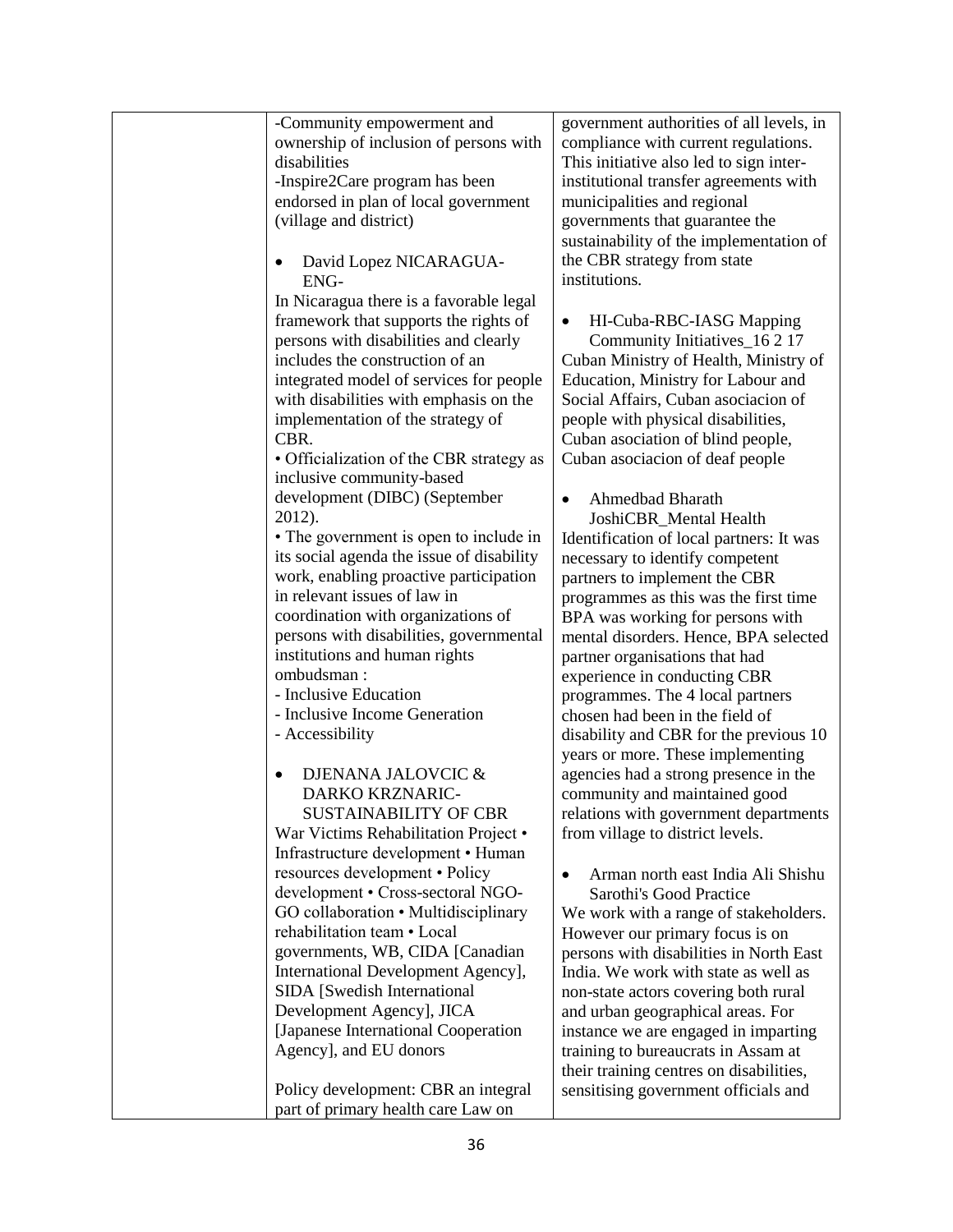| | | |
|---|---|---|
| | -Community empowerment and ownership of inclusion of persons with disabilities<br>-Inspire2Care program has been endorsed in plan of local government (village and district)<br><br>• David Lopez NICARAGUA-ENG-<br>In Nicaragua there is a favorable legal framework that supports the rights of persons with disabilities and clearly includes the construction of an integrated model of services for people with disabilities with emphasis on the implementation of the strategy of CBR.<br>• Officialization of the CBR strategy as inclusive community-based development (DIBC) (September 2012).<br>• The government is open to include in its social agenda the issue of disability work, enabling proactive participation in relevant issues of law in coordination with organizations of persons with disabilities, governmental institutions and human rights ombudsman :<br>- Inclusive Education<br>- Inclusive Income Generation<br>- Accessibility<br><br>• DJENANA JALOVCIC & DARKO KRZNARIC-SUSTAINABILITY OF CBR<br>War Victims Rehabilitation Project • Infrastructure development • Human resources development • Policy development • Cross-sectoral NGO-GO collaboration • Multidisciplinary rehabilitation team • Local governments, WB, CIDA [Canadian International Development Agency], SIDA [Swedish International Development Agency], JICA [Japanese International Cooperation Agency], and EU donors<br><br>Policy development: CBR an integral part of primary health care Law on | government authorities of all levels, in compliance with current regulations. This initiative also led to sign inter-institutional transfer agreements with municipalities and regional governments that guarantee the sustainability of the implementation of the CBR strategy from state institutions.<br><br>• HI-Cuba-RBC-IASG Mapping Community Initiatives_16 2 17<br>Cuban Ministry of Health, Ministry of Education, Ministry for Labour and Social Affairs, Cuban asociacion of people with physical disabilities, Cuban asociation of blind people, Cuban asociacion of deaf people<br><br>• Ahmedbad Bharath JoshiCBR_Mental Health<br>Identification of local partners: It was necessary to identify competent partners to implement the CBR programmes as this was the first time BPA was working for persons with mental disorders. Hence, BPA selected partner organisations that had experience in conducting CBR programmes. The 4 local partners chosen had been in the field of disability and CBR for the previous 10 years or more. These implementing agencies had a strong presence in the community and maintained good relations with government departments from village to district levels.<br><br>• Arman north east India Ali Shishu Sarothi's Good Practice<br>We work with a range of stakeholders. However our primary focus is on persons with disabilities in North East India. We work with state as well as non-state actors covering both rural and urban geographical areas. For instance we are engaged in imparting training to bureaucrats in Assam at their training centres on disabilities, sensitising government officials and |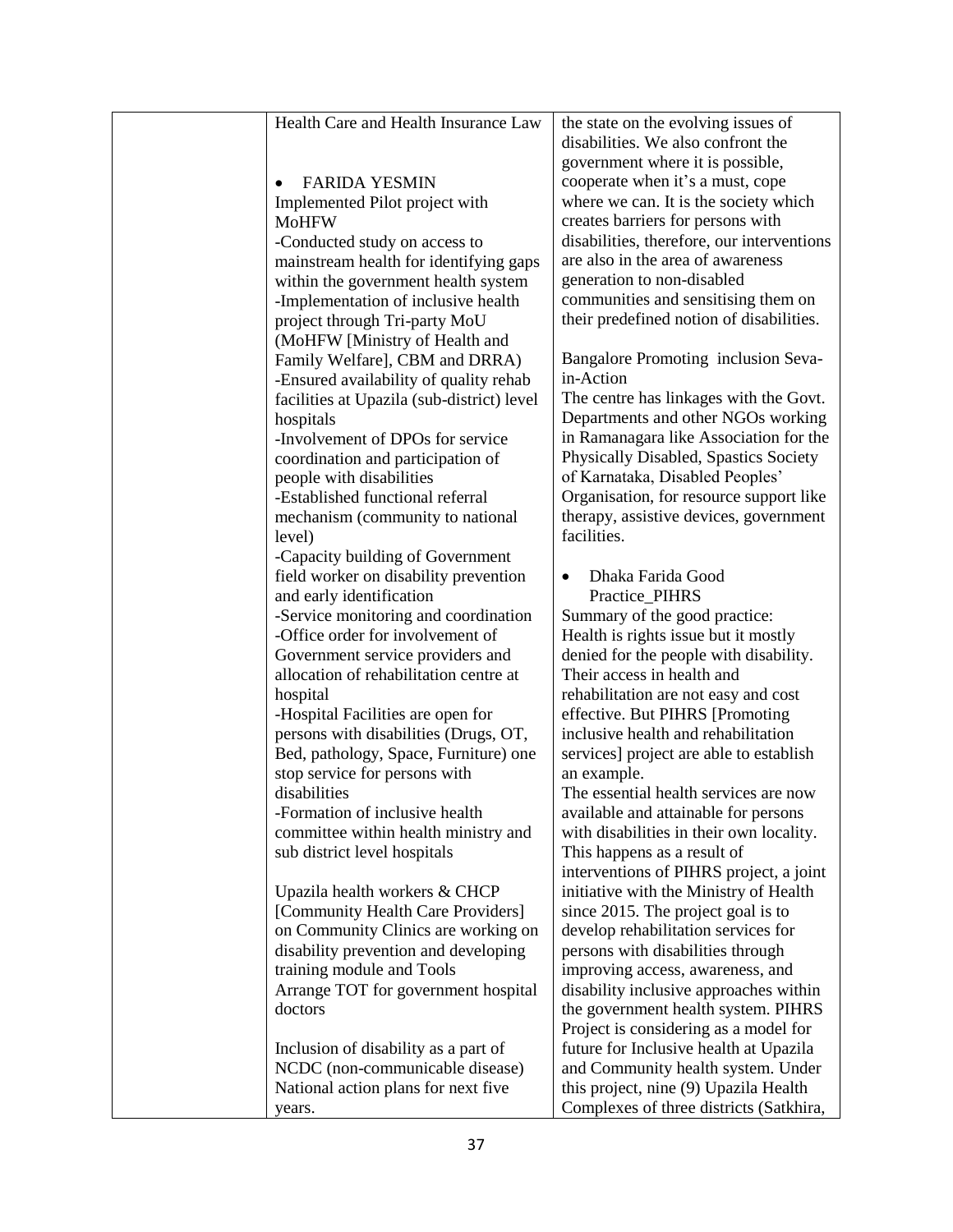| | | |
|---|---|---|
| | Health Care and Health Insurance Law<br><br>• FARIDA YESMIN<br>Implemented Pilot project with MoHFW<br>-Conducted study on access to mainstream health for identifying gaps within the government health system<br>-Implementation of inclusive health project through Tri-party MoU (MoHFW [Ministry of Health and Family Welfare], CBM and DRRA)<br>-Ensured availability of quality rehab facilities at Upazila (sub-district) level hospitals<br>-Involvement of DPOs for service coordination and participation of people with disabilities<br>-Established functional referral mechanism (community to national level)<br>-Capacity building of Government field worker on disability prevention and early identification<br>-Service monitoring and coordination<br>-Office order for involvement of Government service providers and allocation of rehabilitation centre at hospital<br>-Hospital Facilities are open for persons with disabilities (Drugs, OT, Bed, pathology, Space, Furniture) one stop service for persons with disabilities<br>-Formation of inclusive health committee within health ministry and sub district level hospitals<br><br>Upazila health workers & CHCP [Community Health Care Providers] on Community Clinics are working on disability prevention and developing training module and Tools<br>Arrange TOT for government hospital doctors<br><br>Inclusion of disability as a part of NCDC (non-communicable disease) National action plans for next five years. | the state on the evolving issues of disabilities. We also confront the government where it is possible, cooperate when it's a must, cope where we can. It is the society which creates barriers for persons with disabilities, therefore, our interventions are also in the area of awareness generation to non-disabled communities and sensitising them on their predefined notion of disabilities.<br><br>Bangalore Promoting inclusion Seva-in-Action<br>The centre has linkages with the Govt. Departments and other NGOs working in Ramanagara like Association for the Physically Disabled, Spastics Society of Karnataka, Disabled Peoples' Organisation, for resource support like therapy, assistive devices, government facilities.<br><br>• Dhaka Farida Good Practice_PIHRS<br>Summary of the good practice:<br>Health is rights issue but it mostly denied for the people with disability. Their access in health and rehabilitation are not easy and cost effective. But PIHRS [Promoting inclusive health and rehabilitation services] project are able to establish an example.<br>The essential health services are now available and attainable for persons with disabilities in their own locality. This happens as a result of interventions of PIHRS project, a joint initiative with the Ministry of Health since 2015. The project goal is to develop rehabilitation services for persons with disabilities through improving access, awareness, and disability inclusive approaches within the government health system. PIHRS Project is considering as a model for future for Inclusive health at Upazila and Community health system. Under this project, nine (9) Upazila Health Complexes of three districts (Satkhira, |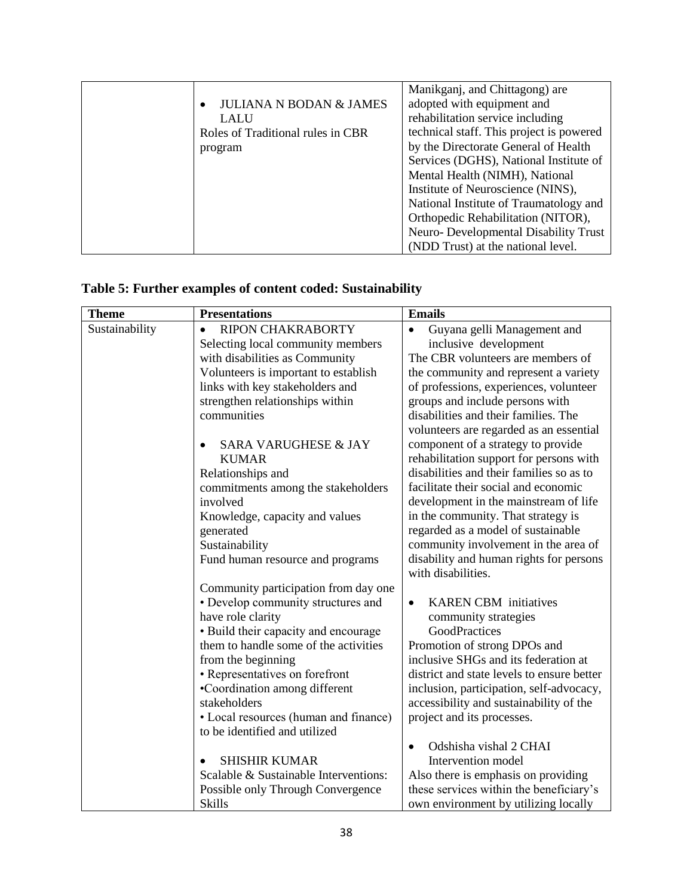| | | |
|---|---|---|
| | • JULIANA N BODAN & JAMES LALU<br>Roles of Traditional rules in CBR program | Manikganj, and Chittagong) are adopted with equipment and rehabilitation service including technical staff. This project is powered by the Directorate General of Health Services (DGHS), National Institute of Mental Health (NIMH), National Institute of Neuroscience (NINS), National Institute of Traumatology and Orthopedic Rehabilitation (NITOR), Neuro- Developmental Disability Trust (NDD Trust) at the national level. |

**Table 5: Further examples of content coded: Sustainability**

| Theme | Presentations | Emails |
|---|---|---|
| Sustainability | • RIPON CHAKRABORTY<br>Selecting local community members with disabilities as Community Volunteers is important to establish links with key stakeholders and strengthen relationships within communities<br><br>• SARA VARUGHESE & JAY KUMAR<br>Relationships and commitments among the stakeholders involved<br>Knowledge, capacity and values generated<br>Sustainability<br>Fund human resource and programs<br><br>Community participation from day one<br>• Develop community structures and have role clarity<br>• Build their capacity and encourage them to handle some of the activities from the beginning<br>• Representatives on forefront<br>•Coordination among different stakeholders<br>• Local resources (human and finance) to be identified and utilized<br><br>• SHISHIR KUMAR<br>Scalable & Sustainable Interventions: Possible only Through Convergence Skills | • Guyana gelli Management and inclusive development<br>The CBR volunteers are members of the community and represent a variety of professions, experiences, volunteer groups and include persons with disabilities and their families. The volunteers are regarded as an essential component of a strategy to provide rehabilitation support for persons with disabilities and their families so as to facilitate their social and economic development in the mainstream of life in the community. That strategy is regarded as a model of sustainable community involvement in the area of disability and human rights for persons with disabilities.<br><br>• KAREN CBM initiatives community strategies GoodPractices<br>Promotion of strong DPOs and inclusive SHGs and its federation at district and state levels to ensure better inclusion, participation, self-advocacy, accessibility and sustainability of the project and its processes.<br><br>• Odshisha vishal 2 CHAI Intervention model<br>Also there is emphasis on providing these services within the beneficiary's own environment by utilizing locally |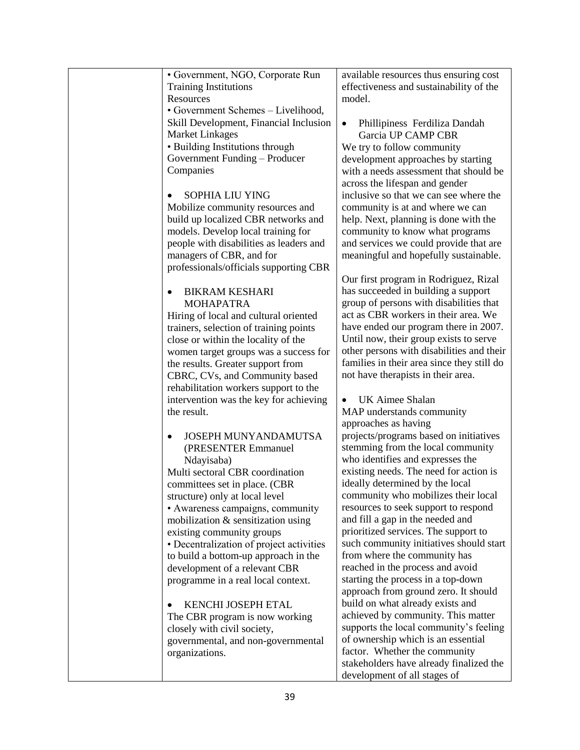| | | |
|---|---|---|
| | • Government, NGO, Corporate Run Training Institutions<br>Resources<br>• Government Schemes – Livelihood, Skill Development, Financial Inclusion Market Linkages<br>• Building Institutions through Government Funding – Producer Companies<br><br>• SOPHIA LIU YING<br>Mobilize community resources and build up localized CBR networks and models. Develop local training for people with disabilities as leaders and managers of CBR, and for professionals/officials supporting CBR<br><br>• BIKRAM KESHARI MOHAPATRA<br>Hiring of local and cultural oriented trainers, selection of training points close or within the locality of the women target groups was a success for the results. Greater support from CBRC, CVs, and Community based rehabilitation workers support to the intervention was the key for achieving the result.<br><br>• JOSEPH MUNYANDAMUTSA (PRESENTER Emmanuel Ndayisaba)<br>Multi sectoral CBR coordination committees set in place. (CBR structure) only at local level<br>• Awareness campaigns, community mobilization & sensitization using existing community groups<br>• Decentralization of project activities to build a bottom-up approach in the development of a relevant CBR programme in a real local context.<br><br>• KENCHI JOSEPH ETAL<br>The CBR program is now working closely with civil society, governmental, and non-governmental organizations. | available resources thus ensuring cost effectiveness and sustainability of the model.<br><br>• Phillipiness Ferdiliza Dandah Garcia UP CAMP CBR<br>We try to follow community development approaches by starting with a needs assessment that should be across the lifespan and gender inclusive so that we can see where the community is at and where we can help. Next, planning is done with the community to know what programs and services we could provide that are meaningful and hopefully sustainable.<br><br>Our first program in Rodriguez, Rizal has succeeded in building a support group of persons with disabilities that act as CBR workers in their area. We have ended our program there in 2007. Until now, their group exists to serve other persons with disabilities and their families in their area since they still do not have therapists in their area.<br><br>• UK Aimee Shalan<br>MAP understands community approaches as having projects/programs based on initiatives stemming from the local community who identifies and expresses the existing needs. The need for action is ideally determined by the local community who mobilizes their local resources to seek support to respond and fill a gap in the needed and prioritized services. The support to such community initiatives should start from where the community has reached in the process and avoid starting the process in a top-down approach from ground zero. It should build on what already exists and achieved by community. This matter supports the local community's feeling of ownership which is an essential factor. Whether the community stakeholders have already finalized the development of all stages of |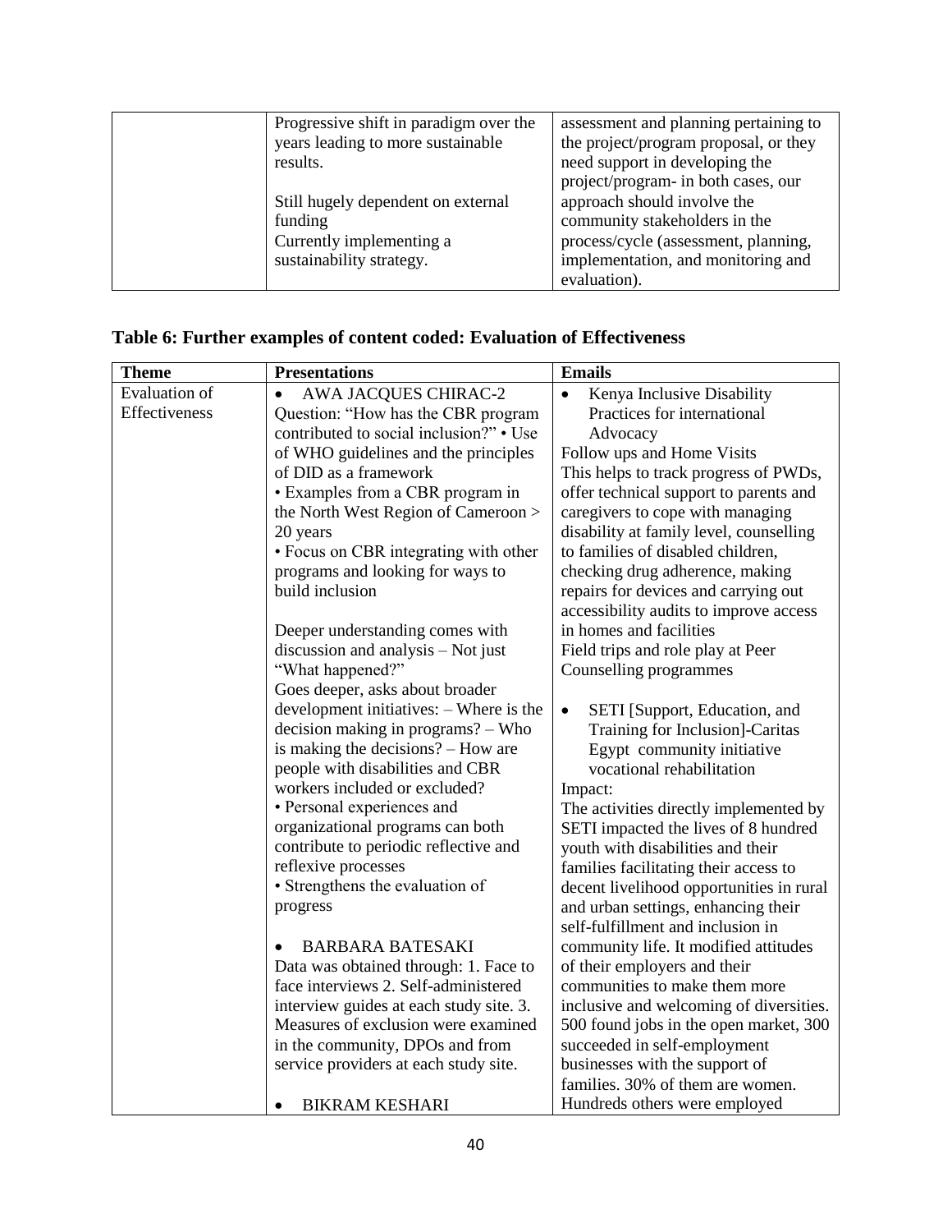| | | |
|---|---|---|
| | Progressive shift in paradigm over the years leading to more sustainable results.<br><br>Still hugely dependent on external funding<br>Currently implementing a sustainability strategy. | assessment and planning pertaining to the project/program proposal, or they need support in developing the project/program- in both cases, our approach should involve the community stakeholders in the process/cycle (assessment, planning, implementation, and monitoring and evaluation). |

**Table 6: Further examples of content coded: Evaluation of Effectiveness**

| Theme | Presentations | Emails |
|---|---|---|
| Evaluation of Effectiveness | • AWA JACQUES CHIRAC-2<br>Question: "How has the CBR program contributed to social inclusion?" • Use of WHO guidelines and the principles of DID as a framework<br>• Examples from a CBR program in the North West Region of Cameroon > 20 years<br>• Focus on CBR integrating with other programs and looking for ways to build inclusion<br><br>Deeper understanding comes with discussion and analysis – Not just "What happened?"<br>Goes deeper, asks about broader development initiatives: – Where is the decision making in programs? – Who is making the decisions? – How are people with disabilities and CBR workers included or excluded?<br>• Personal experiences and organizational programs can both contribute to periodic reflective and reflexive processes<br>• Strengthens the evaluation of progress<br><br>• BARBARA BATESAKI<br>Data was obtained through: 1. Face to face interviews 2. Self-administered interview guides at each study site. 3. Measures of exclusion were examined in the community, DPOs and from service providers at each study site.<br><br>• BIKRAM KESHARI | • Kenya Inclusive Disability Practices for international Advocacy<br>Follow ups and Home Visits<br>This helps to track progress of PWDs, offer technical support to parents and caregivers to cope with managing disability at family level, counselling to families of disabled children, checking drug adherence, making repairs for devices and carrying out accessibility audits to improve access in homes and facilities<br>Field trips and role play at Peer Counselling programmes<br><br>• SETI [Support, Education, and Training for Inclusion]-Caritas Egypt community initiative vocational rehabilitation<br>Impact:<br>The activities directly implemented by SETI impacted the lives of 8 hundred youth with disabilities and their families facilitating their access to decent livelihood opportunities in rural and urban settings, enhancing their self-fulfillment and inclusion in community life. It modified attitudes of their employers and their communities to make them more inclusive and welcoming of diversities. 500 found jobs in the open market, 300 succeeded in self-employment businesses with the support of families. 30% of them are women. Hundreds others were employed |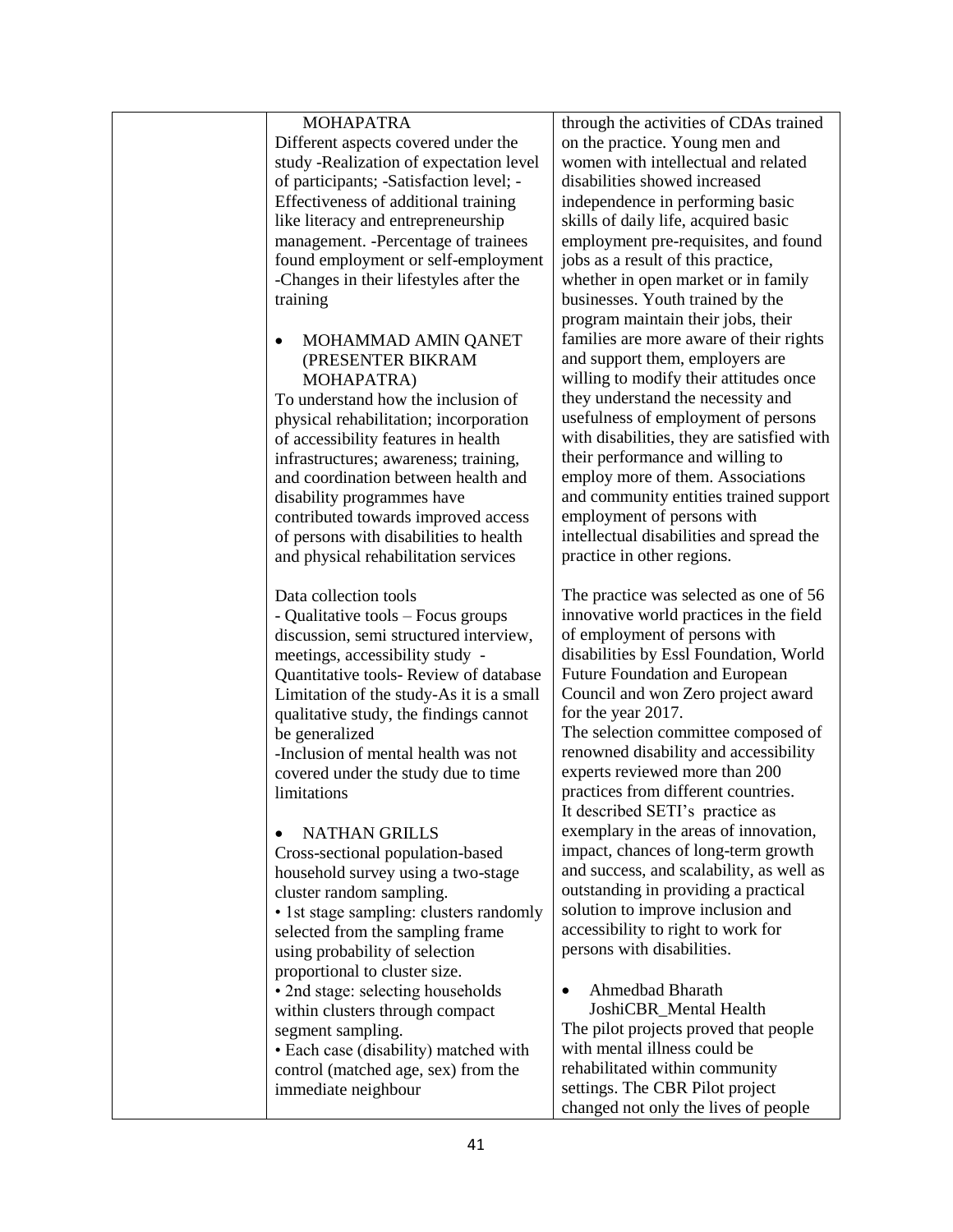| | | |
|---|---|---|
| | MOHAPATRA<br>Different aspects covered under the study -Realization of expectation level of participants; -Satisfaction level; -Effectiveness of additional training like literacy and entrepreneurship management. -Percentage of trainees found employment or self-employment -Changes in their lifestyles after the training<br><br>• MOHAMMAD AMIN QANET (PRESENTER BIKRAM MOHAPATRA)<br>To understand how the inclusion of physical rehabilitation; incorporation of accessibility features in health infrastructures; awareness; training, and coordination between health and disability programmes have contributed towards improved access of persons with disabilities to health and physical rehabilitation services<br><br>Data collection tools<br>- Qualitative tools – Focus groups discussion, semi structured interview, meetings, accessibility study -Quantitative tools- Review of database Limitation of the study-As it is a small qualitative study, the findings cannot be generalized<br>-Inclusion of mental health was not covered under the study due to time limitations<br><br>• NATHAN GRILLS<br>Cross-sectional population-based household survey using a two-stage cluster random sampling.<br>• 1st stage sampling: clusters randomly selected from the sampling frame using probability of selection proportional to cluster size.<br>• 2nd stage: selecting households within clusters through compact segment sampling.<br>• Each case (disability) matched with control (matched age, sex) from the immediate neighbour | through the activities of CDAs trained on the practice. Young men and women with intellectual and related disabilities showed increased independence in performing basic skills of daily life, acquired basic employment pre-requisites, and found jobs as a result of this practice, whether in open market or in family businesses. Youth trained by the program maintain their jobs, their families are more aware of their rights and support them, employers are willing to modify their attitudes once they understand the necessity and usefulness of employment of persons with disabilities, they are satisfied with their performance and willing to employ more of them. Associations and community entities trained support employment of persons with intellectual disabilities and spread the practice in other regions.<br><br>The practice was selected as one of 56 innovative world practices in the field of employment of persons with disabilities by Essl Foundation, World Future Foundation and European Council and won Zero project award for the year 2017.<br>The selection committee composed of renowned disability and accessibility experts reviewed more than 200 practices from different countries.<br>It described SETI's practice as exemplary in the areas of innovation, impact, chances of long-term growth and success, and scalability, as well as outstanding in providing a practical solution to improve inclusion and accessibility to right to work for persons with disabilities.<br><br>• Ahmedbad Bharath JoshiCBR_Mental Health<br>The pilot projects proved that people with mental illness could be rehabilitated within community settings. The CBR Pilot project changed not only the lives of people |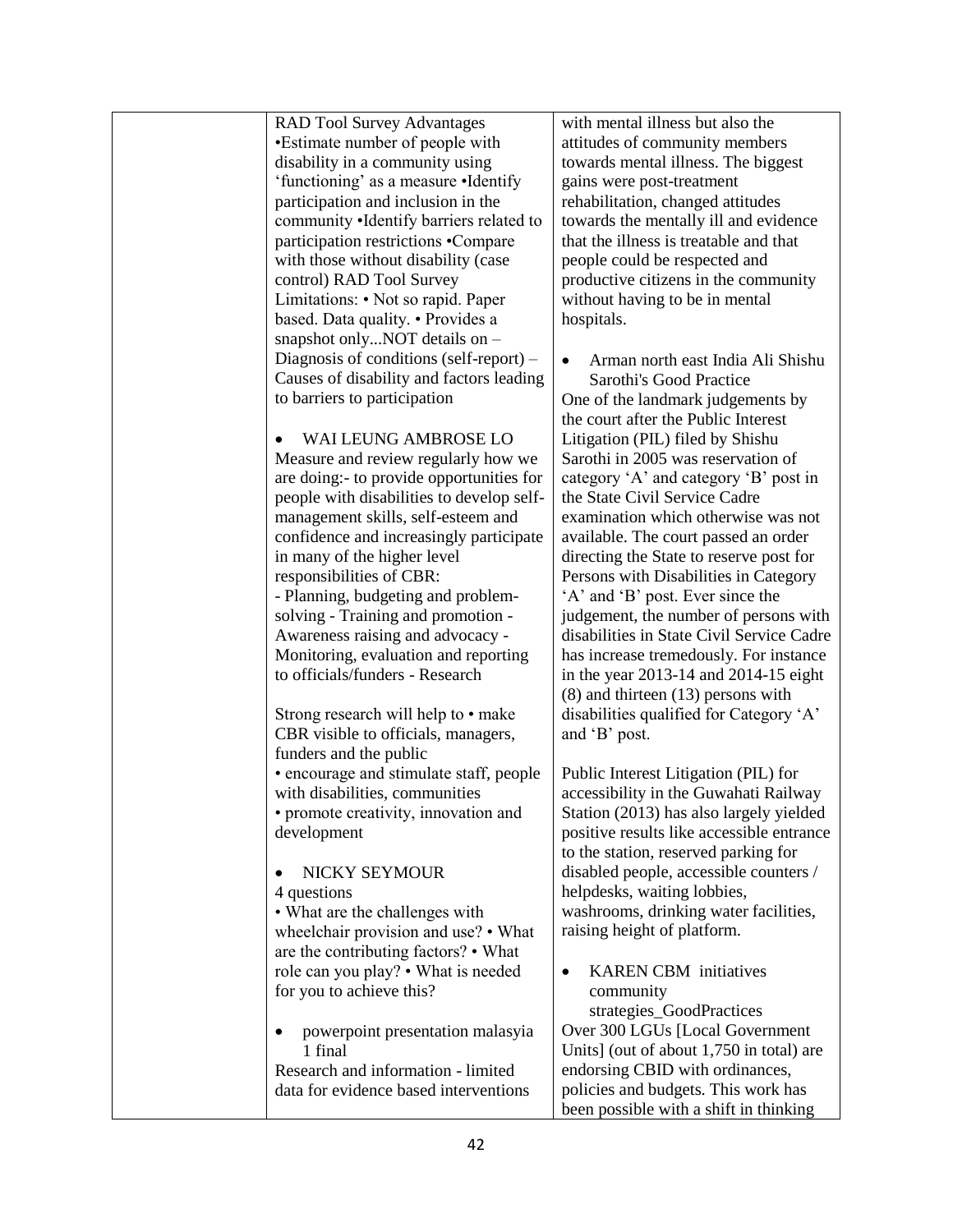| | | |
|---|---|---|
| | RAD Tool Survey Advantages •Estimate number of people with disability in a community using 'functioning' as a measure •Identify participation and inclusion in the community •Identify barriers related to participation restrictions •Compare with those without disability (case control) RAD Tool Survey Limitations: • Not so rapid. Paper based. Data quality. • Provides a snapshot only...NOT details on – Diagnosis of conditions (self-report) – Causes of disability and factors leading to barriers to participation<br><br>• WAI LEUNG AMBROSE LO<br>Measure and review regularly how we are doing:- to provide opportunities for people with disabilities to develop self-management skills, self-esteem and confidence and increasingly participate in many of the higher level responsibilities of CBR:<br>- Planning, budgeting and problem-solving - Training and promotion - Awareness raising and advocacy - Monitoring, evaluation and reporting to officials/funders - Research<br><br>Strong research will help to • make CBR visible to officials, managers, funders and the public<br>• encourage and stimulate staff, people with disabilities, communities<br>• promote creativity, innovation and development<br><br>• NICKY SEYMOUR<br>4 questions<br>• What are the challenges with wheelchair provision and use? • What are the contributing factors? • What role can you play? • What is needed for you to achieve this?<br><br>• powerpoint presentation malasyia 1 final<br>Research and information - limited data for evidence based interventions | with mental illness but also the attitudes of community members towards mental illness. The biggest gains were post-treatment rehabilitation, changed attitudes towards the mentally ill and evidence that the illness is treatable and that people could be respected and productive citizens in the community without having to be in mental hospitals.<br><br>• Arman north east India Ali Shishu Sarothi's Good Practice<br>One of the landmark judgements by the court after the Public Interest Litigation (PIL) filed by Shishu Sarothi in 2005 was reservation of category 'A' and category 'B' post in the State Civil Service Cadre examination which otherwise was not available. The court passed an order directing the State to reserve post for Persons with Disabilities in Category 'A' and 'B' post. Ever since the judgement, the number of persons with disabilities in State Civil Service Cadre has increase tremedously. For instance in the year 2013-14 and 2014-15 eight (8) and thirteen (13) persons with disabilities qualified for Category 'A' and 'B' post.<br><br>Public Interest Litigation (PIL) for accessibility in the Guwahati Railway Station (2013) has also largely yielded positive results like accessible entrance to the station, reserved parking for disabled people, accessible counters / helpdesks, waiting lobbies, washrooms, drinking water facilities, raising height of platform.<br><br>• KAREN CBM initiatives community strategies_GoodPractices<br>Over 300 LGUs [Local Government Units] (out of about 1,750 in total) are endorsing CBID with ordinances, policies and budgets. This work has been possible with a shift in thinking |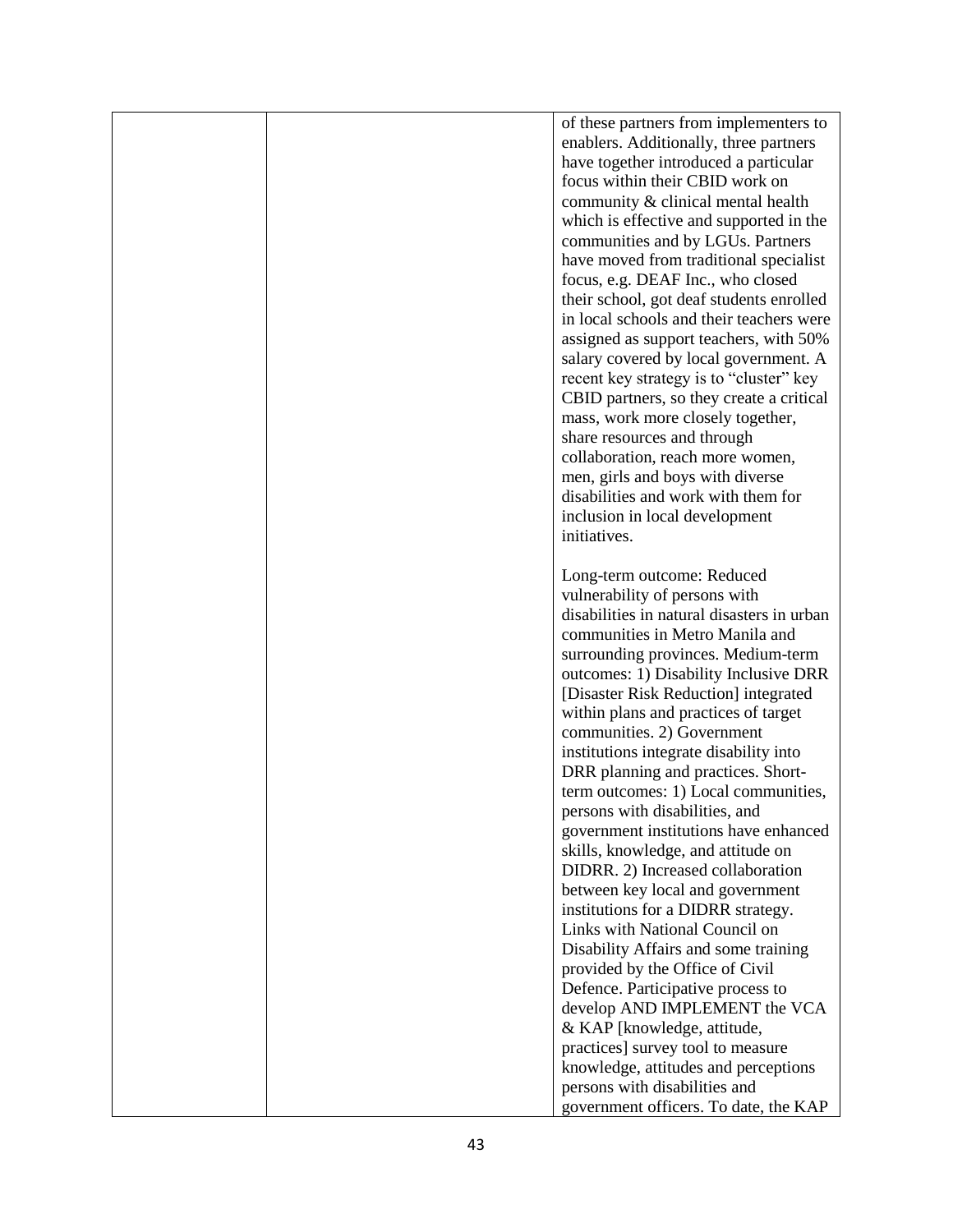| | | |
|---|---|---|
| | | of these partners from implementers to enablers. Additionally, three partners have together introduced a particular focus within their CBID work on community & clinical mental health which is effective and supported in the communities and by LGUs. Partners have moved from traditional specialist focus, e.g. DEAF Inc., who closed their school, got deaf students enrolled in local schools and their teachers were assigned as support teachers, with 50% salary covered by local government. A recent key strategy is to "cluster" key CBID partners, so they create a critical mass, work more closely together, share resources and through collaboration, reach more women, men, girls and boys with diverse disabilities and work with them for inclusion in local development initiatives.<br><br>Long-term outcome: Reduced vulnerability of persons with disabilities in natural disasters in urban communities in Metro Manila and surrounding provinces. Medium-term outcomes: 1) Disability Inclusive DRR [Disaster Risk Reduction] integrated within plans and practices of target communities. 2) Government institutions integrate disability into DRR planning and practices. Short-term outcomes: 1) Local communities, persons with disabilities, and government institutions have enhanced skills, knowledge, and attitude on DIDRR. 2) Increased collaboration between key local and government institutions for a DIDRR strategy. Links with National Council on Disability Affairs and some training provided by the Office of Civil Defence. Participative process to develop AND IMPLEMENT the VCA & KAP [knowledge, attitude, practices] survey tool to measure knowledge, attitudes and perceptions persons with disabilities and government officers. To date, the KAP |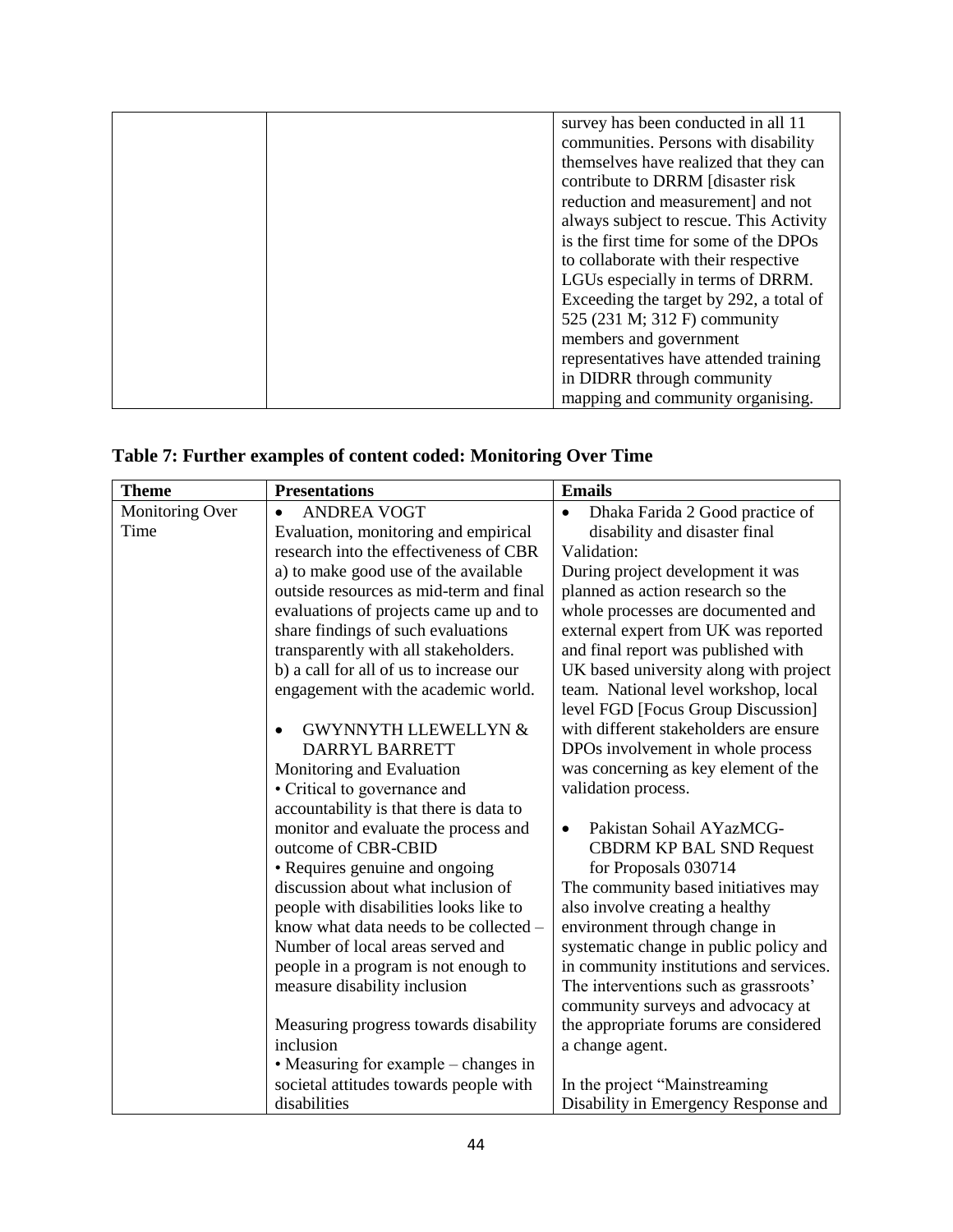| | | |
|---|---|---|
| | | survey has been conducted in all 11 communities. Persons with disability themselves have realized that they can contribute to DRRM [disaster risk reduction and measurement] and not always subject to rescue. This Activity is the first time for some of the DPOs to collaborate with their respective LGUs especially in terms of DRRM. Exceeding the target by 292, a total of 525 (231 M; 312 F) community members and government representatives have attended training in DIDRR through community mapping and community organising. |

**Table 7: Further examples of content coded: Monitoring Over Time**

| Theme | Presentations | Emails |
|---|---|---|
| Monitoring Over Time | • ANDREA VOGT<br>Evaluation, monitoring and empirical research into the effectiveness of CBR<br>a) to make good use of the available outside resources as mid-term and final evaluations of projects came up and to share findings of such evaluations transparently with all stakeholders.<br>b) a call for all of us to increase our engagement with the academic world.<br><br>• GWYNNYTH LLEWELLYN & DARRYL BARRETT<br>Monitoring and Evaluation<br>• Critical to governance and accountability is that there is data to monitor and evaluate the process and outcome of CBR-CBID<br>• Requires genuine and ongoing discussion about what inclusion of people with disabilities looks like to know what data needs to be collected – Number of local areas served and people in a program is not enough to measure disability inclusion<br><br>Measuring progress towards disability inclusion<br>• Measuring for example – changes in societal attitudes towards people with disabilities | • Dhaka Farida 2 Good practice of disability and disaster final<br>Validation:<br>During project development it was planned as action research so the whole processes are documented and external expert from UK was reported and final report was published with UK based university along with project team. National level workshop, local level FGD [Focus Group Discussion] with different stakeholders are ensure DPOs involvement in whole process was concerning as key element of the validation process.<br><br>• Pakistan Sohail AYazMCG-CBDRM KP BAL SND Request for Proposals 030714<br>The community based initiatives may also involve creating a healthy environment through change in systematic change in public policy and in community institutions and services. The interventions such as grassroots' community surveys and advocacy at the appropriate forums are considered a change agent.<br><br>In the project "Mainstreaming Disability in Emergency Response and |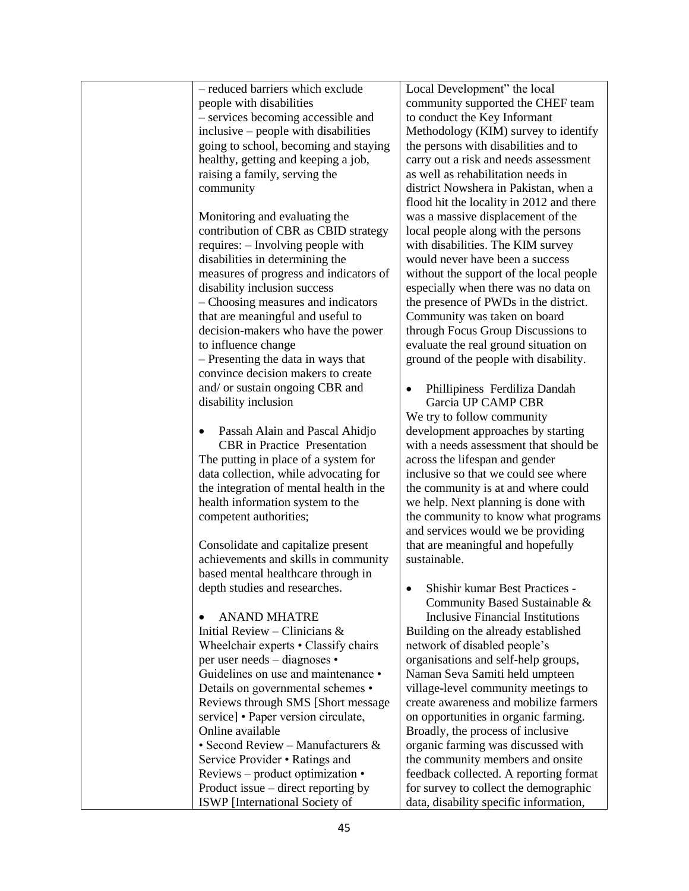| | | |
|---|---|---|
| | – reduced barriers which exclude people with disabilities<br>– services becoming accessible and inclusive – people with disabilities going to school, becoming and staying healthy, getting and keeping a job, raising a family, serving the community<br><br>Monitoring and evaluating the contribution of CBR as CBID strategy requires: – Involving people with disabilities in determining the measures of progress and indicators of disability inclusion success<br>– Choosing measures and indicators that are meaningful and useful to decision-makers who have the power to influence change<br>– Presenting the data in ways that convince decision makers to create and/ or sustain ongoing CBR and disability inclusion<br><br>• Passah Alain and Pascal Ahidjo CBR in Practice Presentation<br>The putting in place of a system for data collection, while advocating for the integration of mental health in the health information system to the competent authorities;<br><br>Consolidate and capitalize present achievements and skills in community based mental healthcare through in depth studies and researches.<br><br>• ANAND MHATRE<br>Initial Review – Clinicians & Wheelchair experts • Classify chairs per user needs – diagnoses • Guidelines on use and maintenance • Details on governmental schemes • Reviews through SMS [Short message service] • Paper version circulate, Online available<br>• Second Review – Manufacturers & Service Provider • Ratings and Reviews – product optimization • Product issue – direct reporting by ISWP [International Society of | Local Development" the local community supported the CHEF team to conduct the Key Informant Methodology (KIM) survey to identify the persons with disabilities and to carry out a risk and needs assessment as well as rehabilitation needs in district Nowshera in Pakistan, when a flood hit the locality in 2012 and there was a massive displacement of the local people along with the persons with disabilities. The KIM survey would never have been a success without the support of the local people especially when there was no data on the presence of PWDs in the district. Community was taken on board through Focus Group Discussions to evaluate the real ground situation on ground of the people with disability.<br><br>• Phillipiness Ferdiliza Dandah Garcia UP CAMP CBR<br>We try to follow community development approaches by starting with a needs assessment that should be across the lifespan and gender inclusive so that we could see where the community is at and where could we help. Next planning is done with the community to know what programs and services would we be providing that are meaningful and hopefully sustainable.<br><br>• Shishir kumar Best Practices - Community Based Sustainable & Inclusive Financial Institutions<br>Building on the already established network of disabled people's organisations and self-help groups, Naman Seva Samiti held umpteen village-level community meetings to create awareness and mobilize farmers on opportunities in organic farming. Broadly, the process of inclusive organic farming was discussed with the community members and onsite feedback collected. A reporting format for survey to collect the demographic data, disability specific information, |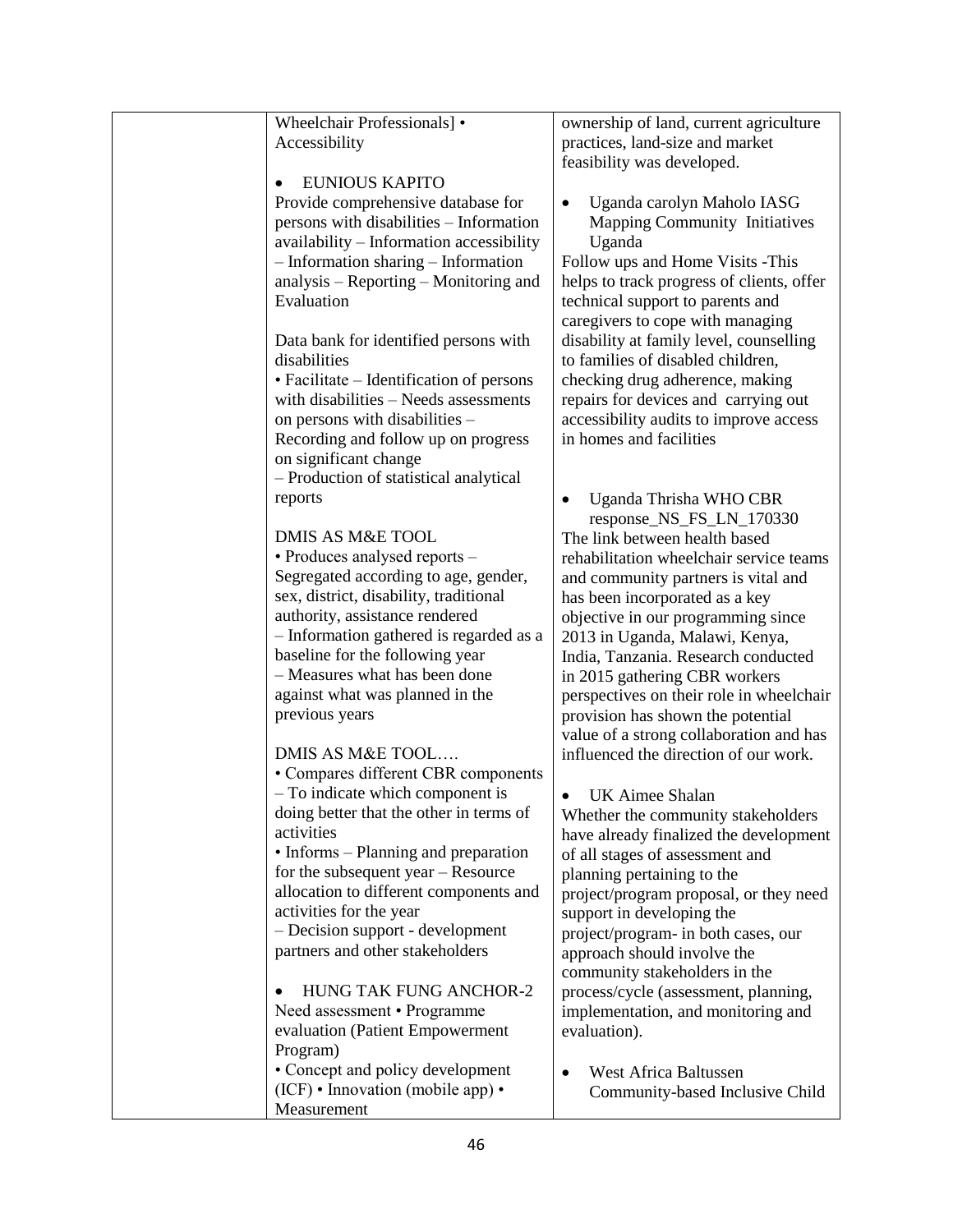| | | |
|---|---|---|
| | Wheelchair Professionals] • Accessibility<br><br>• EUNIOUS KAPITO<br>Provide comprehensive database for persons with disabilities – Information availability – Information accessibility – Information sharing – Information analysis – Reporting – Monitoring and Evaluation<br><br>Data bank for identified persons with disabilities<br>• Facilitate – Identification of persons with disabilities – Needs assessments on persons with disabilities – Recording and follow up on progress on significant change<br>– Production of statistical analytical reports<br><br>DMIS AS M&E TOOL<br>• Produces analysed reports – Segregated according to age, gender, sex, district, disability, traditional authority, assistance rendered<br>– Information gathered is regarded as a baseline for the following year<br>– Measures what has been done against what was planned in the previous years<br><br>DMIS AS M&E TOOL….<br>• Compares different CBR components – To indicate which component is doing better that the other in terms of activities<br>• Informs – Planning and preparation for the subsequent year – Resource allocation to different components and activities for the year<br>– Decision support - development partners and other stakeholders<br><br>• HUNG TAK FUNG ANCHOR-2<br>Need assessment • Programme evaluation (Patient Empowerment Program)<br>• Concept and policy development (ICF) • Innovation (mobile app) • Measurement | ownership of land, current agriculture practices, land-size and market feasibility was developed.<br><br>• Uganda carolyn Maholo IASG Mapping Community Initiatives Uganda<br>Follow ups and Home Visits -This helps to track progress of clients, offer technical support to parents and caregivers to cope with managing disability at family level, counselling to families of disabled children, checking drug adherence, making repairs for devices and carrying out accessibility audits to improve access in homes and facilities<br><br>• Uganda Thrisha WHO CBR response_NS_FS_LN_170330<br>The link between health based rehabilitation wheelchair service teams and community partners is vital and has been incorporated as a key objective in our programming since 2013 in Uganda, Malawi, Kenya, India, Tanzania. Research conducted in 2015 gathering CBR workers perspectives on their role in wheelchair provision has shown the potential value of a strong collaboration and has influenced the direction of our work.<br><br>• UK Aimee Shalan<br>Whether the community stakeholders have already finalized the development of all stages of assessment and planning pertaining to the project/program proposal, or they need support in developing the project/program- in both cases, our approach should involve the community stakeholders in the process/cycle (assessment, planning, implementation, and monitoring and evaluation).<br><br>• West Africa Baltussen Community-based Inclusive Child |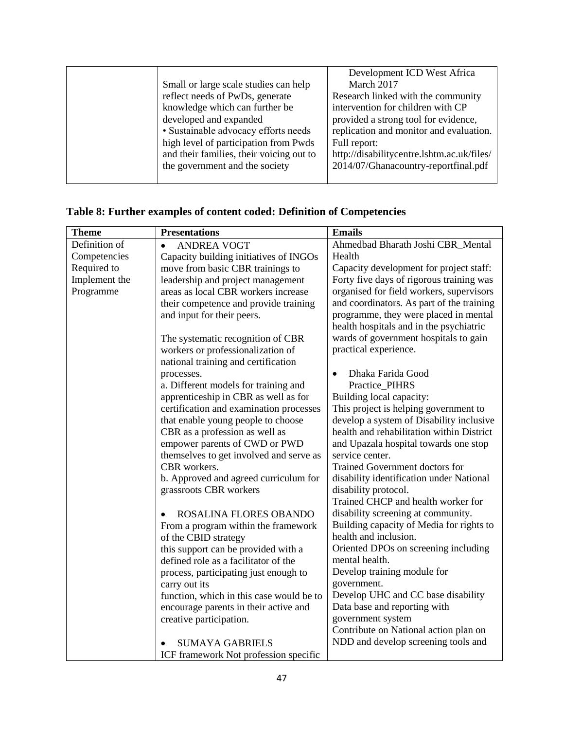| | | |
|---|---|---|
| | Small or large scale studies can help reflect needs of PwDs, generate knowledge which can further be developed and expanded<br>• Sustainable advocacy efforts needs high level of participation from Pwds and their families, their voicing out to the government and the society | Development ICD West Africa March 2017<br>Research linked with the community intervention for children with CP provided a strong tool for evidence, replication and monitor and evaluation.<br>Full report:<br>http://disabilitycentre.lshtm.ac.uk/files/2014/07/Ghanacountry-reportfinal.pdf |

**Table 8: Further examples of content coded: Definition of Competencies**

| Theme | Presentations | Emails |
|---|---|---|
| Definition of Competencies Required to Implement the Programme | • ANDREA VOGT<br>Capacity building initiatives of INGOs move from basic CBR trainings to leadership and project management areas as local CBR workers increase their competence and provide training and input for their peers.<br><br>The systematic recognition of CBR workers or professionalization of national training and certification processes.<br>a. Different models for training and apprenticeship in CBR as well as for certification and examination processes that enable young people to choose CBR as a profession as well as empower parents of CWD or PWD themselves to get involved and serve as CBR workers.<br>b. Approved and agreed curriculum for grassroots CBR workers<br><br>• ROSALINA FLORES OBANDO<br>From a program within the framework of the CBID strategy<br>this support can be provided with a defined role as a facilitator of the process, participating just enough to carry out its<br>function, which in this case would be to encourage parents in their active and creative participation.<br><br>• SUMAYA GABRIELS<br>ICF framework Not profession specific | Ahmedbad Bharath Joshi CBR_Mental Health<br>Capacity development for project staff: Forty five days of rigorous training was organised for field workers, supervisors and coordinators. As part of the training programme, they were placed in mental health hospitals and in the psychiatric wards of government hospitals to gain practical experience.<br><br>• Dhaka Farida Good Practice_PIHRS<br>Building local capacity:<br>This project is helping government to develop a system of Disability inclusive health and rehabilitation within District and Upazala hospital towards one stop service center.<br>Trained Government doctors for disability identification under National disability protocol.<br>Trained CHCP and health worker for disability screening at community.<br>Building capacity of Media for rights to health and inclusion.<br>Oriented DPOs on screening including mental health.<br>Develop training module for government.<br>Develop UHC and CC base disability Data base and reporting with government system<br>Contribute on National action plan on NDD and develop screening tools and |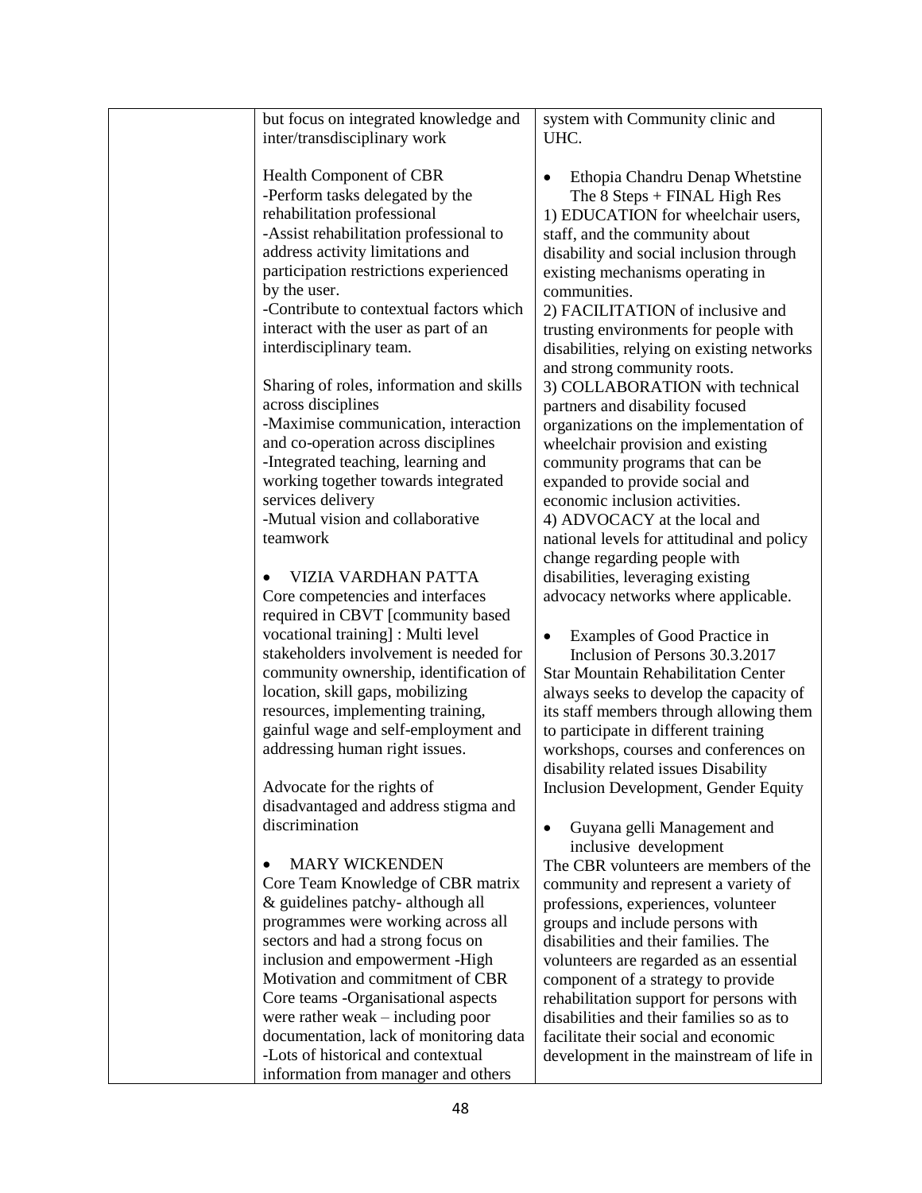| | | |
|---|---|---|
| | but focus on integrated knowledge and inter/transdisciplinary work<br><br>Health Component of CBR<br>-Perform tasks delegated by the rehabilitation professional<br>-Assist rehabilitation professional to address activity limitations and participation restrictions experienced by the user.<br>-Contribute to contextual factors which interact with the user as part of an interdisciplinary team.<br><br>Sharing of roles, information and skills across disciplines<br>-Maximise communication, interaction and co-operation across disciplines<br>-Integrated teaching, learning and working together towards integrated services delivery<br>-Mutual vision and collaborative teamwork<br><br>• VIZIA VARDHAN PATTA<br>Core competencies and interfaces required in CBVT [community based vocational training] : Multi level stakeholders involvement is needed for community ownership, identification of location, skill gaps, mobilizing resources, implementing training, gainful wage and self-employment and addressing human right issues.<br><br>Advocate for the rights of disadvantaged and address stigma and discrimination<br><br>• MARY WICKENDEN<br>Core Team Knowledge of CBR matrix & guidelines patchy- although all programmes were working across all sectors and had a strong focus on inclusion and empowerment -High Motivation and commitment of CBR Core teams -Organisational aspects were rather weak – including poor documentation, lack of monitoring data -Lots of historical and contextual information from manager and others | system with Community clinic and UHC.<br><br>• Ethopia Chandru Denap Whetstine The 8 Steps + FINAL High Res<br>1) EDUCATION for wheelchair users, staff, and the community about disability and social inclusion through existing mechanisms operating in communities.<br>2) FACILITATION of inclusive and trusting environments for people with disabilities, relying on existing networks and strong community roots.<br>3) COLLABORATION with technical partners and disability focused organizations on the implementation of wheelchair provision and existing community programs that can be expanded to provide social and economic inclusion activities.<br>4) ADVOCACY at the local and national levels for attitudinal and policy change regarding people with disabilities, leveraging existing advocacy networks where applicable.<br><br>• Examples of Good Practice in Inclusion of Persons 30.3.2017<br>Star Mountain Rehabilitation Center always seeks to develop the capacity of its staff members through allowing them to participate in different training workshops, courses and conferences on disability related issues Disability Inclusion Development, Gender Equity<br><br>• Guyana gelli Management and inclusive development<br>The CBR volunteers are members of the community and represent a variety of professions, experiences, volunteer groups and include persons with disabilities and their families. The volunteers are regarded as an essential component of a strategy to provide rehabilitation support for persons with disabilities and their families so as to facilitate their social and economic development in the mainstream of life in |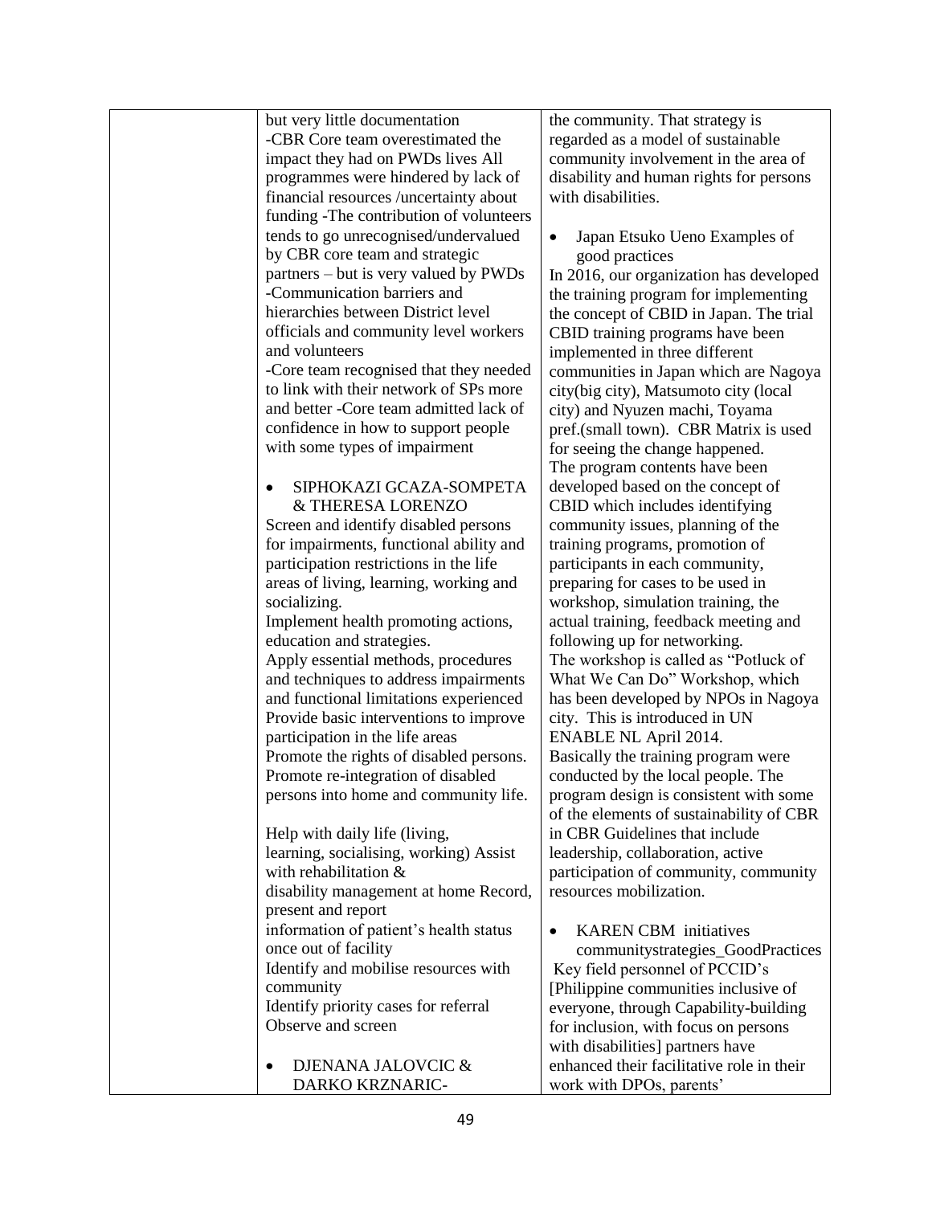| | | |
|---|---|---|
| | but very little documentation<br>-CBR Core team overestimated the impact they had on PWDs lives All programmes were hindered by lack of financial resources /uncertainty about funding -The contribution of volunteers tends to go unrecognised/undervalued by CBR core team and strategic partners – but is very valued by PWDs<br>-Communication barriers and hierarchies between District level officials and community level workers and volunteers<br>-Core team recognised that they needed to link with their network of SPs more and better -Core team admitted lack of confidence in how to support people with some types of impairment<br><br>• SIPHOKAZI GCAZA-SOMPETA & THERESA LORENZO<br>Screen and identify disabled persons for impairments, functional ability and participation restrictions in the life areas of living, learning, working and socializing.<br>Implement health promoting actions, education and strategies.<br>Apply essential methods, procedures and techniques to address impairments and functional limitations experienced<br>Provide basic interventions to improve participation in the life areas<br>Promote the rights of disabled persons.<br>Promote re-integration of disabled persons into home and community life.<br><br>Help with daily life (living, learning, socialising, working) Assist with rehabilitation & disability management at home Record, present and report information of patient's health status once out of facility<br>Identify and mobilise resources with community<br>Identify priority cases for referral<br>Observe and screen<br><br>• DJENANA JALOVCIC & DARKO KRZNARIC- | the community. That strategy is regarded as a model of sustainable community involvement in the area of disability and human rights for persons with disabilities.<br><br>• Japan Etsuko Ueno Examples of good practices<br>In 2016, our organization has developed the training program for implementing the concept of CBID in Japan. The trial CBID training programs have been implemented in three different communities in Japan which are Nagoya city(big city), Matsumoto city (local city) and Nyuzen machi, Toyama pref.(small town). CBR Matrix is used for seeing the change happened.<br>The program contents have been developed based on the concept of CBID which includes identifying community issues, planning of the training programs, promotion of participants in each community, preparing for cases to be used in workshop, simulation training, the actual training, feedback meeting and following up for networking.<br>The workshop is called as "Potluck of What We Can Do" Workshop, which has been developed by NPOs in Nagoya city. This is introduced in UN ENABLE NL April 2014.<br>Basically the training program were conducted by the local people. The program design is consistent with some of the elements of sustainability of CBR in CBR Guidelines that include leadership, collaboration, active participation of community, community resources mobilization.<br><br>• KAREN CBM initiatives communitystrategies_GoodPractices<br>Key field personnel of PCCID's [Philippine communities inclusive of everyone, through Capability-building for inclusion, with focus on persons with disabilities] partners have enhanced their facilitative role in their work with DPOs, parents' |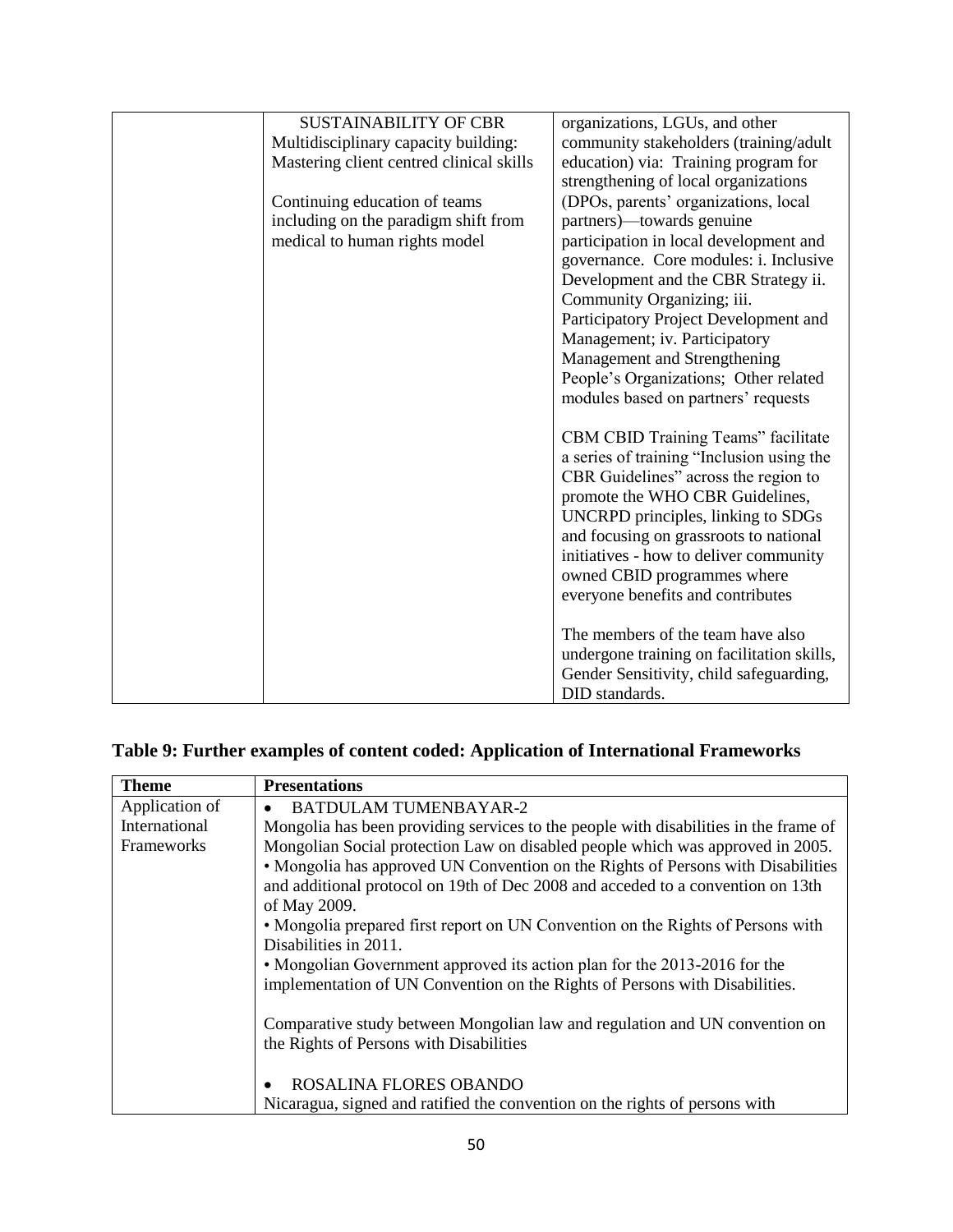| | | |
|---|---|---|
| | SUSTAINABILITY OF CBR<br>Multidisciplinary capacity building: Mastering client centred clinical skills<br><br>Continuing education of teams including on the paradigm shift from medical to human rights model | organizations, LGUs, and other community stakeholders (training/adult education) via: Training program for strengthening of local organizations (DPOs, parents' organizations, local partners)—towards genuine participation in local development and governance. Core modules: i. Inclusive Development and the CBR Strategy ii. Community Organizing; iii. Participatory Project Development and Management; iv. Participatory Management and Strengthening People's Organizations; Other related modules based on partners' requests<br><br>CBM CBID Training Teams" facilitate a series of training "Inclusion using the CBR Guidelines" across the region to promote the WHO CBR Guidelines, UNCRPD principles, linking to SDGs and focusing on grassroots to national initiatives - how to deliver community owned CBID programmes where everyone benefits and contributes<br><br>The members of the team have also undergone training on facilitation skills, Gender Sensitivity, child safeguarding, DID standards. |

**Table 9: Further examples of content coded: Application of International Frameworks**

| Theme | Presentations |
|---|---|
| Application of International Frameworks | • BATDULAM TUMENBAYAR-2<br>Mongolia has been providing services to the people with disabilities in the frame of Mongolian Social protection Law on disabled people which was approved in 2005.<br>• Mongolia has approved UN Convention on the Rights of Persons with Disabilities and additional protocol on 19th of Dec 2008 and acceded to a convention on 13th of May 2009.<br>• Mongolia prepared first report on UN Convention on the Rights of Persons with Disabilities in 2011.<br>• Mongolian Government approved its action plan for the 2013-2016 for the implementation of UN Convention on the Rights of Persons with Disabilities.<br><br>Comparative study between Mongolian law and regulation and UN convention on the Rights of Persons with Disabilities<br><br>• ROSALINA FLORES OBANDO<br>Nicaragua, signed and ratified the convention on the rights of persons with |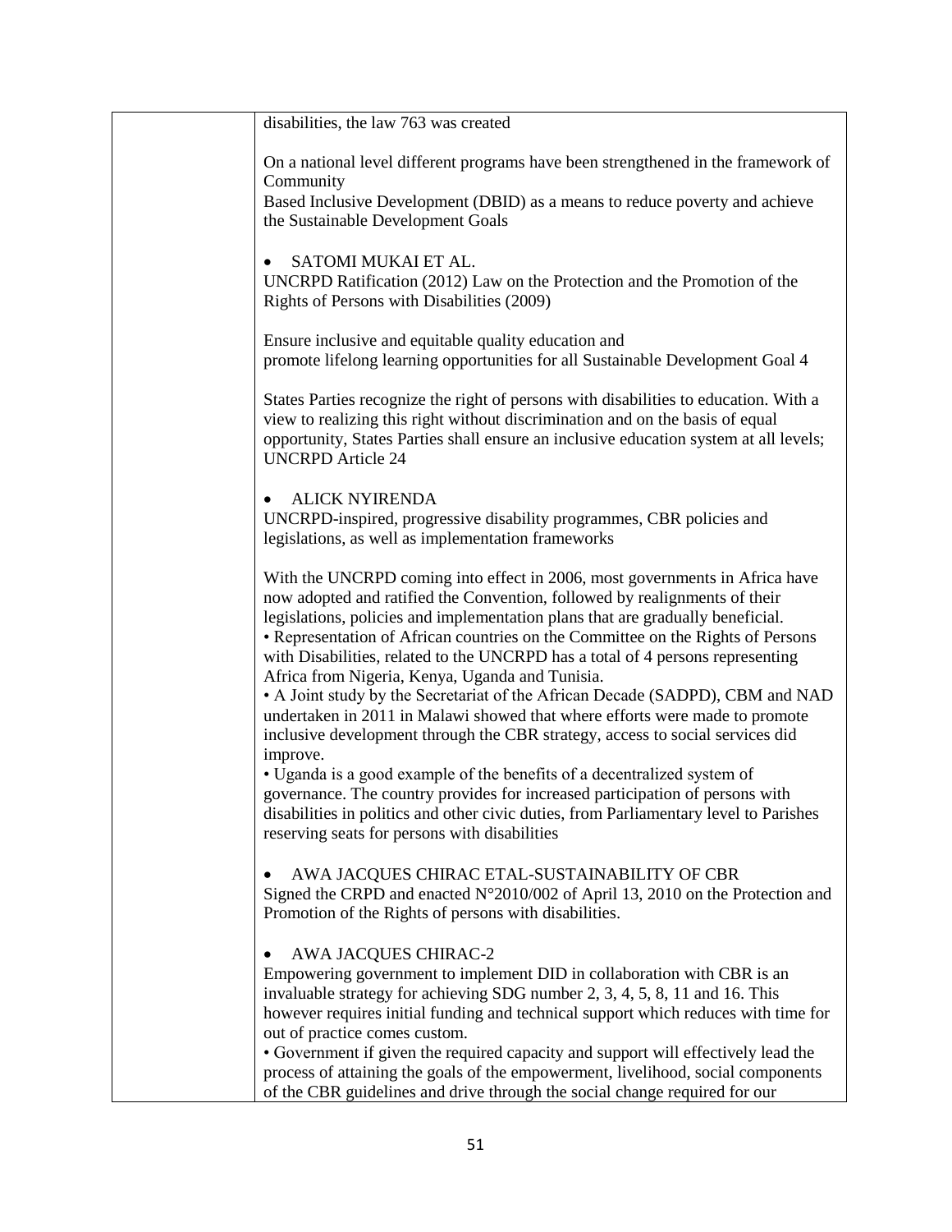| | |
|---|---|
| | disabilities, the law 763 was created<br><br>On a national level different programs have been strengthened in the framework of Community<br>Based Inclusive Development (DBID) as a means to reduce poverty and achieve the Sustainable Development Goals<br><br>• SATOMI MUKAI ET AL.<br>UNCRPD Ratification (2012) Law on the Protection and the Promotion of the Rights of Persons with Disabilities (2009)<br><br>Ensure inclusive and equitable quality education and<br>promote lifelong learning opportunities for all Sustainable Development Goal 4<br><br>States Parties recognize the right of persons with disabilities to education. With a view to realizing this right without discrimination and on the basis of equal opportunity, States Parties shall ensure an inclusive education system at all levels; UNCRPD Article 24<br><br>• ALICK NYIRENDA<br>UNCRPD-inspired, progressive disability programmes, CBR policies and legislations, as well as implementation frameworks<br><br>With the UNCRPD coming into effect in 2006, most governments in Africa have now adopted and ratified the Convention, followed by realignments of their legislations, policies and implementation plans that are gradually beneficial.<br>• Representation of African countries on the Committee on the Rights of Persons with Disabilities, related to the UNCRPD has a total of 4 persons representing Africa from Nigeria, Kenya, Uganda and Tunisia.<br>• A Joint study by the Secretariat of the African Decade (SADPD), CBM and NAD undertaken in 2011 in Malawi showed that where efforts were made to promote inclusive development through the CBR strategy, access to social services did improve.<br>• Uganda is a good example of the benefits of a decentralized system of governance. The country provides for increased participation of persons with disabilities in politics and other civic duties, from Parliamentary level to Parishes reserving seats for persons with disabilities<br><br>• AWA JACQUES CHIRAC ETAL-SUSTAINABILITY OF CBR<br>Signed the CRPD and enacted N°2010/002 of April 13, 2010 on the Protection and Promotion of the Rights of persons with disabilities.<br><br>• AWA JACQUES CHIRAC-2<br>Empowering government to implement DID in collaboration with CBR is an invaluable strategy for achieving SDG number 2, 3, 4, 5, 8, 11 and 16. This however requires initial funding and technical support which reduces with time for out of practice comes custom.<br>• Government if given the required capacity and support will effectively lead the process of attaining the goals of the empowerment, livelihood, social components of the CBR guidelines and drive through the social change required for our |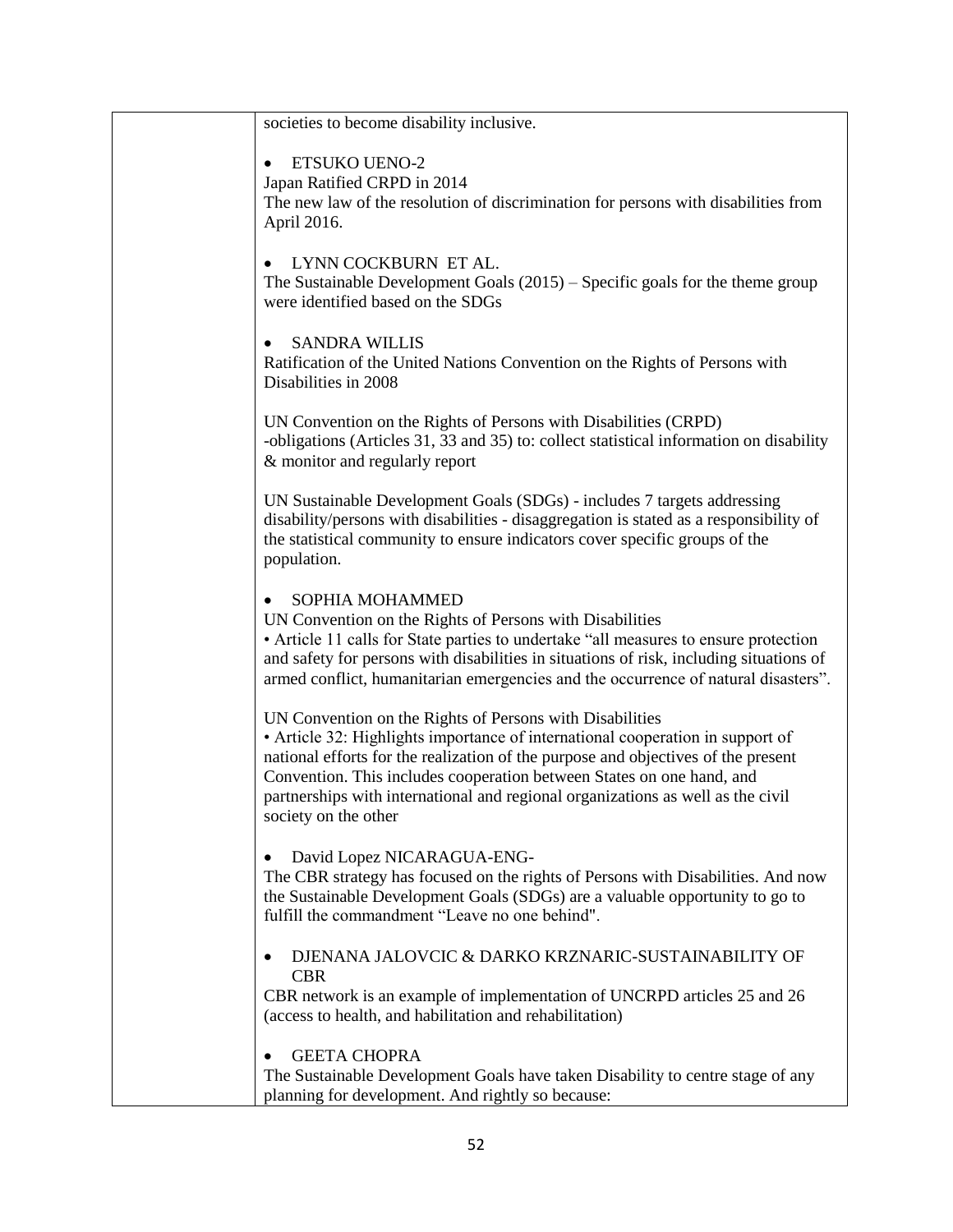| | |
|---|---|
| | societies to become disability inclusive.<br><br>• ETSUKO UENO-2<br>Japan Ratified CRPD in 2014<br>The new law of the resolution of discrimination for persons with disabilities from April 2016.<br><br>• LYNN COCKBURN ET AL.<br>The Sustainable Development Goals (2015) – Specific goals for the theme group were identified based on the SDGs<br><br>• SANDRA WILLIS<br>Ratification of the United Nations Convention on the Rights of Persons with Disabilities in 2008<br><br>UN Convention on the Rights of Persons with Disabilities (CRPD)<br>-obligations (Articles 31, 33 and 35) to: collect statistical information on disability & monitor and regularly report<br><br>UN Sustainable Development Goals (SDGs) - includes 7 targets addressing disability/persons with disabilities - disaggregation is stated as a responsibility of the statistical community to ensure indicators cover specific groups of the population.<br><br>• SOPHIA MOHAMMED<br>UN Convention on the Rights of Persons with Disabilities<br>• Article 11 calls for State parties to undertake "all measures to ensure protection and safety for persons with disabilities in situations of risk, including situations of armed conflict, humanitarian emergencies and the occurrence of natural disasters".<br><br>UN Convention on the Rights of Persons with Disabilities<br>• Article 32: Highlights importance of international cooperation in support of national efforts for the realization of the purpose and objectives of the present Convention. This includes cooperation between States on one hand, and partnerships with international and regional organizations as well as the civil society on the other<br><br>• David Lopez NICARAGUA-ENG-<br>The CBR strategy has focused on the rights of Persons with Disabilities. And now the Sustainable Development Goals (SDGs) are a valuable opportunity to go to fulfill the commandment "Leave no one behind".<br><br>• DJENANA JALOVCIC & DARKO KRZNARIC-SUSTAINABILITY OF CBR<br>CBR network is an example of implementation of UNCRPD articles 25 and 26 (access to health, and habilitation and rehabilitation)<br><br>• GEETA CHOPRA<br>The Sustainable Development Goals have taken Disability to centre stage of any planning for development. And rightly so because: |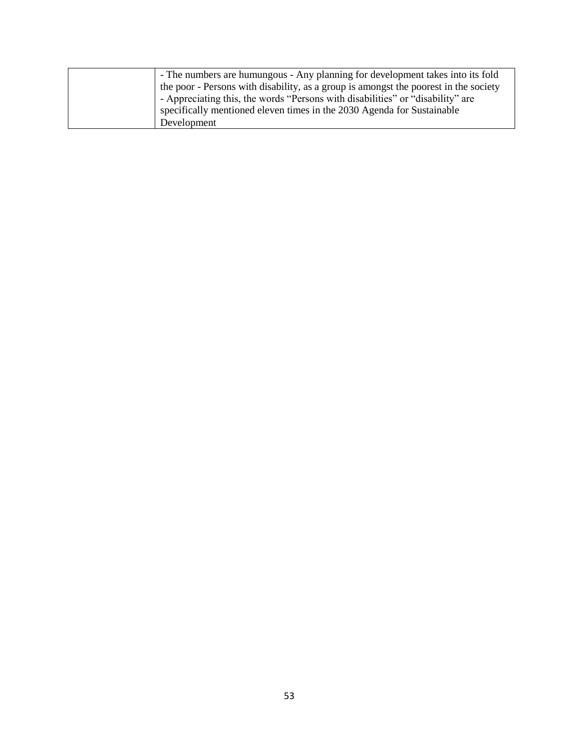| | |
|---|---|
| | - The numbers are humungous - Any planning for development takes into its fold the poor - Persons with disability, as a group is amongst the poorest in the society - Appreciating this, the words "Persons with disabilities" or "disability" are specifically mentioned eleven times in the 2030 Agenda for Sustainable Development |